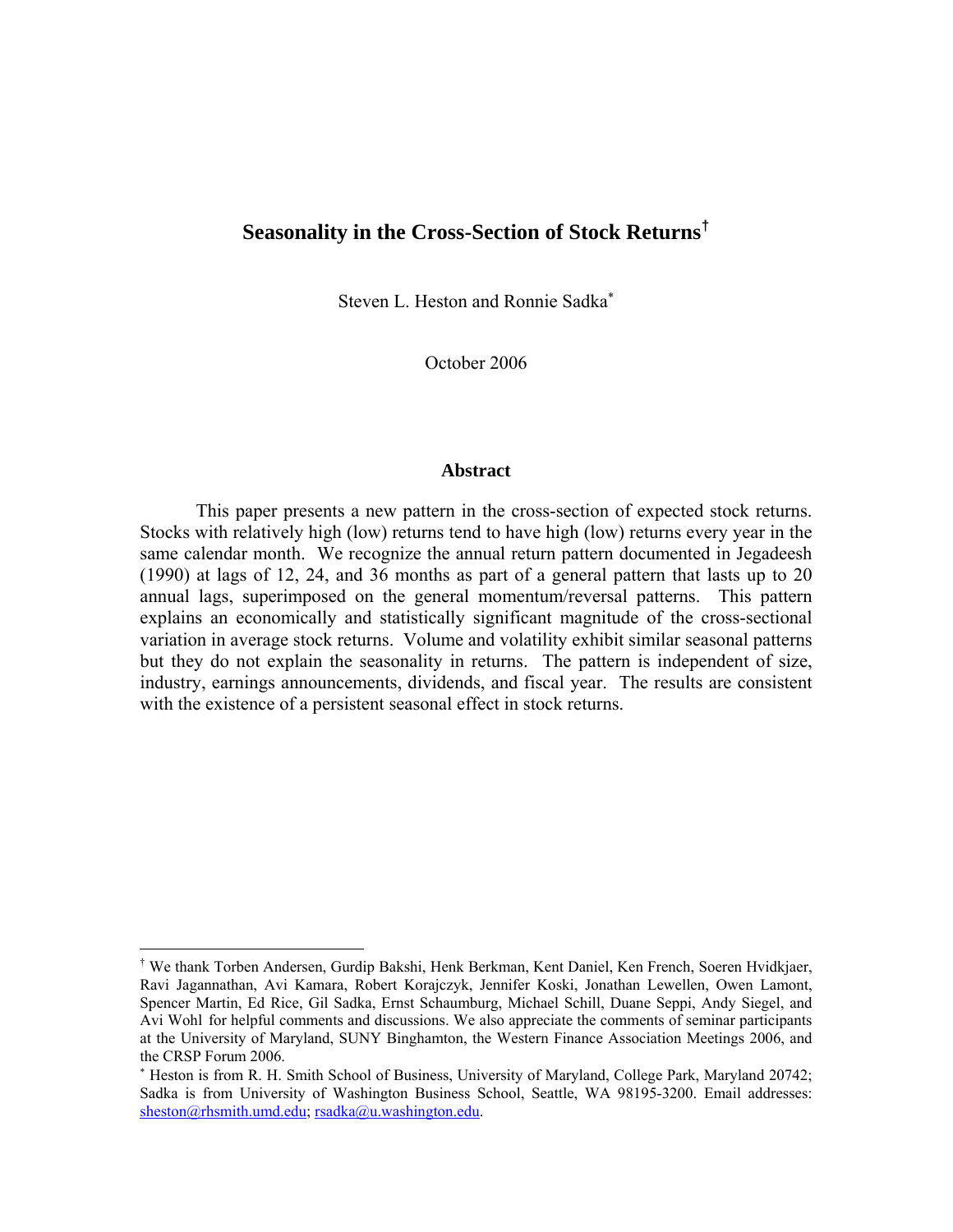# Seasonality in the Cross-Section of Stock Returns[†]

Steven L. Heston and Ronnie Sadka[*]

October 2006

## Abstract

This paper presents a new pattern in the cross-section of expected stock returns. Stocks with relatively high (low) returns tend to have high (low) returns every year in the same calendar month. We recognize the annual return pattern documented in Jegadeesh (1990) at lags of 12, 24, and 36 months as part of a general pattern that lasts up to 20 annual lags, superimposed on the general momentum/reversal patterns. This pattern explains an economically and statistically significant magnitude of the cross-sectional variation in average stock returns. Volume and volatility exhibit similar seasonal patterns but they do not explain the seasonality in returns. The pattern is independent of size, industry, earnings announcements, dividends, and fiscal year. The results are consistent with the existence of a persistent seasonal effect in stock returns.

---

[†] We thank Torben Andersen, Gurdip Bakshi, Henk Berkman, Kent Daniel, Ken French, Soeren Hvidkjaer, Ravi Jagannathan, Avi Kamara, Robert Korajczyk, Jennifer Koski, Jonathan Lewellen, Owen Lamont, Spencer Martin, Ed Rice, Gil Sadka, Ernst Schaumburg, Michael Schill, Duane Seppi, Andy Siegel, and Avi Wohl for helpful comments and discussions. We also appreciate the comments of seminar participants at the University of Maryland, SUNY Binghamton, the Western Finance Association Meetings 2006, and the CRSP Forum 2006.

[*] Heston is from R. H. Smith School of Business, University of Maryland, College Park, Maryland 20742; Sadka is from University of Washington Business School, Seattle, WA 98195-3200. Email addresses: sheston@rhsmith.umd.edu; rsadka@u.washington.edu.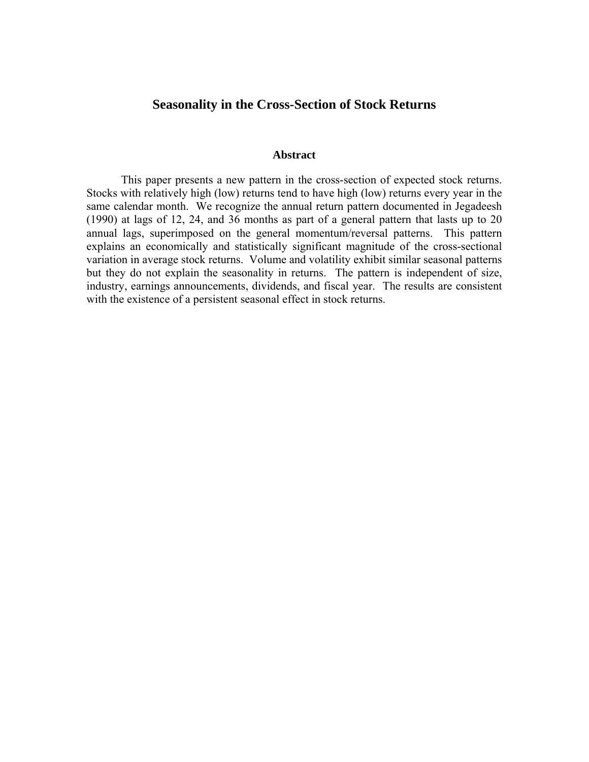# Seasonality in the Cross-Section of Stock Returns

## Abstract

This paper presents a new pattern in the cross-section of expected stock returns. Stocks with relatively high (low) returns tend to have high (low) returns every year in the same calendar month. We recognize the annual return pattern documented in Jegadeesh (1990) at lags of 12, 24, and 36 months as part of a general pattern that lasts up to 20 annual lags, superimposed on the general momentum/reversal patterns. This pattern explains an economically and statistically significant magnitude of the cross-sectional variation in average stock returns. Volume and volatility exhibit similar seasonal patterns but they do not explain the seasonality in returns. The pattern is independent of size, industry, earnings announcements, dividends, and fiscal year. The results are consistent with the existence of a persistent seasonal effect in stock returns.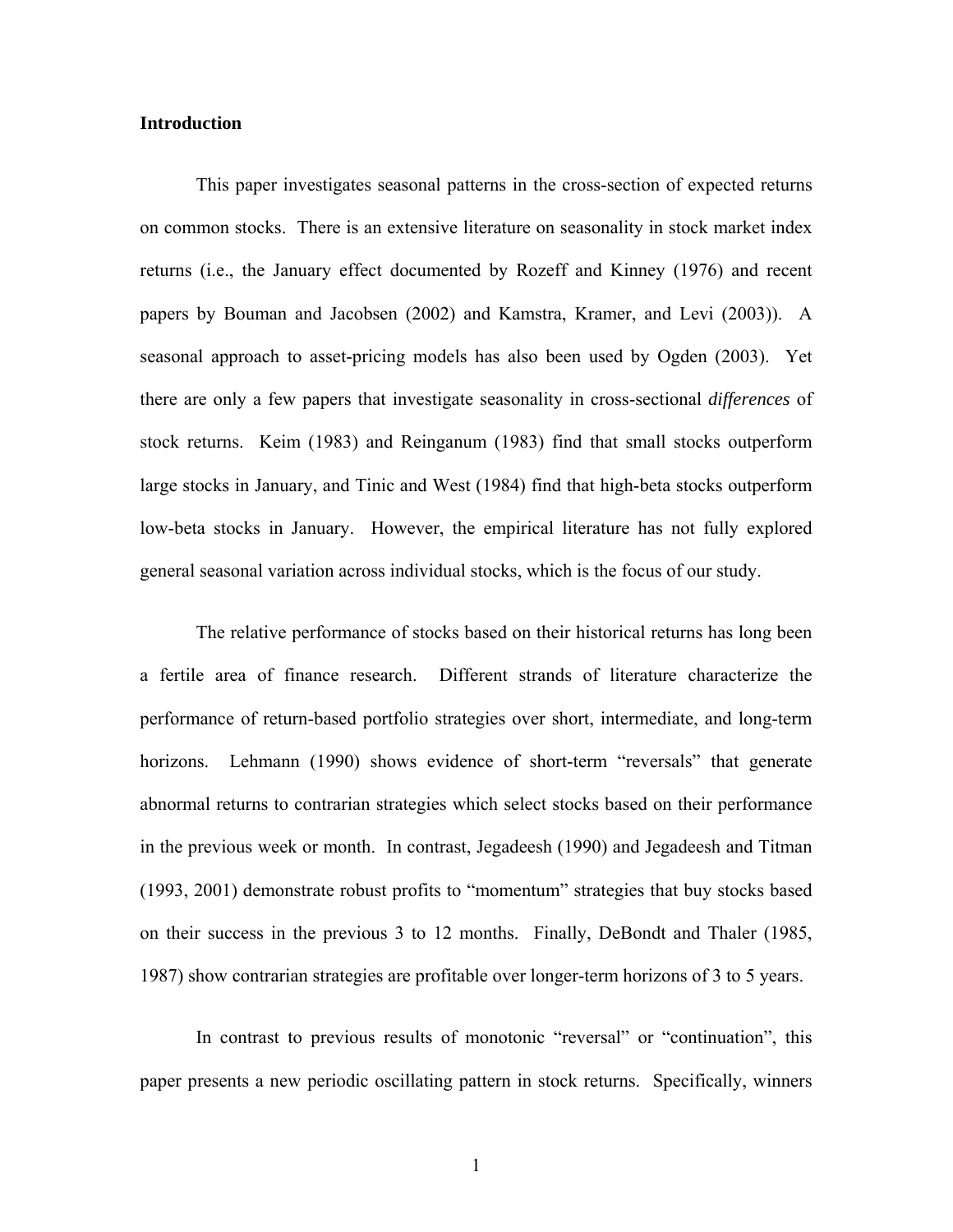## Introduction

This paper investigates seasonal patterns in the cross-section of expected returns on common stocks. There is an extensive literature on seasonality in stock market index returns (i.e., the January effect documented by Rozeff and Kinney (1976) and recent papers by Bouman and Jacobsen (2002) and Kamstra, Kramer, and Levi (2003)). A seasonal approach to asset-pricing models has also been used by Ogden (2003). Yet there are only a few papers that investigate seasonality in cross-sectional *differences* of stock returns. Keim (1983) and Reinganum (1983) find that small stocks outperform large stocks in January, and Tinic and West (1984) find that high-beta stocks outperform low-beta stocks in January. However, the empirical literature has not fully explored general seasonal variation across individual stocks, which is the focus of our study.

The relative performance of stocks based on their historical returns has long been a fertile area of finance research. Different strands of literature characterize the performance of return-based portfolio strategies over short, intermediate, and long-term horizons. Lehmann (1990) shows evidence of short-term "reversals" that generate abnormal returns to contrarian strategies which select stocks based on their performance in the previous week or month. In contrast, Jegadeesh (1990) and Jegadeesh and Titman (1993, 2001) demonstrate robust profits to "momentum" strategies that buy stocks based on their success in the previous 3 to 12 months. Finally, DeBondt and Thaler (1985, 1987) show contrarian strategies are profitable over longer-term horizons of 3 to 5 years.

In contrast to previous results of monotonic "reversal" or "continuation", this paper presents a new periodic oscillating pattern in stock returns. Specifically, winners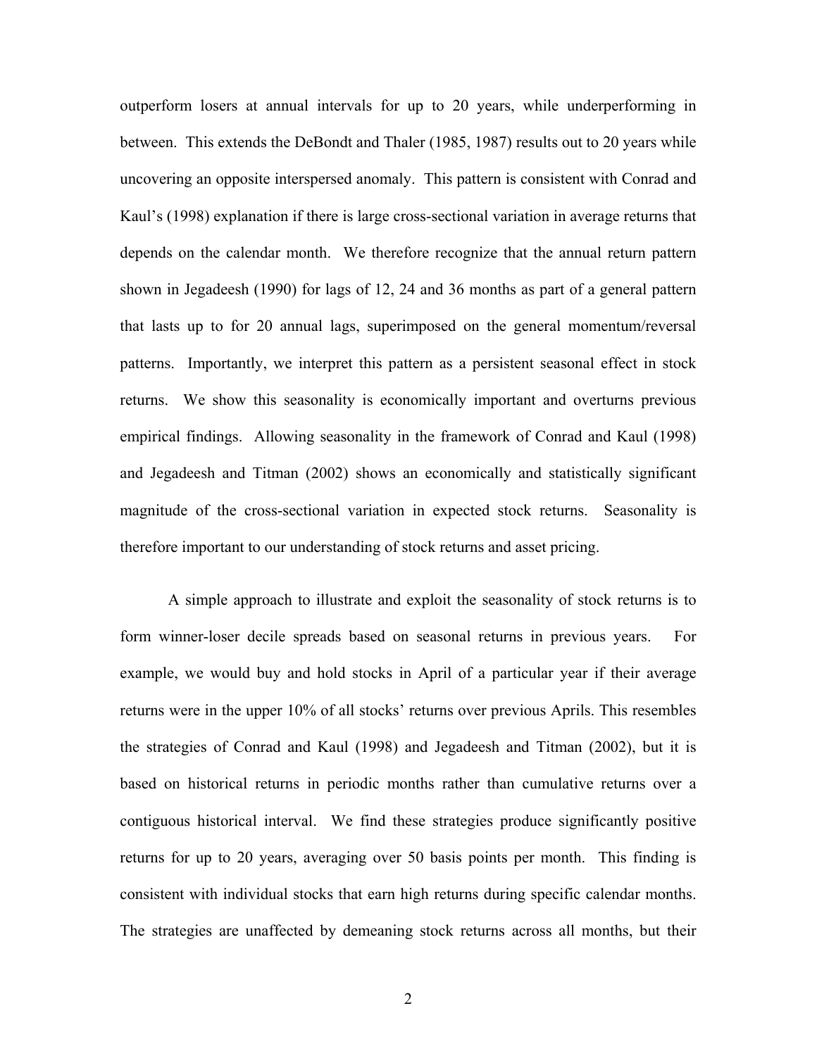outperform losers at annual intervals for up to 20 years, while underperforming in between. This extends the DeBondt and Thaler (1985, 1987) results out to 20 years while uncovering an opposite interspersed anomaly. This pattern is consistent with Conrad and Kaul's (1998) explanation if there is large cross-sectional variation in average returns that depends on the calendar month. We therefore recognize that the annual return pattern shown in Jegadeesh (1990) for lags of 12, 24 and 36 months as part of a general pattern that lasts up to for 20 annual lags, superimposed on the general momentum/reversal patterns. Importantly, we interpret this pattern as a persistent seasonal effect in stock returns. We show this seasonality is economically important and overturns previous empirical findings. Allowing seasonality in the framework of Conrad and Kaul (1998) and Jegadeesh and Titman (2002) shows an economically and statistically significant magnitude of the cross-sectional variation in expected stock returns. Seasonality is therefore important to our understanding of stock returns and asset pricing.

A simple approach to illustrate and exploit the seasonality of stock returns is to form winner-loser decile spreads based on seasonal returns in previous years. For example, we would buy and hold stocks in April of a particular year if their average returns were in the upper 10% of all stocks' returns over previous Aprils. This resembles the strategies of Conrad and Kaul (1998) and Jegadeesh and Titman (2002), but it is based on historical returns in periodic months rather than cumulative returns over a contiguous historical interval. We find these strategies produce significantly positive returns for up to 20 years, averaging over 50 basis points per month. This finding is consistent with individual stocks that earn high returns during specific calendar months. The strategies are unaffected by demeaning stock returns across all months, but their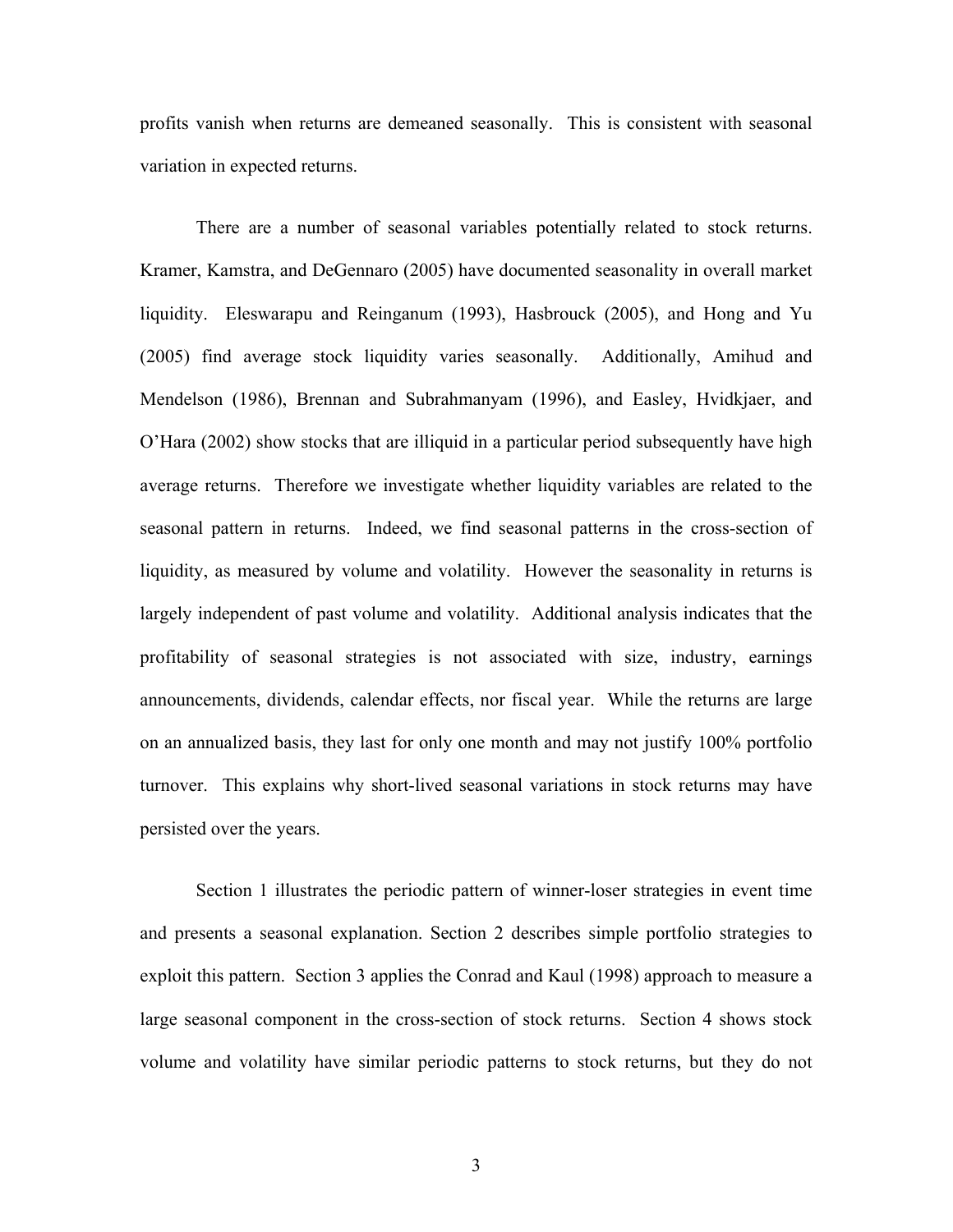profits vanish when returns are demeaned seasonally. This is consistent with seasonal variation in expected returns.

There are a number of seasonal variables potentially related to stock returns. Kramer, Kamstra, and DeGennaro (2005) have documented seasonality in overall market liquidity. Eleswarapu and Reinganum (1993), Hasbrouck (2005), and Hong and Yu (2005) find average stock liquidity varies seasonally. Additionally, Amihud and Mendelson (1986), Brennan and Subrahmanyam (1996), and Easley, Hvidkjaer, and O'Hara (2002) show stocks that are illiquid in a particular period subsequently have high average returns. Therefore we investigate whether liquidity variables are related to the seasonal pattern in returns. Indeed, we find seasonal patterns in the cross-section of liquidity, as measured by volume and volatility. However the seasonality in returns is largely independent of past volume and volatility. Additional analysis indicates that the profitability of seasonal strategies is not associated with size, industry, earnings announcements, dividends, calendar effects, nor fiscal year. While the returns are large on an annualized basis, they last for only one month and may not justify 100% portfolio turnover. This explains why short-lived seasonal variations in stock returns may have persisted over the years.

Section 1 illustrates the periodic pattern of winner-loser strategies in event time and presents a seasonal explanation. Section 2 describes simple portfolio strategies to exploit this pattern. Section 3 applies the Conrad and Kaul (1998) approach to measure a large seasonal component in the cross-section of stock returns. Section 4 shows stock volume and volatility have similar periodic patterns to stock returns, but they do not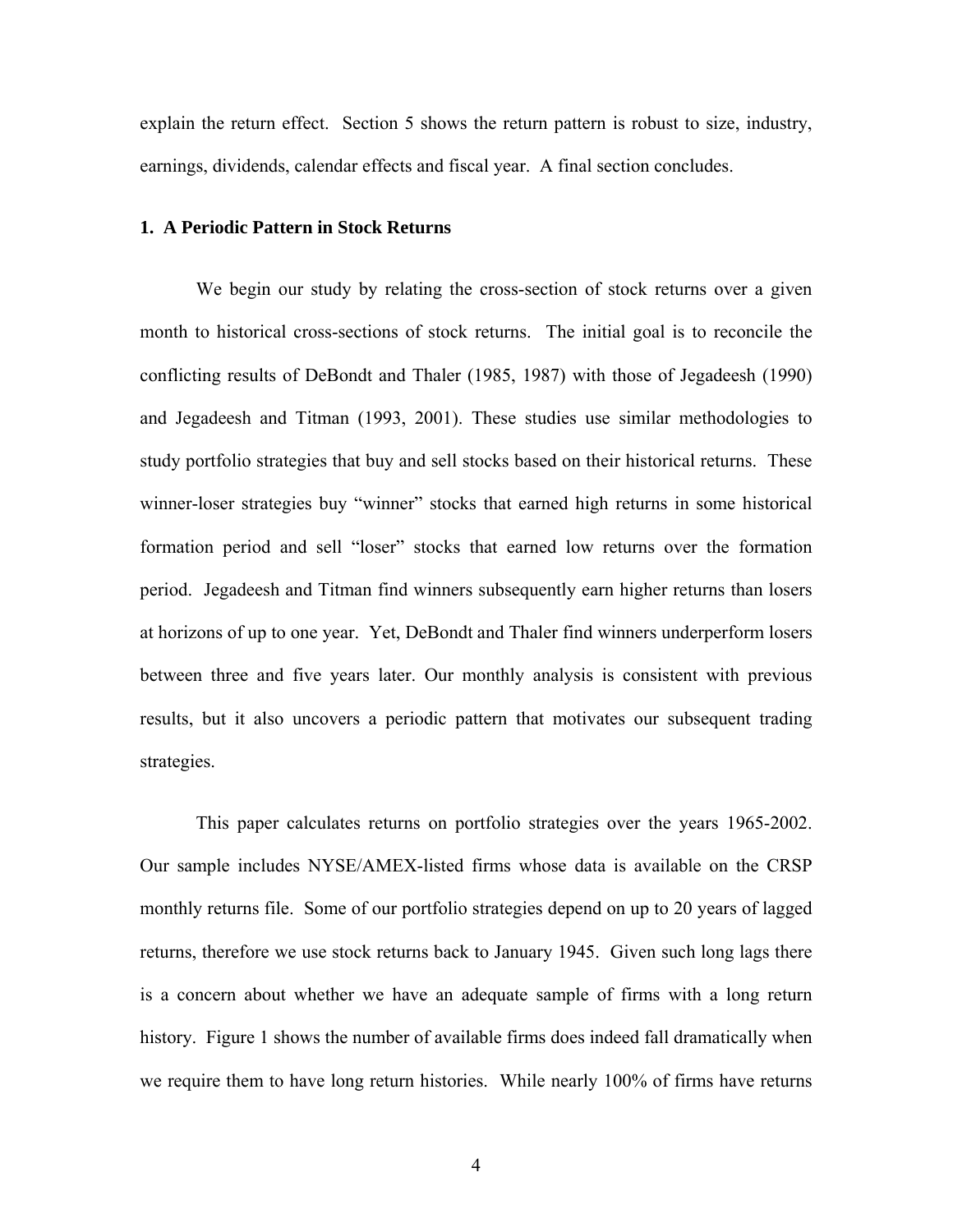explain the return effect. Section 5 shows the return pattern is robust to size, industry, earnings, dividends, calendar effects and fiscal year. A final section concludes.

## 1. A Periodic Pattern in Stock Returns

We begin our study by relating the cross-section of stock returns over a given month to historical cross-sections of stock returns. The initial goal is to reconcile the conflicting results of DeBondt and Thaler (1985, 1987) with those of Jegadeesh (1990) and Jegadeesh and Titman (1993, 2001). These studies use similar methodologies to study portfolio strategies that buy and sell stocks based on their historical returns. These winner-loser strategies buy "winner" stocks that earned high returns in some historical formation period and sell "loser" stocks that earned low returns over the formation period. Jegadeesh and Titman find winners subsequently earn higher returns than losers at horizons of up to one year. Yet, DeBondt and Thaler find winners underperform losers between three and five years later. Our monthly analysis is consistent with previous results, but it also uncovers a periodic pattern that motivates our subsequent trading strategies.

This paper calculates returns on portfolio strategies over the years 1965-2002. Our sample includes NYSE/AMEX-listed firms whose data is available on the CRSP monthly returns file. Some of our portfolio strategies depend on up to 20 years of lagged returns, therefore we use stock returns back to January 1945. Given such long lags there is a concern about whether we have an adequate sample of firms with a long return history. Figure 1 shows the number of available firms does indeed fall dramatically when we require them to have long return histories. While nearly 100% of firms have returns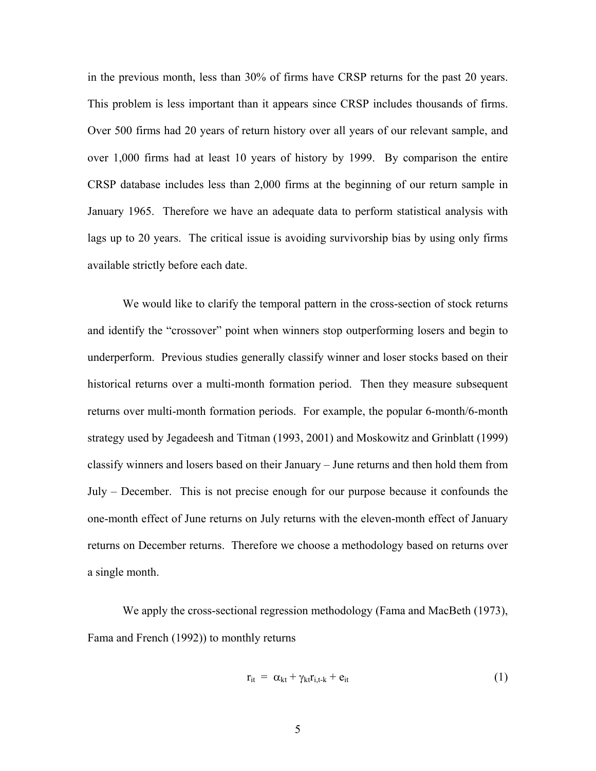in the previous month, less than 30% of firms have CRSP returns for the past 20 years. This problem is less important than it appears since CRSP includes thousands of firms. Over 500 firms had 20 years of return history over all years of our relevant sample, and over 1,000 firms had at least 10 years of history by 1999. By comparison the entire CRSP database includes less than 2,000 firms at the beginning of our return sample in January 1965. Therefore we have an adequate data to perform statistical analysis with lags up to 20 years. The critical issue is avoiding survivorship bias by using only firms available strictly before each date.

We would like to clarify the temporal pattern in the cross-section of stock returns and identify the "crossover" point when winners stop outperforming losers and begin to underperform. Previous studies generally classify winner and loser stocks based on their historical returns over a multi-month formation period. Then they measure subsequent returns over multi-month formation periods. For example, the popular 6-month/6-month strategy used by Jegadeesh and Titman (1993, 2001) and Moskowitz and Grinblatt (1999) classify winners and losers based on their January – June returns and then hold them from July – December. This is not precise enough for our purpose because it confounds the one-month effect of June returns on July returns with the eleven-month effect of January returns on December returns. Therefore we choose a methodology based on returns over a single month.

We apply the cross-sectional regression methodology (Fama and MacBeth (1973), Fama and French (1992)) to monthly returns

$$r_{it} = \alpha_{kt} + \gamma_{kt} r_{i,t-k} + e_{it} \tag{1}$$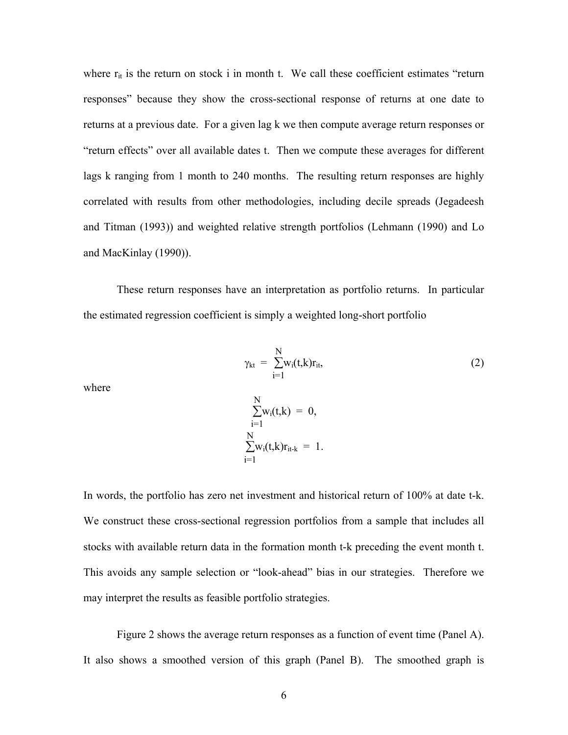where $r_{it}$ is the return on stock i in month t. We call these coefficient estimates "return responses" because they show the cross-sectional response of returns at one date to returns at a previous date. For a given lag k we then compute average return responses or "return effects" over all available dates t. Then we compute these averages for different lags k ranging from 1 month to 240 months. The resulting return responses are highly correlated with results from other methodologies, including decile spreads (Jegadeesh and Titman (1993)) and weighted relative strength portfolios (Lehmann (1990) and Lo and MacKinlay (1990)).

These return responses have an interpretation as portfolio returns. In particular the estimated regression coefficient is simply a weighted long-short portfolio

$$\gamma_{kt} = \sum_{i=1}^{N} w_i(t,k) r_{it}, \tag{2}$$

where

$$\sum_{i=1}^{N} w_i(t,k) = 0,$$

$$\sum_{i=1}^{N} w_i(t,k) r_{it-k} = 1.$$

In words, the portfolio has zero net investment and historical return of 100% at date t-k. We construct these cross-sectional regression portfolios from a sample that includes all stocks with available return data in the formation month t-k preceding the event month t. This avoids any sample selection or "look-ahead" bias in our strategies. Therefore we may interpret the results as feasible portfolio strategies.

Figure 2 shows the average return responses as a function of event time (Panel A). It also shows a smoothed version of this graph (Panel B). The smoothed graph is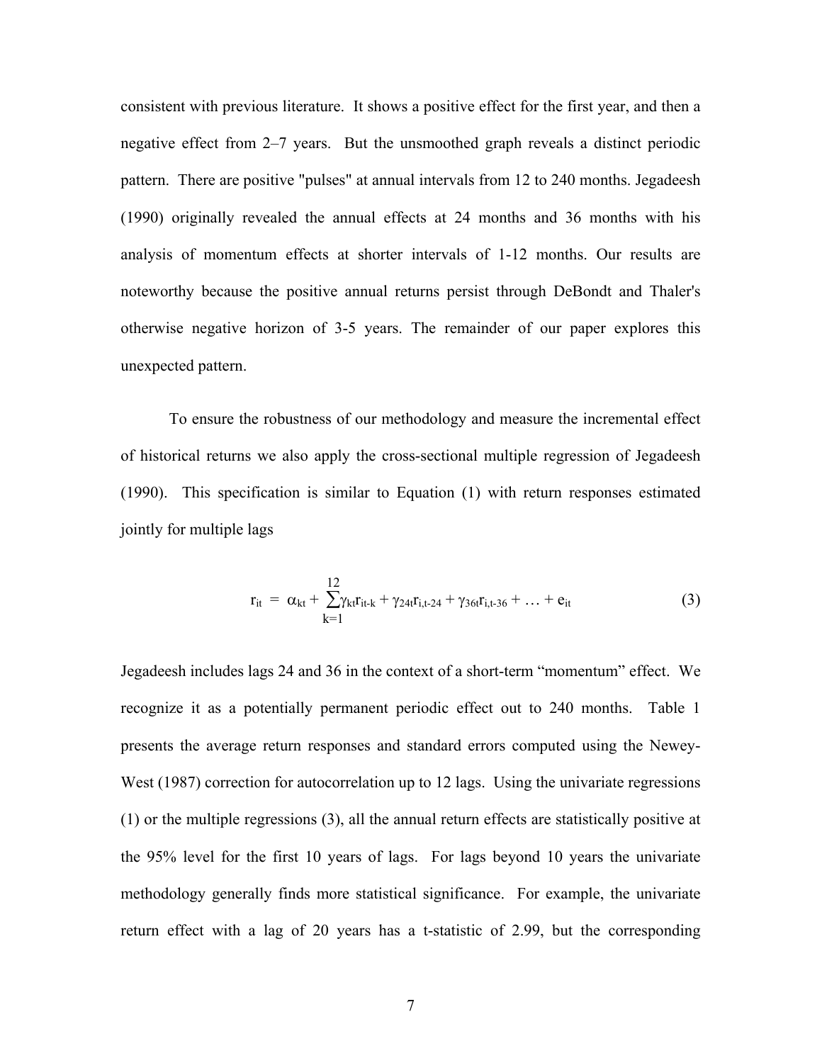consistent with previous literature. It shows a positive effect for the first year, and then a negative effect from 2–7 years. But the unsmoothed graph reveals a distinct periodic pattern. There are positive "pulses" at annual intervals from 12 to 240 months. Jegadeesh (1990) originally revealed the annual effects at 24 months and 36 months with his analysis of momentum effects at shorter intervals of 1-12 months. Our results are noteworthy because the positive annual returns persist through DeBondt and Thaler's otherwise negative horizon of 3-5 years. The remainder of our paper explores this unexpected pattern.

To ensure the robustness of our methodology and measure the incremental effect of historical returns we also apply the cross-sectional multiple regression of Jegadeesh (1990). This specification is similar to Equation (1) with return responses estimated jointly for multiple lags

$$r_{it} = \alpha_{kt} + \sum_{k=1}^{12} \gamma_{kt} r_{it-k} + \gamma_{24t} r_{i,t-24} + \gamma_{36t} r_{i,t-36} + \ldots + e_{it} \qquad (3)$$

Jegadeesh includes lags 24 and 36 in the context of a short-term "momentum" effect. We recognize it as a potentially permanent periodic effect out to 240 months. Table 1 presents the average return responses and standard errors computed using the Newey-West (1987) correction for autocorrelation up to 12 lags. Using the univariate regressions (1) or the multiple regressions (3), all the annual return effects are statistically positive at the 95% level for the first 10 years of lags. For lags beyond 10 years the univariate methodology generally finds more statistical significance. For example, the univariate return effect with a lag of 20 years has a t-statistic of 2.99, but the corresponding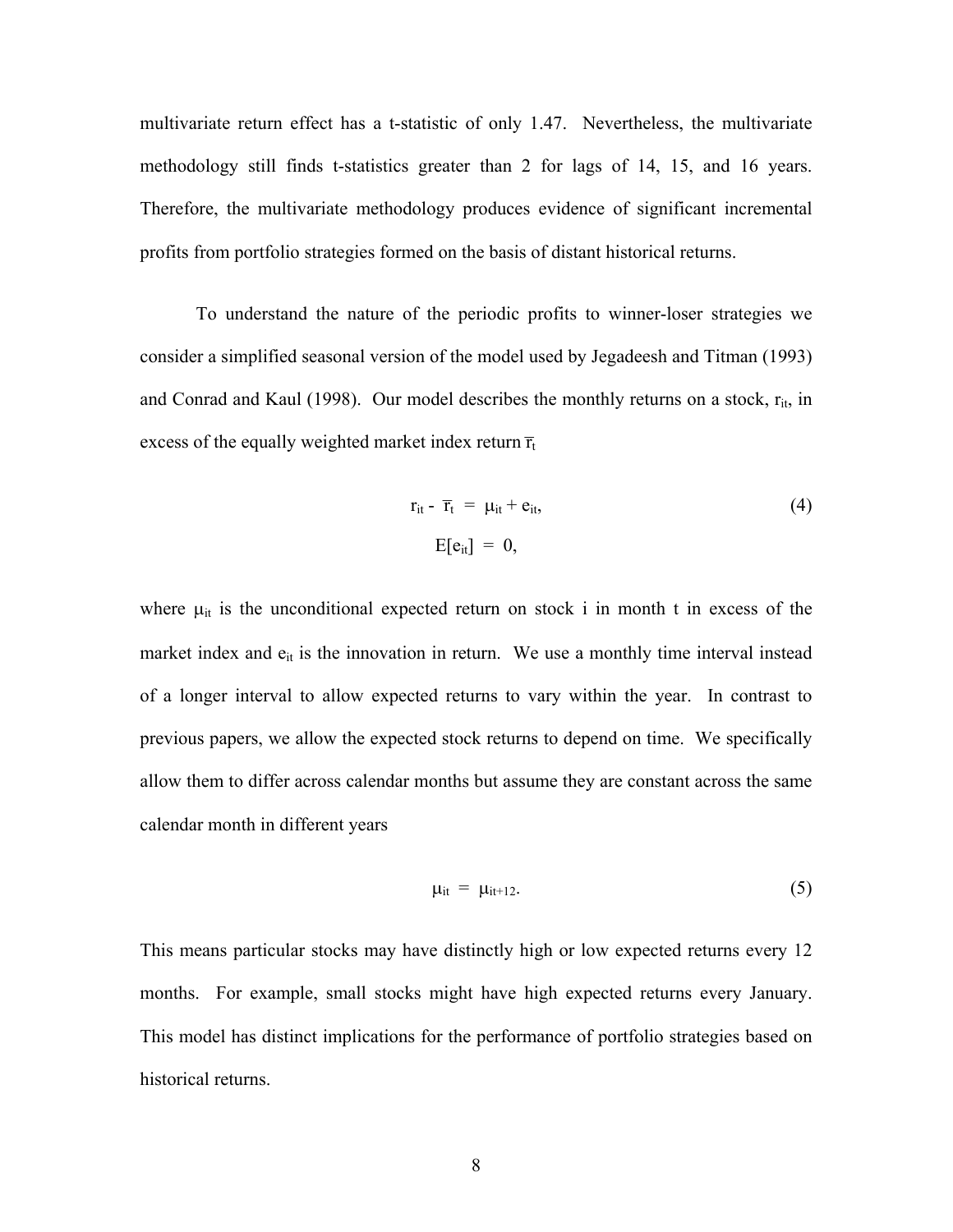multivariate return effect has a t-statistic of only 1.47. Nevertheless, the multivariate methodology still finds t-statistics greater than 2 for lags of 14, 15, and 16 years. Therefore, the multivariate methodology produces evidence of significant incremental profits from portfolio strategies formed on the basis of distant historical returns.

To understand the nature of the periodic profits to winner-loser strategies we consider a simplified seasonal version of the model used by Jegadeesh and Titman (1993) and Conrad and Kaul (1998). Our model describes the monthly returns on a stock, $r_{it}$, in excess of the equally weighted market index return $\overline{r}_t$

$$
\begin{gathered}
r_{it} - \overline{r}_t = \mu_{it} + e_{it}, \qquad (4) \\
E[e_{it}] = 0,
\end{gathered}
$$

where $\mu_{it}$ is the unconditional expected return on stock i in month t in excess of the market index and $e_{it}$ is the innovation in return. We use a monthly time interval instead of a longer interval to allow expected returns to vary within the year. In contrast to previous papers, we allow the expected stock returns to depend on time. We specifically allow them to differ across calendar months but assume they are constant across the same calendar month in different years

$$
\mu_{it} = \mu_{it+12}. \qquad (5)
$$

This means particular stocks may have distinctly high or low expected returns every 12 months. For example, small stocks might have high expected returns every January. This model has distinct implications for the performance of portfolio strategies based on historical returns.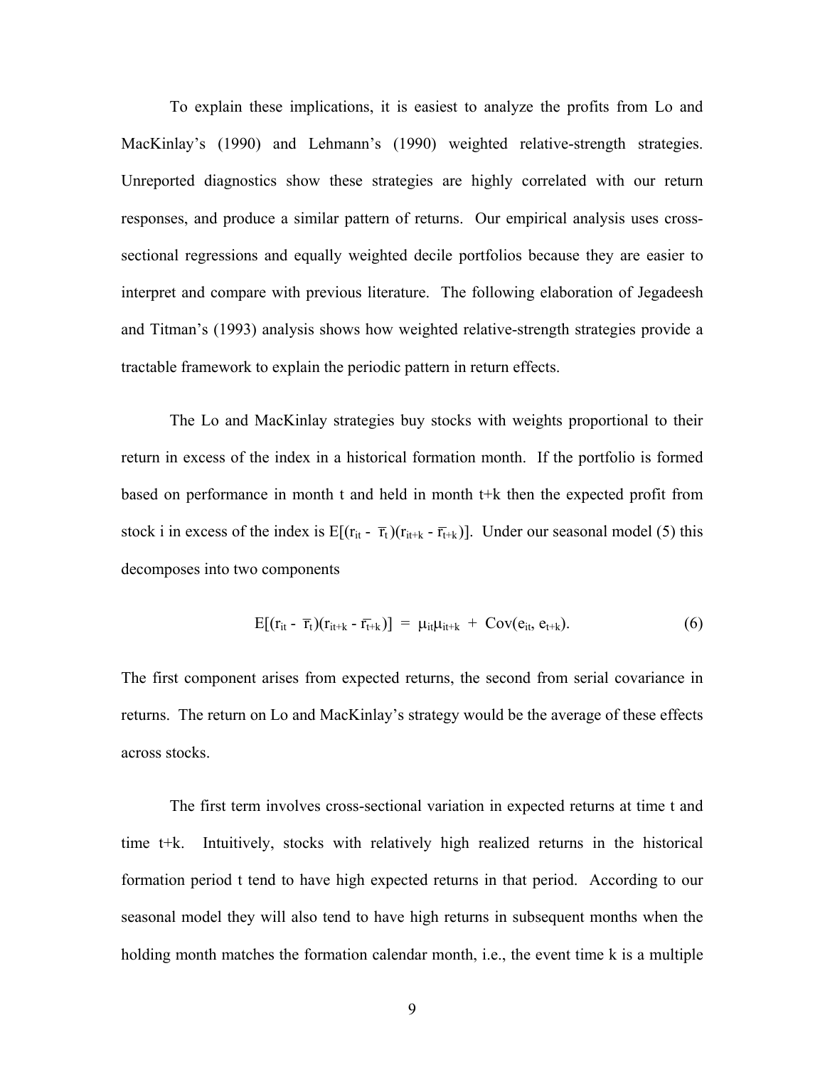To explain these implications, it is easiest to analyze the profits from Lo and MacKinlay's (1990) and Lehmann's (1990) weighted relative-strength strategies. Unreported diagnostics show these strategies are highly correlated with our return responses, and produce a similar pattern of returns. Our empirical analysis uses cross-sectional regressions and equally weighted decile portfolios because they are easier to interpret and compare with previous literature. The following elaboration of Jegadeesh and Titman's (1993) analysis shows how weighted relative-strength strategies provide a tractable framework to explain the periodic pattern in return effects.

The Lo and MacKinlay strategies buy stocks with weights proportional to their return in excess of the index in a historical formation month. If the portfolio is formed based on performance in month t and held in month t+k then the expected profit from stock i in excess of the index is $E[(r_{it} - \bar{r}_t)(r_{it+k} - \bar{r}_{t+k})]$. Under our seasonal model (5) this decomposes into two components

$$E[(r_{it} - \bar{r}_t)(r_{it+k} - \bar{r}_{t+k})] = \mu_{it}\mu_{it+k} + \mathrm{Cov}(e_{it}, e_{t+k}). \tag{6}$$

The first component arises from expected returns, the second from serial covariance in returns. The return on Lo and MacKinlay's strategy would be the average of these effects across stocks.

The first term involves cross-sectional variation in expected returns at time t and time t+k. Intuitively, stocks with relatively high realized returns in the historical formation period t tend to have high expected returns in that period. According to our seasonal model they will also tend to have high returns in subsequent months when the holding month matches the formation calendar month, i.e., the event time k is a multiple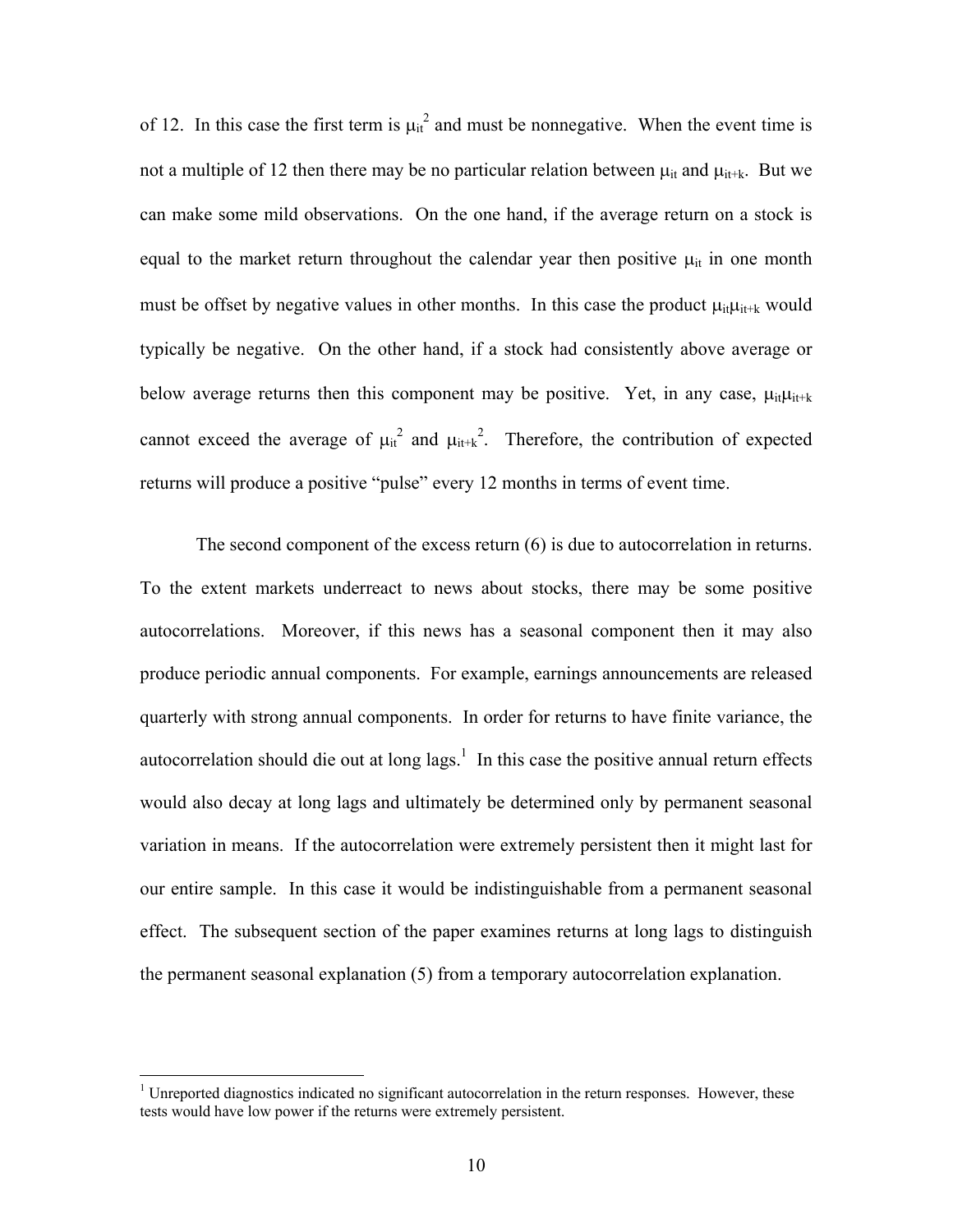of 12. In this case the first term is $\mu_{it}^2$ and must be nonnegative. When the event time is not a multiple of 12 then there may be no particular relation between $\mu_{it}$ and $\mu_{it+k}$. But we can make some mild observations. On the one hand, if the average return on a stock is equal to the market return throughout the calendar year then positive $\mu_{it}$ in one month must be offset by negative values in other months. In this case the product $\mu_{it}\mu_{it+k}$ would typically be negative. On the other hand, if a stock had consistently above average or below average returns then this component may be positive. Yet, in any case, $\mu_{it}\mu_{it+k}$ cannot exceed the average of $\mu_{it}^2$ and $\mu_{it+k}^2$. Therefore, the contribution of expected returns will produce a positive "pulse" every 12 months in terms of event time.

The second component of the excess return (6) is due to autocorrelation in returns. To the extent markets underreact to news about stocks, there may be some positive autocorrelations. Moreover, if this news has a seasonal component then it may also produce periodic annual components. For example, earnings announcements are released quarterly with strong annual components. In order for returns to have finite variance, the autocorrelation should die out at long lags.[1] In this case the positive annual return effects would also decay at long lags and ultimately be determined only by permanent seasonal variation in means. If the autocorrelation were extremely persistent then it might last for our entire sample. In this case it would be indistinguishable from a permanent seasonal effect. The subsequent section of the paper examines returns at long lags to distinguish the permanent seasonal explanation (5) from a temporary autocorrelation explanation.

[1] Unreported diagnostics indicated no significant autocorrelation in the return responses. However, these tests would have low power if the returns were extremely persistent.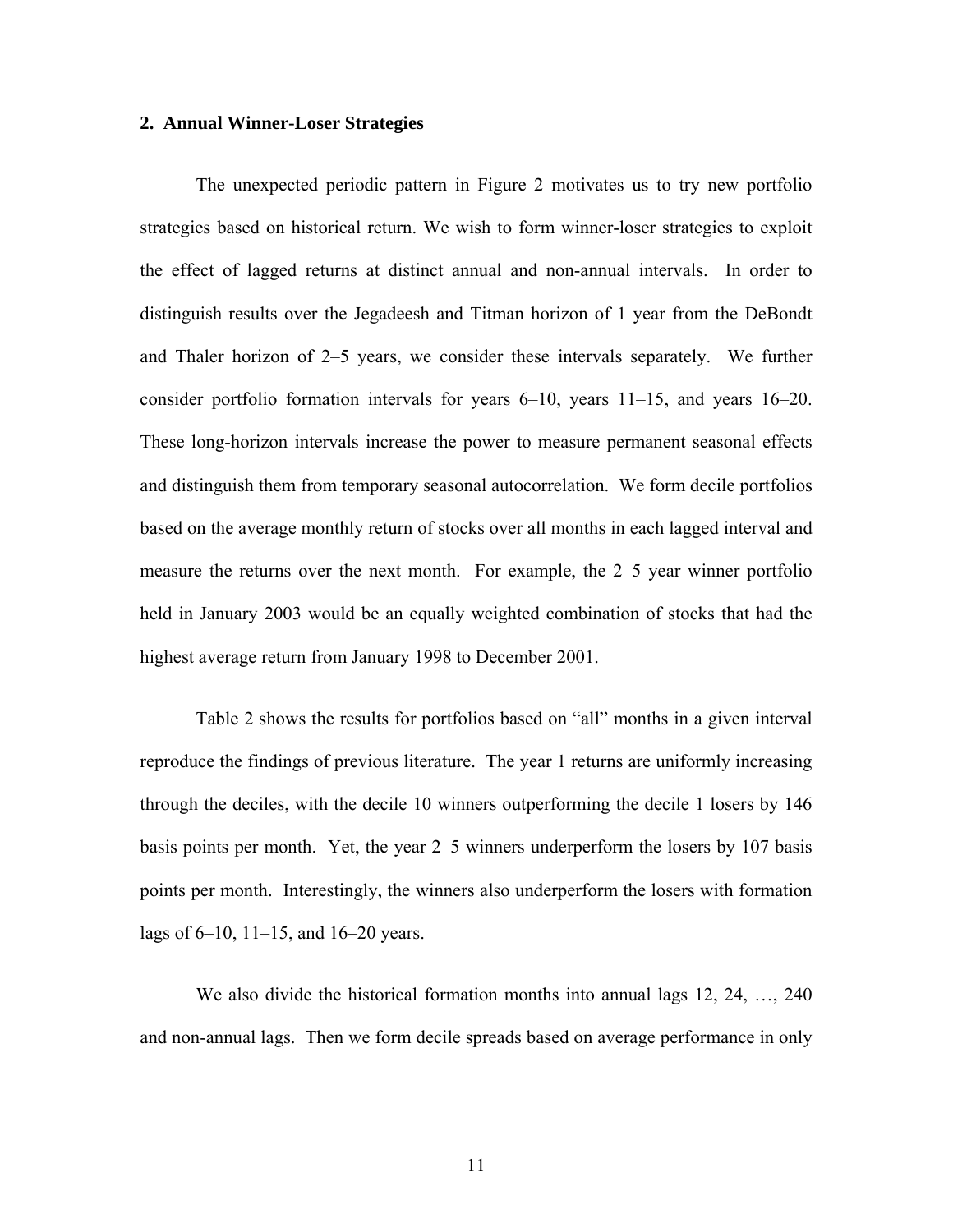## 2. Annual Winner-Loser Strategies

The unexpected periodic pattern in Figure 2 motivates us to try new portfolio strategies based on historical return. We wish to form winner-loser strategies to exploit the effect of lagged returns at distinct annual and non-annual intervals. In order to distinguish results over the Jegadeesh and Titman horizon of 1 year from the DeBondt and Thaler horizon of 2–5 years, we consider these intervals separately. We further consider portfolio formation intervals for years 6–10, years 11–15, and years 16–20. These long-horizon intervals increase the power to measure permanent seasonal effects and distinguish them from temporary seasonal autocorrelation. We form decile portfolios based on the average monthly return of stocks over all months in each lagged interval and measure the returns over the next month. For example, the 2–5 year winner portfolio held in January 2003 would be an equally weighted combination of stocks that had the highest average return from January 1998 to December 2001.

Table 2 shows the results for portfolios based on "all" months in a given interval reproduce the findings of previous literature. The year 1 returns are uniformly increasing through the deciles, with the decile 10 winners outperforming the decile 1 losers by 146 basis points per month. Yet, the year 2–5 winners underperform the losers by 107 basis points per month. Interestingly, the winners also underperform the losers with formation lags of 6–10, 11–15, and 16–20 years.

We also divide the historical formation months into annual lags 12, 24, …, 240 and non-annual lags. Then we form decile spreads based on average performance in only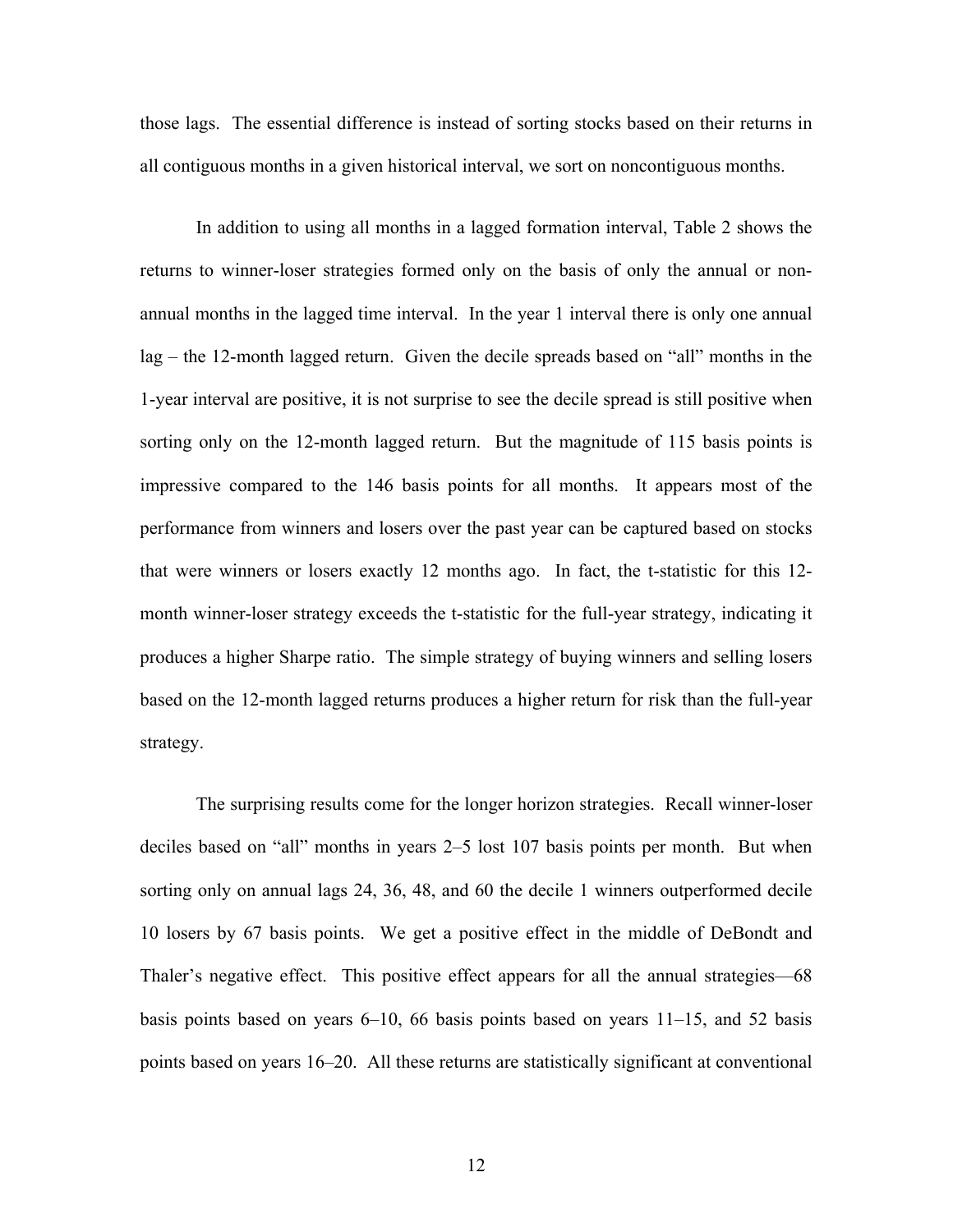those lags. The essential difference is instead of sorting stocks based on their returns in all contiguous months in a given historical interval, we sort on noncontiguous months.

In addition to using all months in a lagged formation interval, Table 2 shows the returns to winner-loser strategies formed only on the basis of only the annual or non-annual months in the lagged time interval. In the year 1 interval there is only one annual lag – the 12-month lagged return. Given the decile spreads based on "all" months in the 1-year interval are positive, it is not surprise to see the decile spread is still positive when sorting only on the 12-month lagged return. But the magnitude of 115 basis points is impressive compared to the 146 basis points for all months. It appears most of the performance from winners and losers over the past year can be captured based on stocks that were winners or losers exactly 12 months ago. In fact, the t-statistic for this 12-month winner-loser strategy exceeds the t-statistic for the full-year strategy, indicating it produces a higher Sharpe ratio. The simple strategy of buying winners and selling losers based on the 12-month lagged returns produces a higher return for risk than the full-year strategy.

The surprising results come for the longer horizon strategies. Recall winner-loser deciles based on "all" months in years 2–5 lost 107 basis points per month. But when sorting only on annual lags 24, 36, 48, and 60 the decile 1 winners outperformed decile 10 losers by 67 basis points. We get a positive effect in the middle of DeBondt and Thaler's negative effect. This positive effect appears for all the annual strategies—68 basis points based on years 6–10, 66 basis points based on years 11–15, and 52 basis points based on years 16–20. All these returns are statistically significant at conventional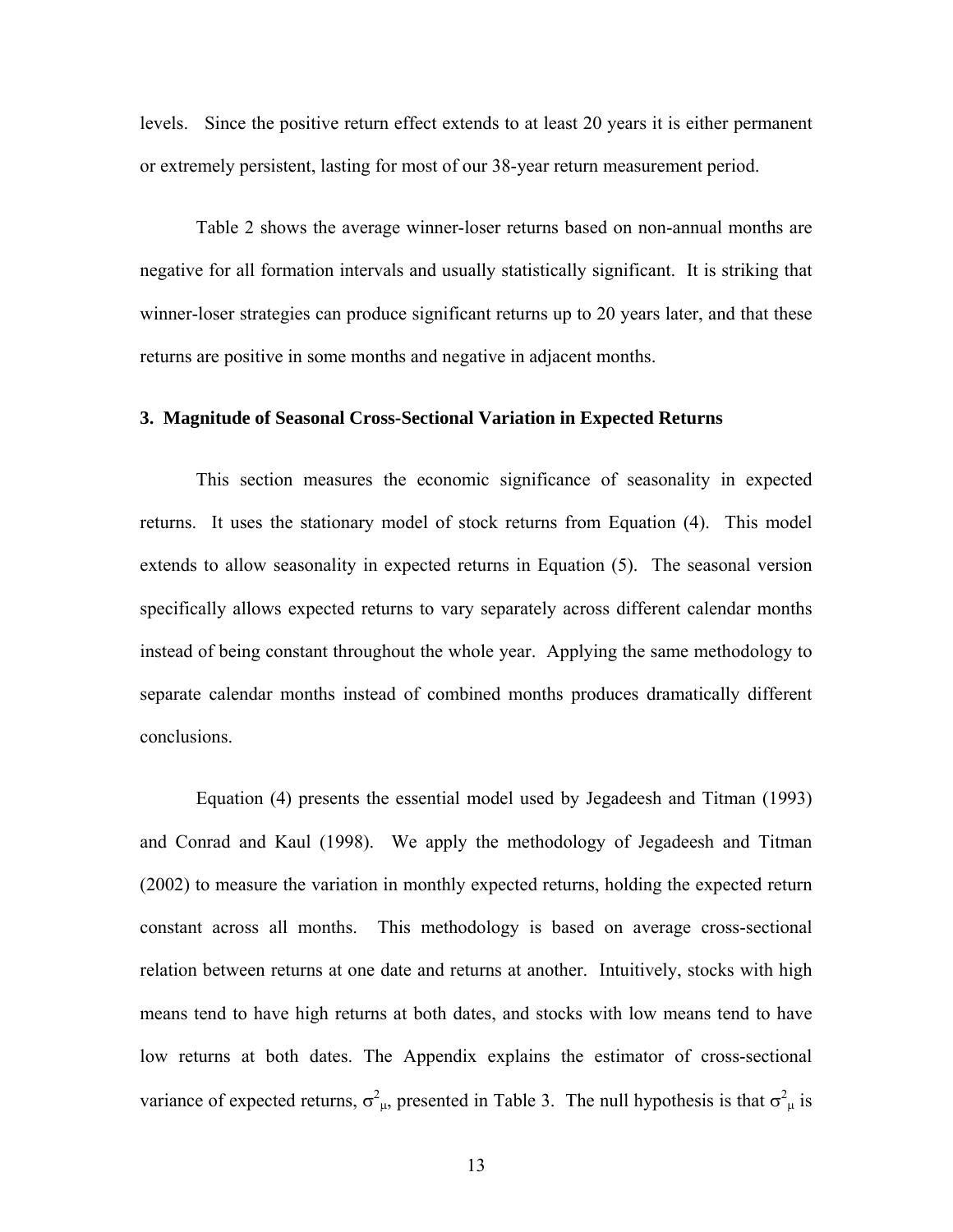levels. Since the positive return effect extends to at least 20 years it is either permanent or extremely persistent, lasting for most of our 38-year return measurement period.

Table 2 shows the average winner-loser returns based on non-annual months are negative for all formation intervals and usually statistically significant. It is striking that winner-loser strategies can produce significant returns up to 20 years later, and that these returns are positive in some months and negative in adjacent months.

### 3. Magnitude of Seasonal Cross-Sectional Variation in Expected Returns

This section measures the economic significance of seasonality in expected returns. It uses the stationary model of stock returns from Equation (4). This model extends to allow seasonality in expected returns in Equation (5). The seasonal version specifically allows expected returns to vary separately across different calendar months instead of being constant throughout the whole year. Applying the same methodology to separate calendar months instead of combined months produces dramatically different conclusions.

Equation (4) presents the essential model used by Jegadeesh and Titman (1993) and Conrad and Kaul (1998). We apply the methodology of Jegadeesh and Titman (2002) to measure the variation in monthly expected returns, holding the expected return constant across all months. This methodology is based on average cross-sectional relation between returns at one date and returns at another. Intuitively, stocks with high means tend to have high returns at both dates, and stocks with low means tend to have low returns at both dates. The Appendix explains the estimator of cross-sectional variance of expected returns, $\sigma^2_\mu$, presented in Table 3. The null hypothesis is that $\sigma^2_\mu$ is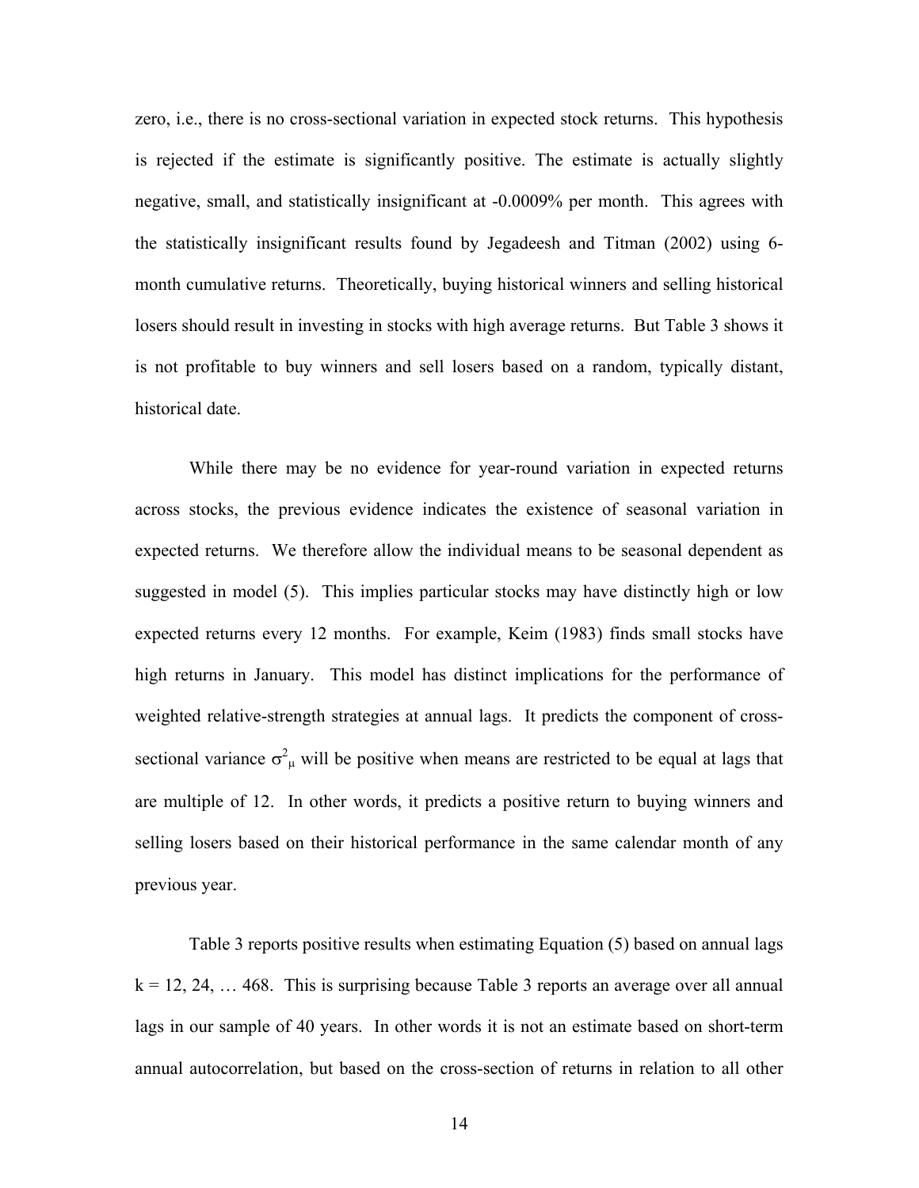zero, i.e., there is no cross-sectional variation in expected stock returns. This hypothesis is rejected if the estimate is significantly positive. The estimate is actually slightly negative, small, and statistically insignificant at -0.0009% per month. This agrees with the statistically insignificant results found by Jegadeesh and Titman (2002) using 6-month cumulative returns. Theoretically, buying historical winners and selling historical losers should result in investing in stocks with high average returns. But Table 3 shows it is not profitable to buy winners and sell losers based on a random, typically distant, historical date.

While there may be no evidence for year-round variation in expected returns across stocks, the previous evidence indicates the existence of seasonal variation in expected returns. We therefore allow the individual means to be seasonal dependent as suggested in model (5). This implies particular stocks may have distinctly high or low expected returns every 12 months. For example, Keim (1983) finds small stocks have high returns in January. This model has distinct implications for the performance of weighted relative-strength strategies at annual lags. It predicts the component of cross-sectional variance $\sigma^2_\mu$ will be positive when means are restricted to be equal at lags that are multiple of 12. In other words, it predicts a positive return to buying winners and selling losers based on their historical performance in the same calendar month of any previous year.

Table 3 reports positive results when estimating Equation (5) based on annual lags $k = 12, 24, \ldots 468$. This is surprising because Table 3 reports an average over all annual lags in our sample of 40 years. In other words it is not an estimate based on short-term annual autocorrelation, but based on the cross-section of returns in relation to all other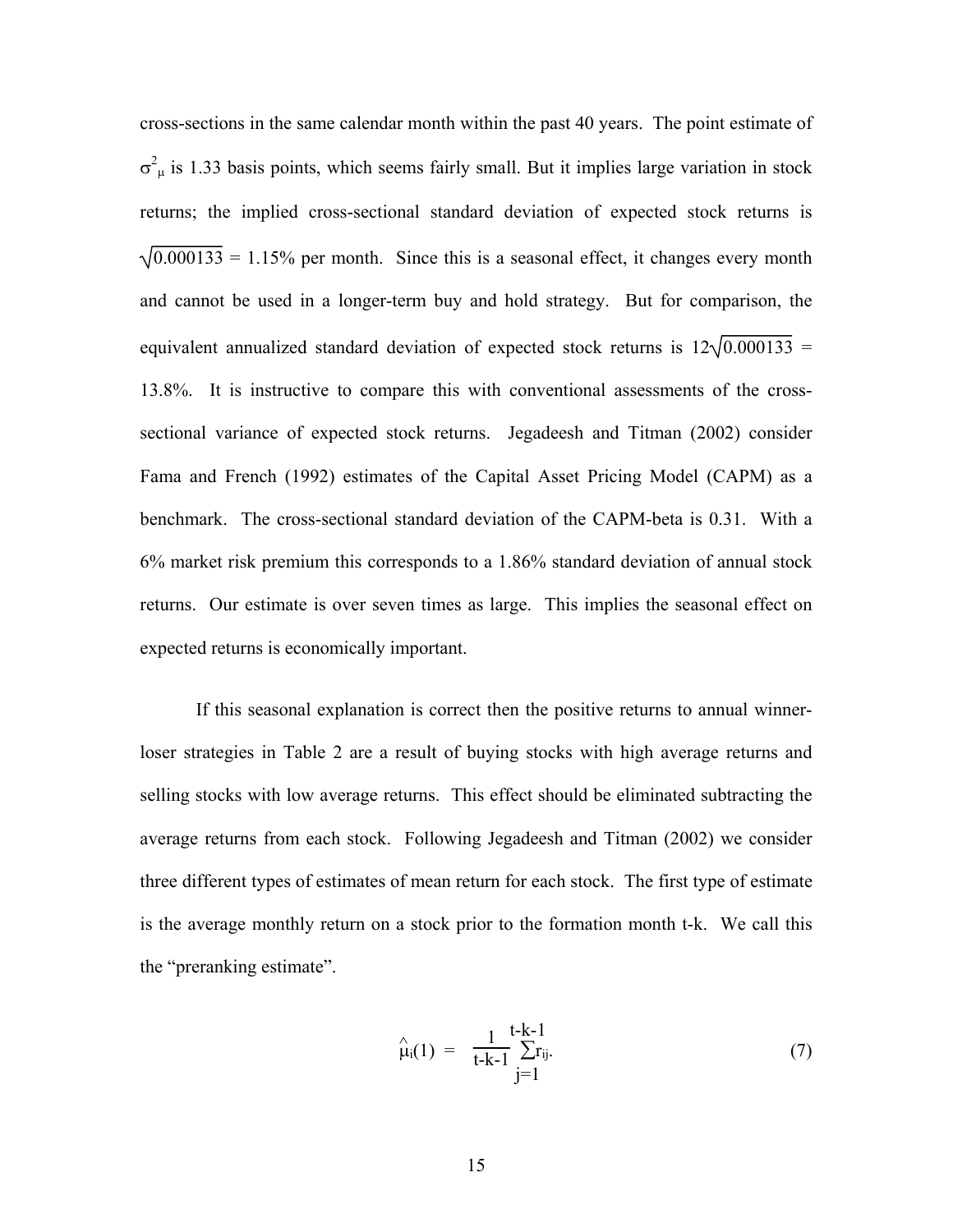cross-sections in the same calendar month within the past 40 years. The point estimate of $\sigma^2_\mu$ is 1.33 basis points, which seems fairly small. But it implies large variation in stock returns; the implied cross-sectional standard deviation of expected stock returns is $\sqrt{0.000133}$ = 1.15% per month. Since this is a seasonal effect, it changes every month and cannot be used in a longer-term buy and hold strategy. But for comparison, the equivalent annualized standard deviation of expected stock returns is $12\sqrt{0.000133}$ = 13.8%. It is instructive to compare this with conventional assessments of the cross-sectional variance of expected stock returns. Jegadeesh and Titman (2002) consider Fama and French (1992) estimates of the Capital Asset Pricing Model (CAPM) as a benchmark. The cross-sectional standard deviation of the CAPM-beta is 0.31. With a 6% market risk premium this corresponds to a 1.86% standard deviation of annual stock returns. Our estimate is over seven times as large. This implies the seasonal effect on expected returns is economically important.

If this seasonal explanation is correct then the positive returns to annual winner-loser strategies in Table 2 are a result of buying stocks with high average returns and selling stocks with low average returns. This effect should be eliminated subtracting the average returns from each stock. Following Jegadeesh and Titman (2002) we consider three different types of estimates of mean return for each stock. The first type of estimate is the average monthly return on a stock prior to the formation month t-k. We call this the "preranking estimate".

$$\hat{\mu}_i(1) = \frac{1}{t-k-1} \sum_{j=1}^{t-k-1} r_{ij}. \tag{7}$$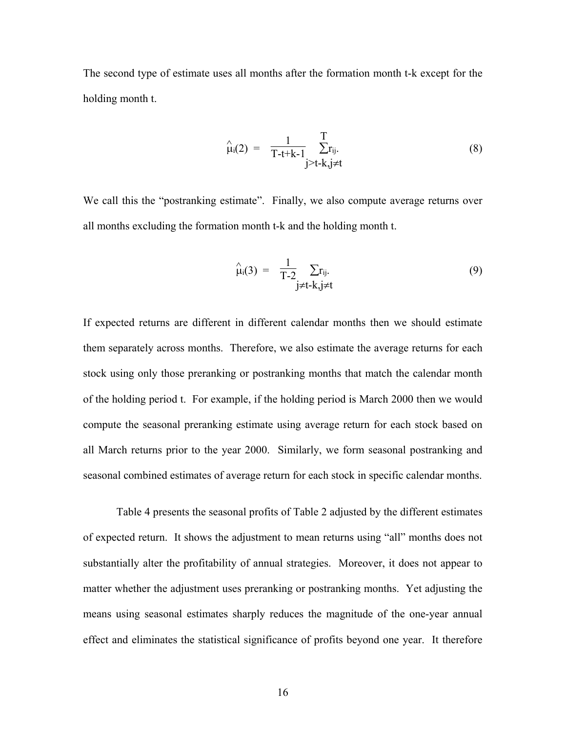The second type of estimate uses all months after the formation month t-k except for the holding month t.

$$\hat{\mu}_i(2) = \frac{1}{T-t+k-1} \sum_{j>t-k, j\neq t}^{T} r_{ij}. \tag{8}$$

We call this the "postranking estimate". Finally, we also compute average returns over all months excluding the formation month t-k and the holding month t.

$$\hat{\mu}_i(3) = \frac{1}{T-2} \sum_{j\neq t-k, j\neq t} r_{ij}. \tag{9}$$

If expected returns are different in different calendar months then we should estimate them separately across months. Therefore, we also estimate the average returns for each stock using only those preranking or postranking months that match the calendar month of the holding period t. For example, if the holding period is March 2000 then we would compute the seasonal preranking estimate using average return for each stock based on all March returns prior to the year 2000. Similarly, we form seasonal postranking and seasonal combined estimates of average return for each stock in specific calendar months.

Table 4 presents the seasonal profits of Table 2 adjusted by the different estimates of expected return. It shows the adjustment to mean returns using "all" months does not substantially alter the profitability of annual strategies. Moreover, it does not appear to matter whether the adjustment uses preranking or postranking months. Yet adjusting the means using seasonal estimates sharply reduces the magnitude of the one-year annual effect and eliminates the statistical significance of profits beyond one year. It therefore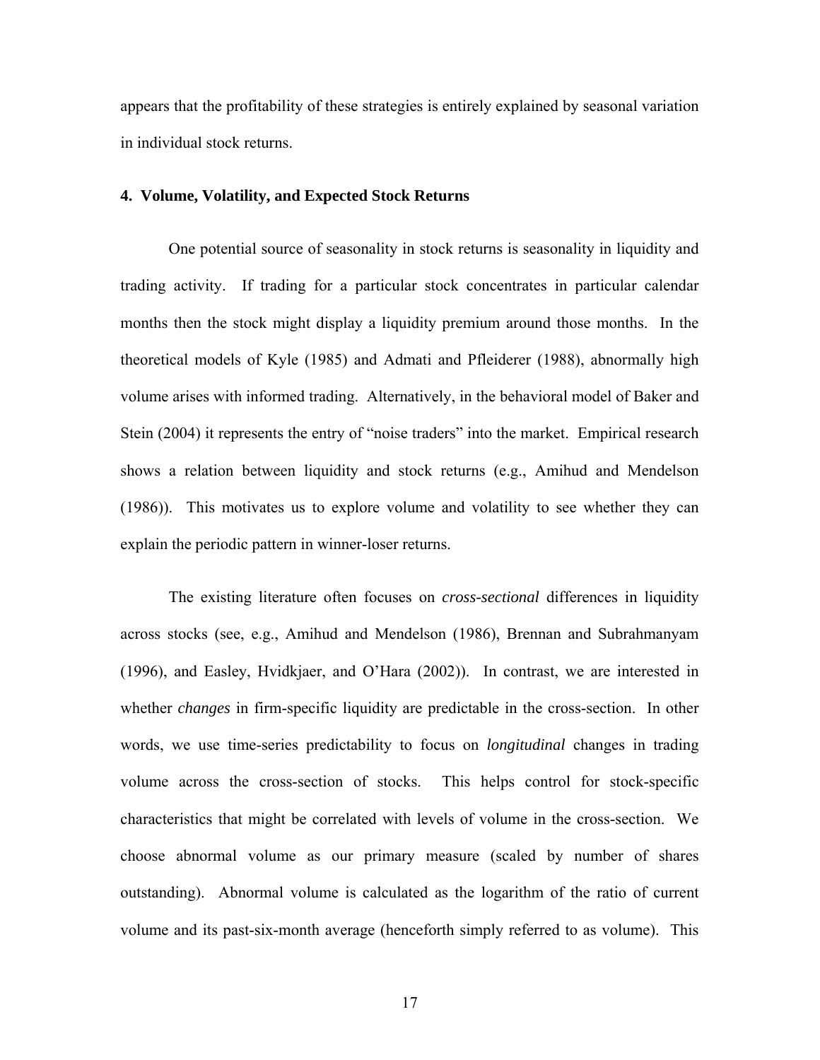appears that the profitability of these strategies is entirely explained by seasonal variation in individual stock returns.

## 4. Volume, Volatility, and Expected Stock Returns

One potential source of seasonality in stock returns is seasonality in liquidity and trading activity. If trading for a particular stock concentrates in particular calendar months then the stock might display a liquidity premium around those months. In the theoretical models of Kyle (1985) and Admati and Pfleiderer (1988), abnormally high volume arises with informed trading. Alternatively, in the behavioral model of Baker and Stein (2004) it represents the entry of "noise traders" into the market. Empirical research shows a relation between liquidity and stock returns (e.g., Amihud and Mendelson (1986)). This motivates us to explore volume and volatility to see whether they can explain the periodic pattern in winner-loser returns.

The existing literature often focuses on *cross-sectional* differences in liquidity across stocks (see, e.g., Amihud and Mendelson (1986), Brennan and Subrahmanyam (1996), and Easley, Hvidkjaer, and O'Hara (2002)). In contrast, we are interested in whether *changes* in firm-specific liquidity are predictable in the cross-section. In other words, we use time-series predictability to focus on *longitudinal* changes in trading volume across the cross-section of stocks. This helps control for stock-specific characteristics that might be correlated with levels of volume in the cross-section. We choose abnormal volume as our primary measure (scaled by number of shares outstanding). Abnormal volume is calculated as the logarithm of the ratio of current volume and its past-six-month average (henceforth simply referred to as volume). This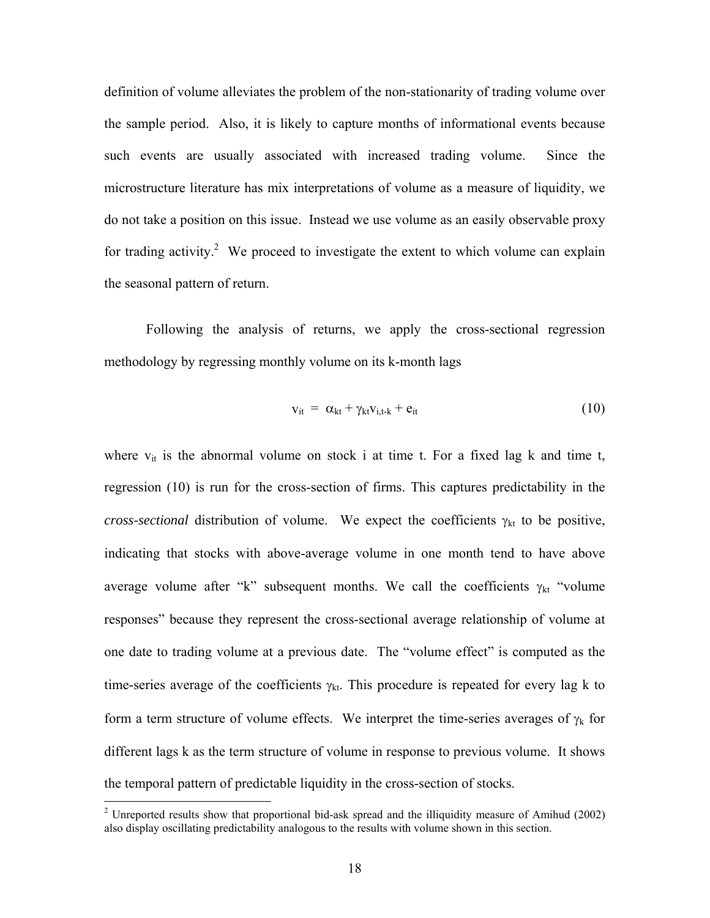definition of volume alleviates the problem of the non-stationarity of trading volume over the sample period. Also, it is likely to capture months of informational events because such events are usually associated with increased trading volume. Since the microstructure literature has mix interpretations of volume as a measure of liquidity, we do not take a position on this issue. Instead we use volume as an easily observable proxy for trading activity.[2] We proceed to investigate the extent to which volume can explain the seasonal pattern of return.

Following the analysis of returns, we apply the cross-sectional regression methodology by regressing monthly volume on its k-month lags

$$v_{it} = \alpha_{kt} + \gamma_{kt} v_{i,t-k} + e_{it} \tag{10}$$

where $v_{it}$ is the abnormal volume on stock i at time t. For a fixed lag k and time t, regression (10) is run for the cross-section of firms. This captures predictability in the *cross-sectional* distribution of volume. We expect the coefficients $\gamma_{kt}$ to be positive, indicating that stocks with above-average volume in one month tend to have above average volume after "k" subsequent months. We call the coefficients $\gamma_{kt}$ "volume responses" because they represent the cross-sectional average relationship of volume at one date to trading volume at a previous date. The "volume effect" is computed as the time-series average of the coefficients $\gamma_{kt}$. This procedure is repeated for every lag k to form a term structure of volume effects. We interpret the time-series averages of $\gamma_k$ for different lags k as the term structure of volume in response to previous volume. It shows the temporal pattern of predictable liquidity in the cross-section of stocks.

[2] Unreported results show that proportional bid-ask spread and the illiquidity measure of Amihud (2002) also display oscillating predictability analogous to the results with volume shown in this section.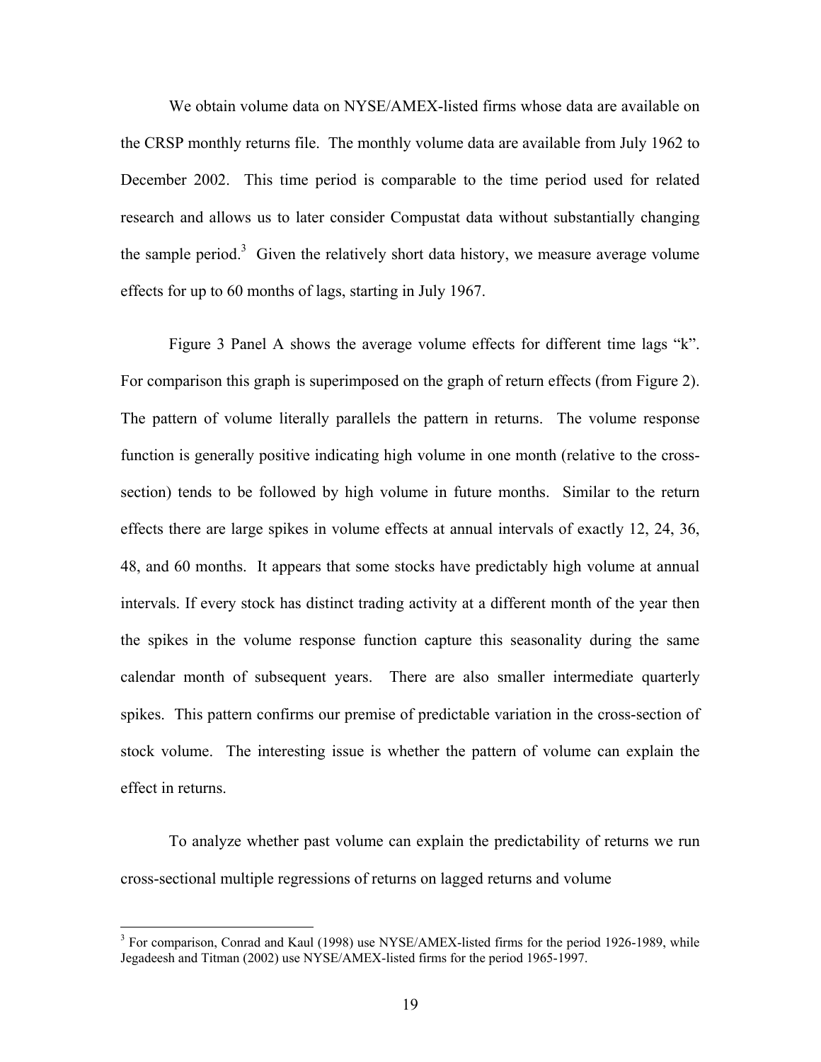We obtain volume data on NYSE/AMEX-listed firms whose data are available on the CRSP monthly returns file. The monthly volume data are available from July 1962 to December 2002. This time period is comparable to the time period used for related research and allows us to later consider Compustat data without substantially changing the sample period.[3] Given the relatively short data history, we measure average volume effects for up to 60 months of lags, starting in July 1967.

Figure 3 Panel A shows the average volume effects for different time lags "k". For comparison this graph is superimposed on the graph of return effects (from Figure 2). The pattern of volume literally parallels the pattern in returns. The volume response function is generally positive indicating high volume in one month (relative to the cross-section) tends to be followed by high volume in future months. Similar to the return effects there are large spikes in volume effects at annual intervals of exactly 12, 24, 36, 48, and 60 months. It appears that some stocks have predictably high volume at annual intervals. If every stock has distinct trading activity at a different month of the year then the spikes in the volume response function capture this seasonality during the same calendar month of subsequent years. There are also smaller intermediate quarterly spikes. This pattern confirms our premise of predictable variation in the cross-section of stock volume. The interesting issue is whether the pattern of volume can explain the effect in returns.

To analyze whether past volume can explain the predictability of returns we run cross-sectional multiple regressions of returns on lagged returns and volume

[3] For comparison, Conrad and Kaul (1998) use NYSE/AMEX-listed firms for the period 1926-1989, while Jegadeesh and Titman (2002) use NYSE/AMEX-listed firms for the period 1965-1997.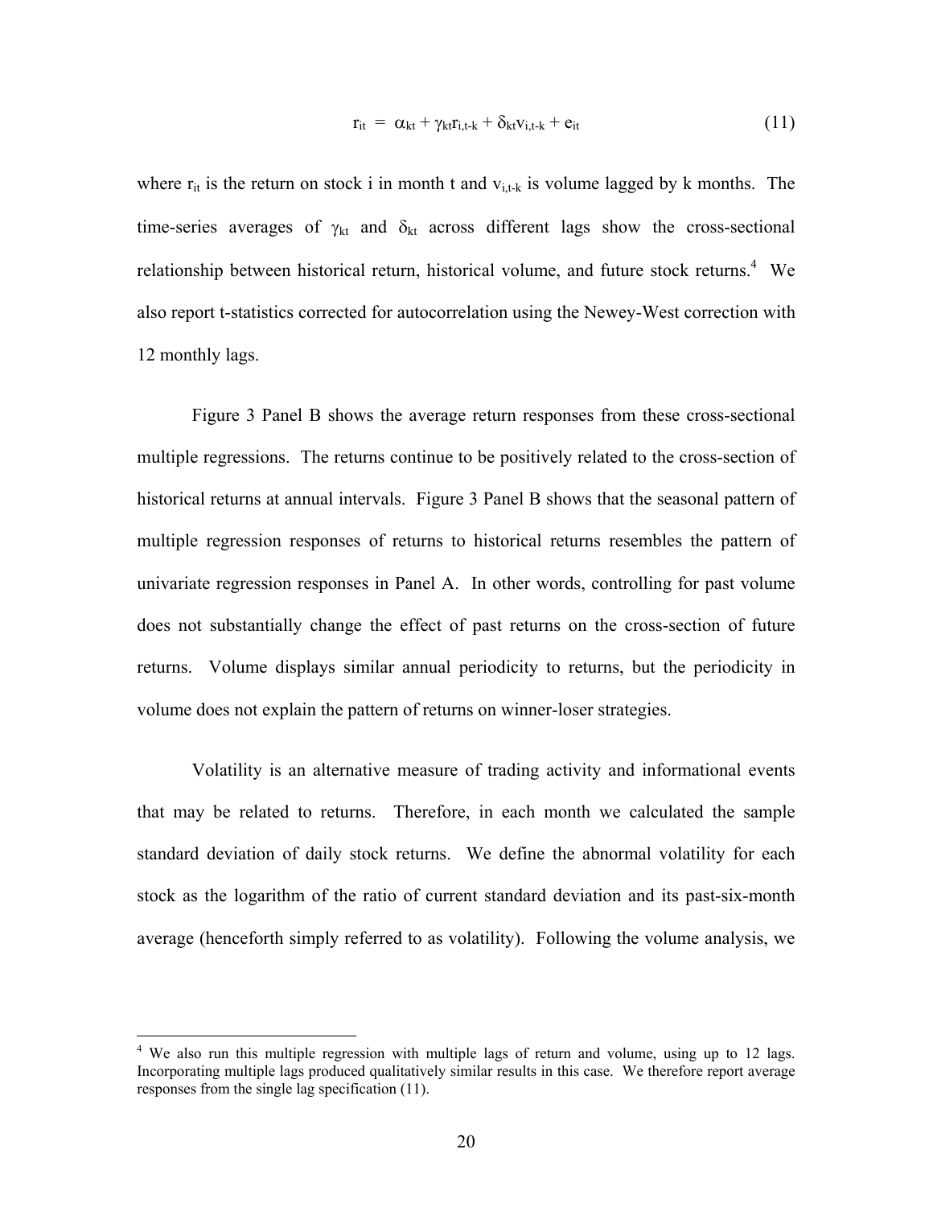$$r_{it} = \alpha_{kt} + \gamma_{kt} r_{i,t-k} + \delta_{kt} v_{i,t-k} + e_{it} \tag{11}$$

where $r_{it}$ is the return on stock i in month t and $v_{i,t-k}$ is volume lagged by k months. The time-series averages of $\gamma_{kt}$ and $\delta_{kt}$ across different lags show the cross-sectional relationship between historical return, historical volume, and future stock returns.[4] We also report t-statistics corrected for autocorrelation using the Newey-West correction with 12 monthly lags.

Figure 3 Panel B shows the average return responses from these cross-sectional multiple regressions. The returns continue to be positively related to the cross-section of historical returns at annual intervals. Figure 3 Panel B shows that the seasonal pattern of multiple regression responses of returns to historical returns resembles the pattern of univariate regression responses in Panel A. In other words, controlling for past volume does not substantially change the effect of past returns on the cross-section of future returns. Volume displays similar annual periodicity to returns, but the periodicity in volume does not explain the pattern of returns on winner-loser strategies.

Volatility is an alternative measure of trading activity and informational events that may be related to returns. Therefore, in each month we calculated the sample standard deviation of daily stock returns. We define the abnormal volatility for each stock as the logarithm of the ratio of current standard deviation and its past-six-month average (henceforth simply referred to as volatility). Following the volume analysis, we

[4] We also run this multiple regression with multiple lags of return and volume, using up to 12 lags. Incorporating multiple lags produced qualitatively similar results in this case. We therefore report average responses from the single lag specification (11).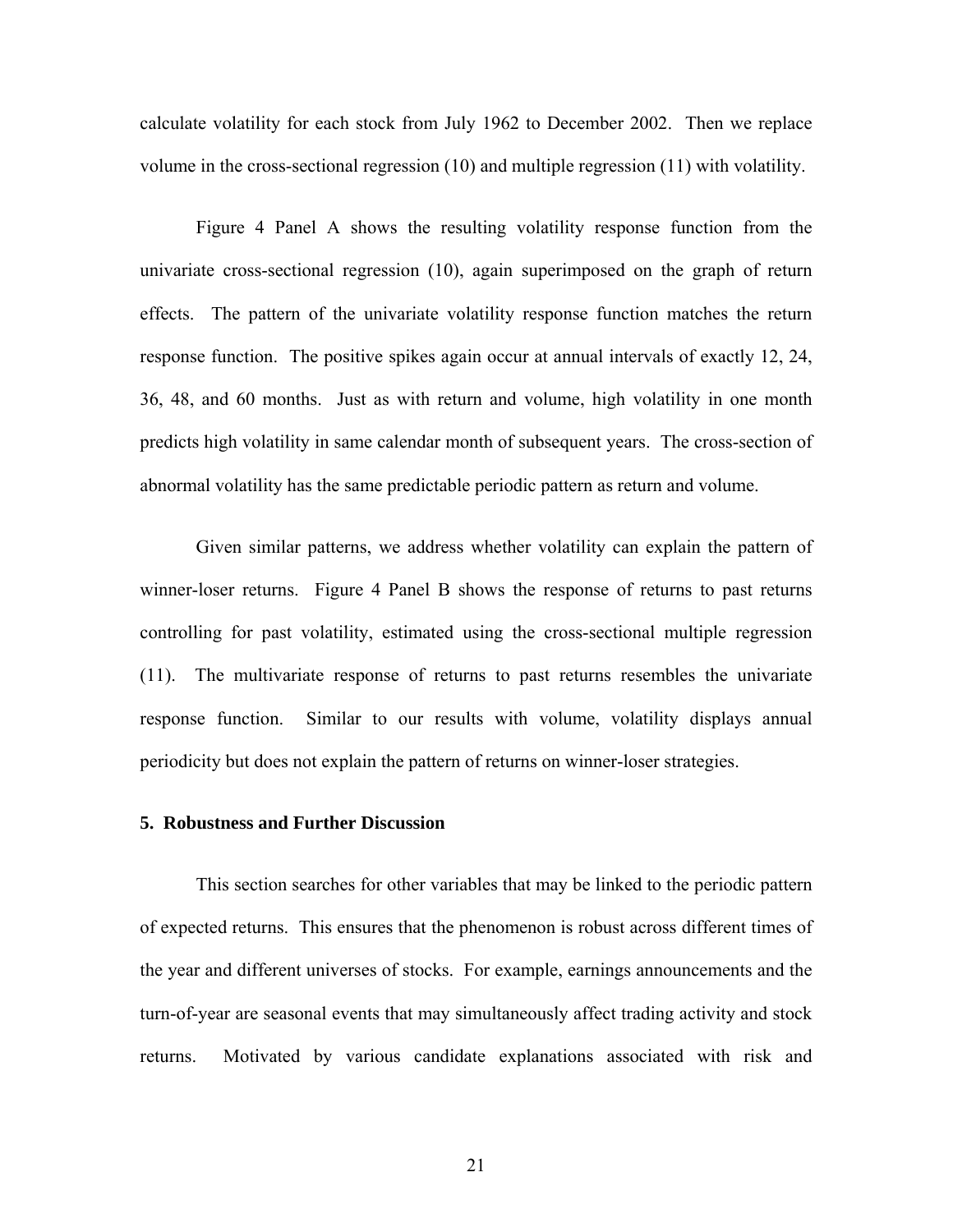calculate volatility for each stock from July 1962 to December 2002. Then we replace volume in the cross-sectional regression (10) and multiple regression (11) with volatility.

Figure 4 Panel A shows the resulting volatility response function from the univariate cross-sectional regression (10), again superimposed on the graph of return effects. The pattern of the univariate volatility response function matches the return response function. The positive spikes again occur at annual intervals of exactly 12, 24, 36, 48, and 60 months. Just as with return and volume, high volatility in one month predicts high volatility in same calendar month of subsequent years. The cross-section of abnormal volatility has the same predictable periodic pattern as return and volume.

Given similar patterns, we address whether volatility can explain the pattern of winner-loser returns. Figure 4 Panel B shows the response of returns to past returns controlling for past volatility, estimated using the cross-sectional multiple regression (11). The multivariate response of returns to past returns resembles the univariate response function. Similar to our results with volume, volatility displays annual periodicity but does not explain the pattern of returns on winner-loser strategies.

### 5. Robustness and Further Discussion

This section searches for other variables that may be linked to the periodic pattern of expected returns. This ensures that the phenomenon is robust across different times of the year and different universes of stocks. For example, earnings announcements and the turn-of-year are seasonal events that may simultaneously affect trading activity and stock returns. Motivated by various candidate explanations associated with risk and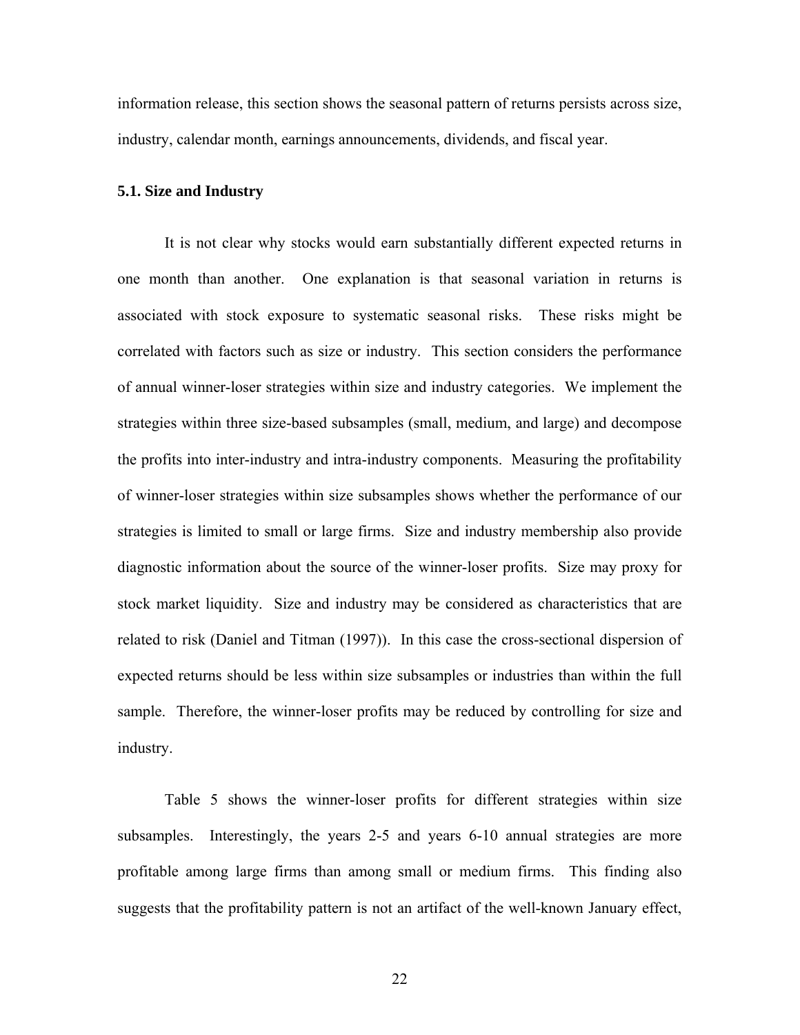information release, this section shows the seasonal pattern of returns persists across size, industry, calendar month, earnings announcements, dividends, and fiscal year.

### 5.1. Size and Industry

It is not clear why stocks would earn substantially different expected returns in one month than another. One explanation is that seasonal variation in returns is associated with stock exposure to systematic seasonal risks. These risks might be correlated with factors such as size or industry. This section considers the performance of annual winner-loser strategies within size and industry categories. We implement the strategies within three size-based subsamples (small, medium, and large) and decompose the profits into inter-industry and intra-industry components. Measuring the profitability of winner-loser strategies within size subsamples shows whether the performance of our strategies is limited to small or large firms. Size and industry membership also provide diagnostic information about the source of the winner-loser profits. Size may proxy for stock market liquidity. Size and industry may be considered as characteristics that are related to risk (Daniel and Titman (1997)). In this case the cross-sectional dispersion of expected returns should be less within size subsamples or industries than within the full sample. Therefore, the winner-loser profits may be reduced by controlling for size and industry.

Table 5 shows the winner-loser profits for different strategies within size subsamples. Interestingly, the years 2-5 and years 6-10 annual strategies are more profitable among large firms than among small or medium firms. This finding also suggests that the profitability pattern is not an artifact of the well-known January effect,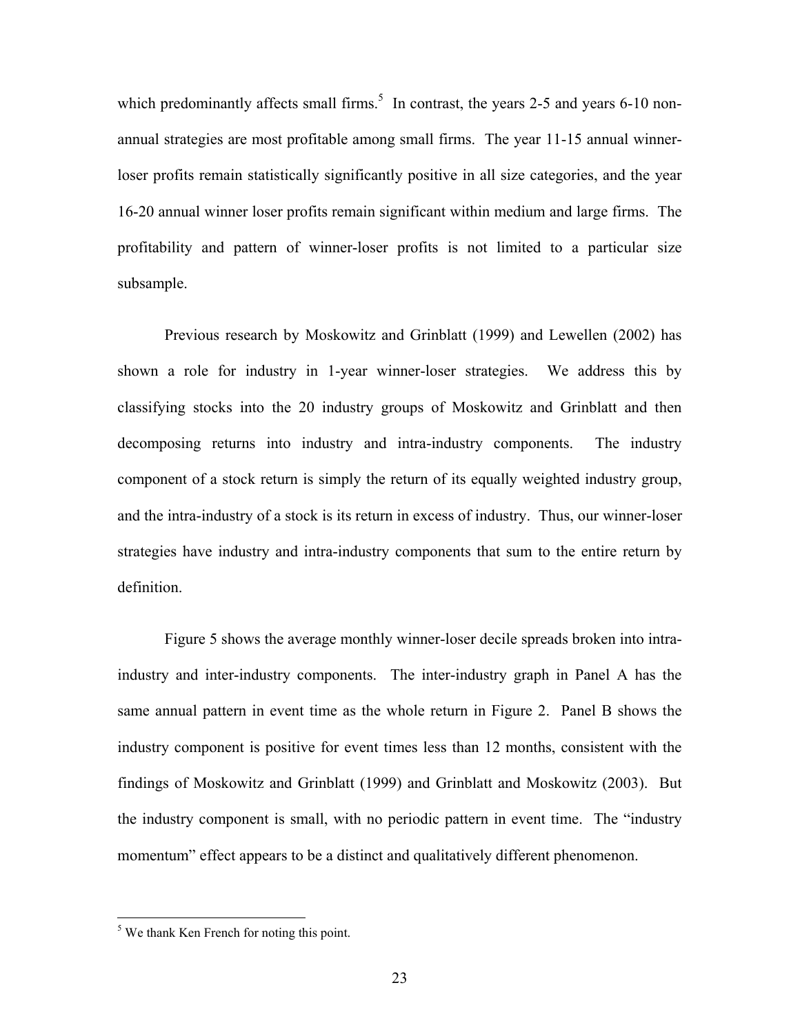which predominantly affects small firms.[5] In contrast, the years 2-5 and years 6-10 non-annual strategies are most profitable among small firms. The year 11-15 annual winner-loser profits remain statistically significantly positive in all size categories, and the year 16-20 annual winner loser profits remain significant within medium and large firms. The profitability and pattern of winner-loser profits is not limited to a particular size subsample.

Previous research by Moskowitz and Grinblatt (1999) and Lewellen (2002) has shown a role for industry in 1-year winner-loser strategies. We address this by classifying stocks into the 20 industry groups of Moskowitz and Grinblatt and then decomposing returns into industry and intra-industry components. The industry component of a stock return is simply the return of its equally weighted industry group, and the intra-industry of a stock is its return in excess of industry. Thus, our winner-loser strategies have industry and intra-industry components that sum to the entire return by definition.

Figure 5 shows the average monthly winner-loser decile spreads broken into intra-industry and inter-industry components. The inter-industry graph in Panel A has the same annual pattern in event time as the whole return in Figure 2. Panel B shows the industry component is positive for event times less than 12 months, consistent with the findings of Moskowitz and Grinblatt (1999) and Grinblatt and Moskowitz (2003). But the industry component is small, with no periodic pattern in event time. The "industry momentum" effect appears to be a distinct and qualitatively different phenomenon.

---

[5] We thank Ken French for noting this point.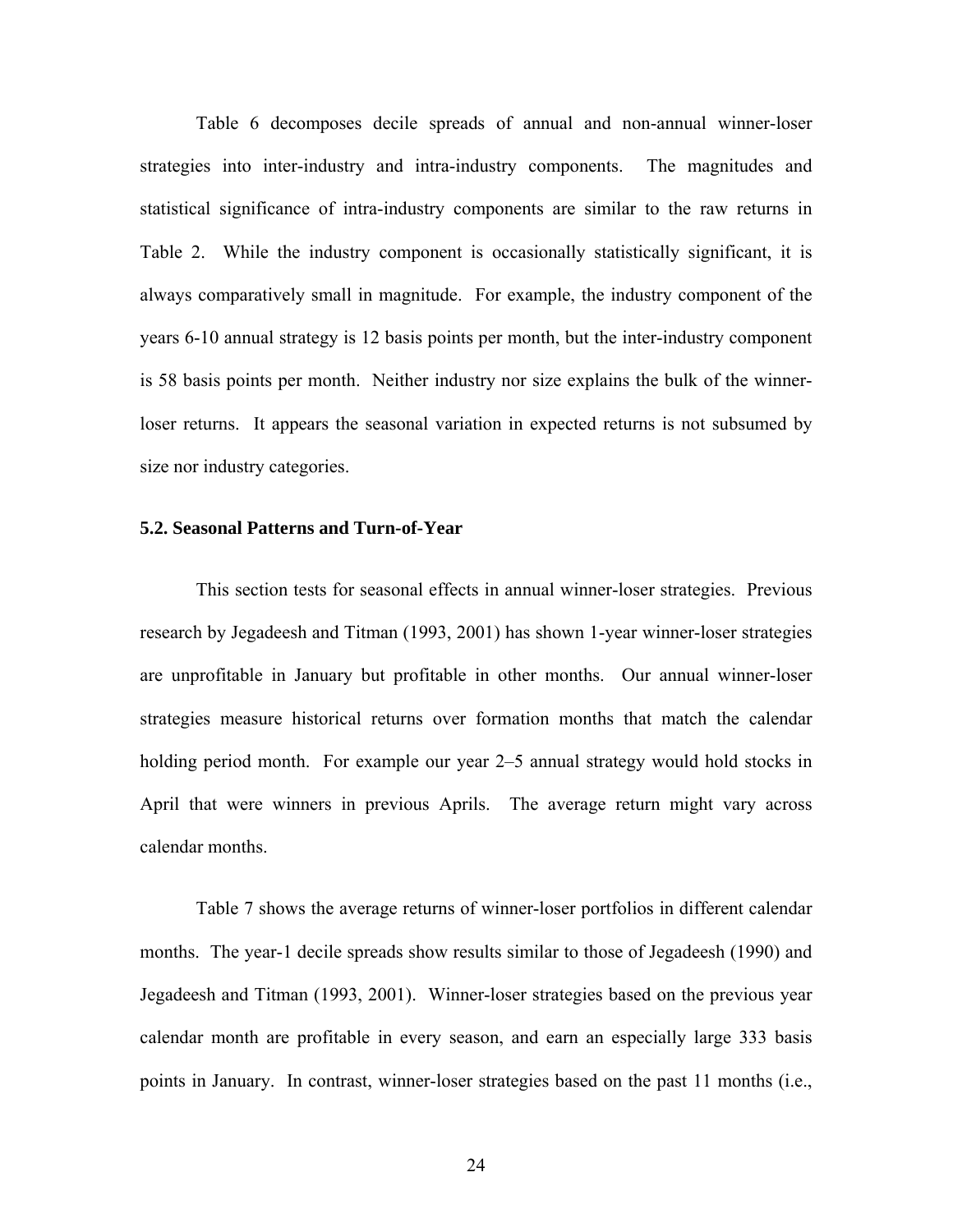Table 6 decomposes decile spreads of annual and non-annual winner-loser strategies into inter-industry and intra-industry components. The magnitudes and statistical significance of intra-industry components are similar to the raw returns in Table 2. While the industry component is occasionally statistically significant, it is always comparatively small in magnitude. For example, the industry component of the years 6-10 annual strategy is 12 basis points per month, but the inter-industry component is 58 basis points per month. Neither industry nor size explains the bulk of the winner-loser returns. It appears the seasonal variation in expected returns is not subsumed by size nor industry categories.

### 5.2. Seasonal Patterns and Turn-of-Year

This section tests for seasonal effects in annual winner-loser strategies. Previous research by Jegadeesh and Titman (1993, 2001) has shown 1-year winner-loser strategies are unprofitable in January but profitable in other months. Our annual winner-loser strategies measure historical returns over formation months that match the calendar holding period month. For example our year 2–5 annual strategy would hold stocks in April that were winners in previous Aprils. The average return might vary across calendar months.

Table 7 shows the average returns of winner-loser portfolios in different calendar months. The year-1 decile spreads show results similar to those of Jegadeesh (1990) and Jegadeesh and Titman (1993, 2001). Winner-loser strategies based on the previous year calendar month are profitable in every season, and earn an especially large 333 basis points in January. In contrast, winner-loser strategies based on the past 11 months (i.e.,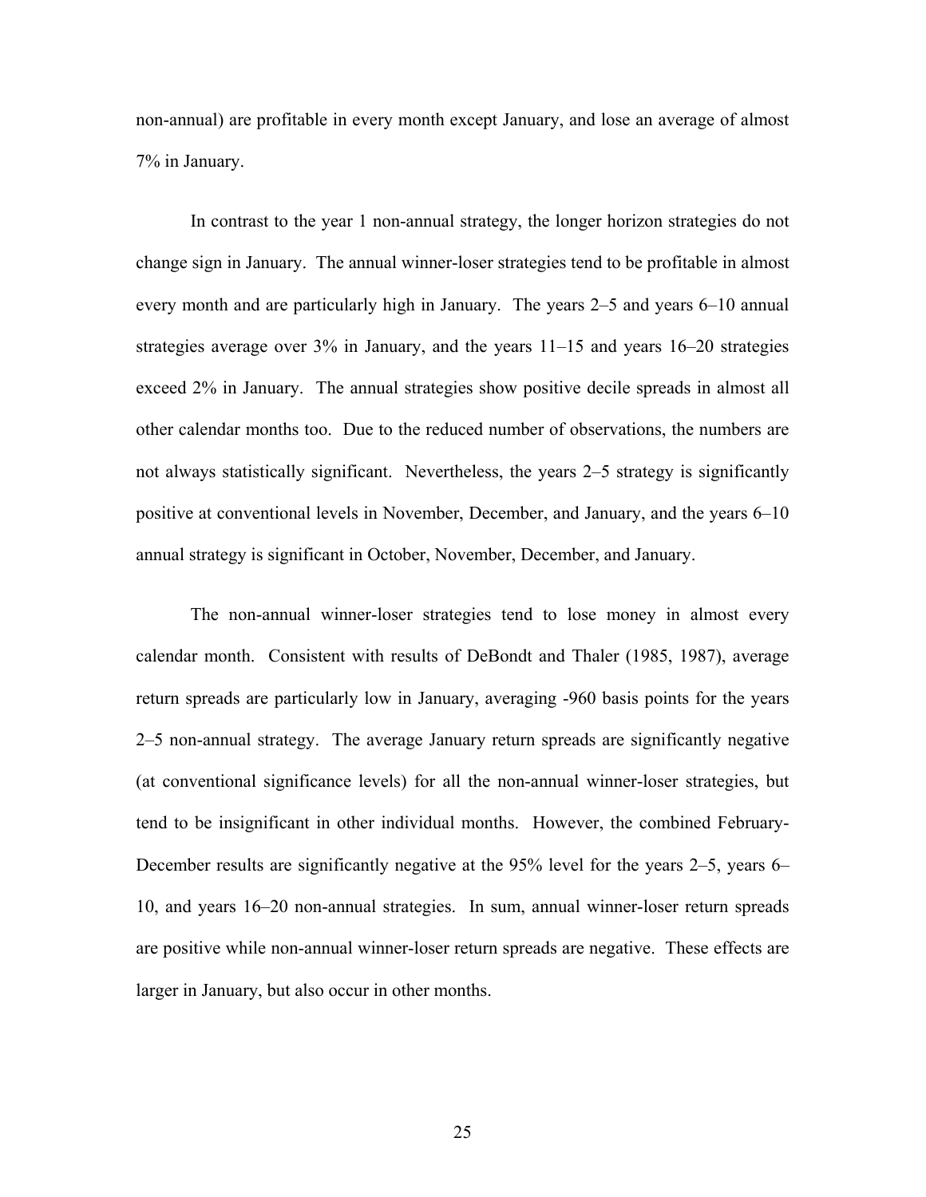non-annual) are profitable in every month except January, and lose an average of almost 7% in January.

In contrast to the year 1 non-annual strategy, the longer horizon strategies do not change sign in January. The annual winner-loser strategies tend to be profitable in almost every month and are particularly high in January. The years 2–5 and years 6–10 annual strategies average over 3% in January, and the years 11–15 and years 16–20 strategies exceed 2% in January. The annual strategies show positive decile spreads in almost all other calendar months too. Due to the reduced number of observations, the numbers are not always statistically significant. Nevertheless, the years 2–5 strategy is significantly positive at conventional levels in November, December, and January, and the years 6–10 annual strategy is significant in October, November, December, and January.

The non-annual winner-loser strategies tend to lose money in almost every calendar month. Consistent with results of DeBondt and Thaler (1985, 1987), average return spreads are particularly low in January, averaging -960 basis points for the years 2–5 non-annual strategy. The average January return spreads are significantly negative (at conventional significance levels) for all the non-annual winner-loser strategies, but tend to be insignificant in other individual months. However, the combined February-December results are significantly negative at the 95% level for the years 2–5, years 6–10, and years 16–20 non-annual strategies. In sum, annual winner-loser return spreads are positive while non-annual winner-loser return spreads are negative. These effects are larger in January, but also occur in other months.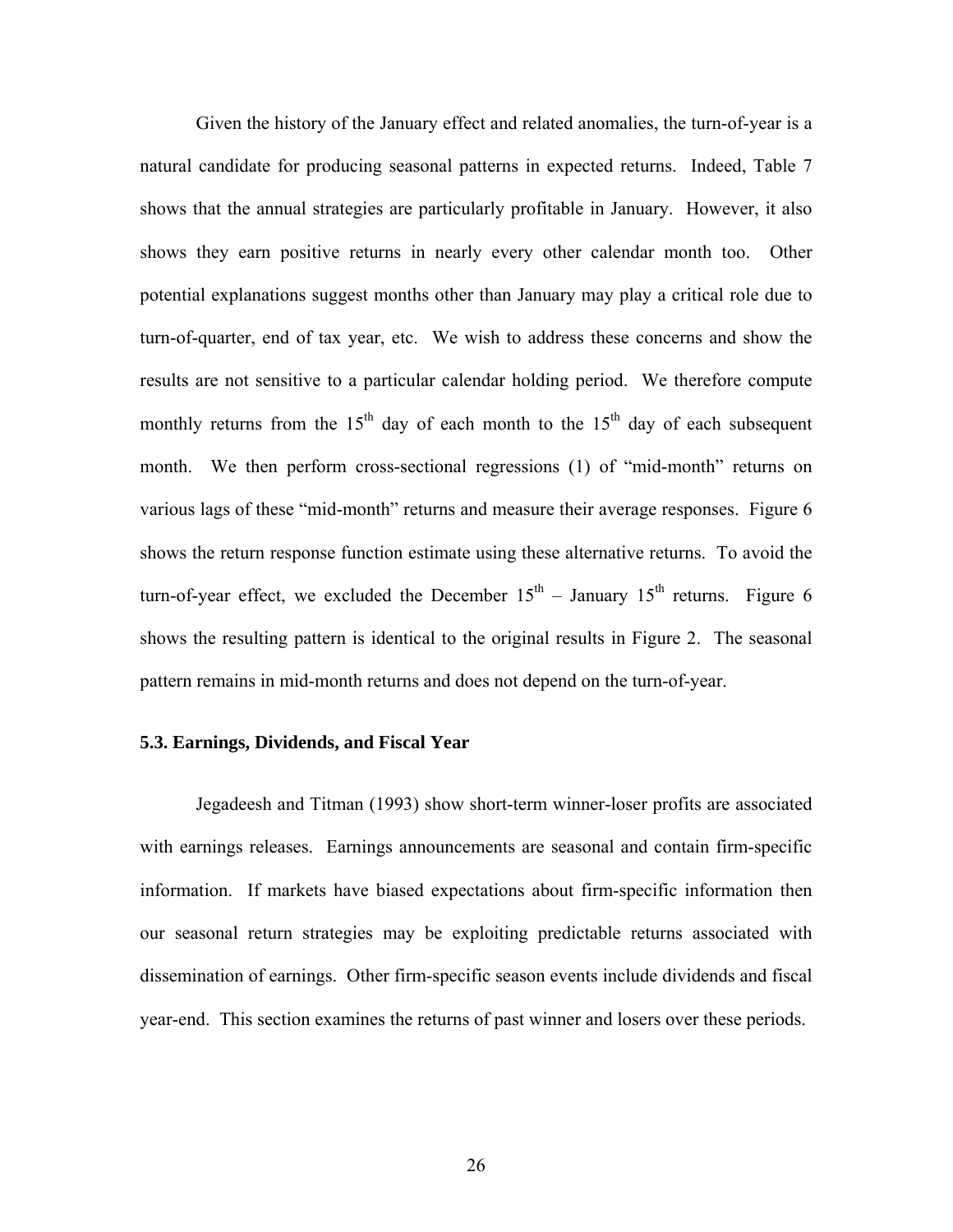Given the history of the January effect and related anomalies, the turn-of-year is a natural candidate for producing seasonal patterns in expected returns. Indeed, Table 7 shows that the annual strategies are particularly profitable in January. However, it also shows they earn positive returns in nearly every other calendar month too. Other potential explanations suggest months other than January may play a critical role due to turn-of-quarter, end of tax year, etc. We wish to address these concerns and show the results are not sensitive to a particular calendar holding period. We therefore compute monthly returns from the 15$^{th}$ day of each month to the 15$^{th}$ day of each subsequent month. We then perform cross-sectional regressions (1) of "mid-month" returns on various lags of these "mid-month" returns and measure their average responses. Figure 6 shows the return response function estimate using these alternative returns. To avoid the turn-of-year effect, we excluded the December 15$^{th}$ – January 15$^{th}$ returns. Figure 6 shows the resulting pattern is identical to the original results in Figure 2. The seasonal pattern remains in mid-month returns and does not depend on the turn-of-year.

### 5.3. Earnings, Dividends, and Fiscal Year

Jegadeesh and Titman (1993) show short-term winner-loser profits are associated with earnings releases. Earnings announcements are seasonal and contain firm-specific information. If markets have biased expectations about firm-specific information then our seasonal return strategies may be exploiting predictable returns associated with dissemination of earnings. Other firm-specific season events include dividends and fiscal year-end. This section examines the returns of past winner and losers over these periods.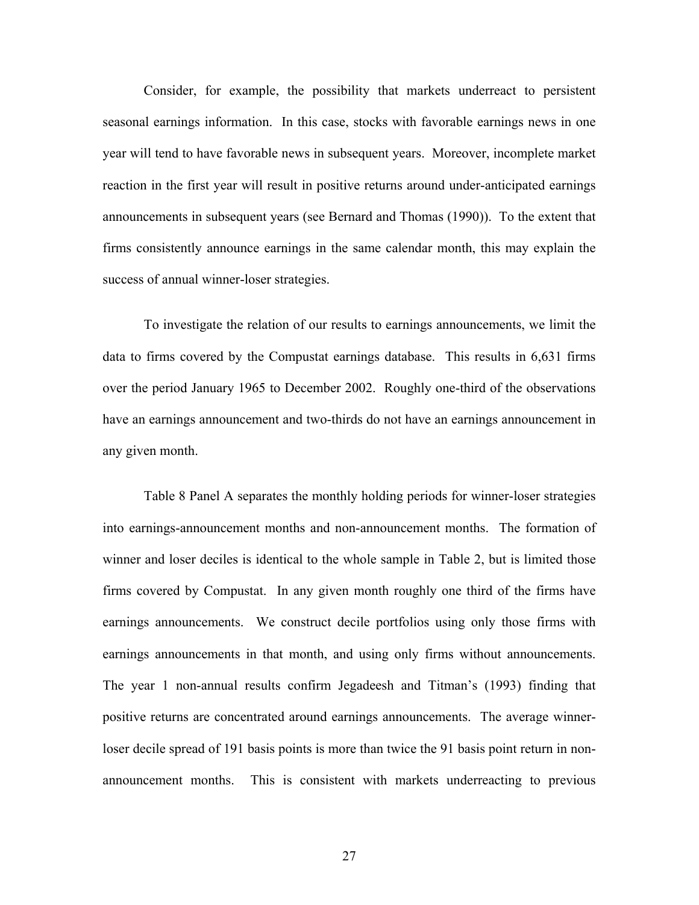Consider, for example, the possibility that markets underreact to persistent seasonal earnings information. In this case, stocks with favorable earnings news in one year will tend to have favorable news in subsequent years. Moreover, incomplete market reaction in the first year will result in positive returns around under-anticipated earnings announcements in subsequent years (see Bernard and Thomas (1990)). To the extent that firms consistently announce earnings in the same calendar month, this may explain the success of annual winner-loser strategies.

To investigate the relation of our results to earnings announcements, we limit the data to firms covered by the Compustat earnings database. This results in 6,631 firms over the period January 1965 to December 2002. Roughly one-third of the observations have an earnings announcement and two-thirds do not have an earnings announcement in any given month.

Table 8 Panel A separates the monthly holding periods for winner-loser strategies into earnings-announcement months and non-announcement months. The formation of winner and loser deciles is identical to the whole sample in Table 2, but is limited those firms covered by Compustat. In any given month roughly one third of the firms have earnings announcements. We construct decile portfolios using only those firms with earnings announcements in that month, and using only firms without announcements. The year 1 non-annual results confirm Jegadeesh and Titman's (1993) finding that positive returns are concentrated around earnings announcements. The average winner-loser decile spread of 191 basis points is more than twice the 91 basis point return in non-announcement months. This is consistent with markets underreacting to previous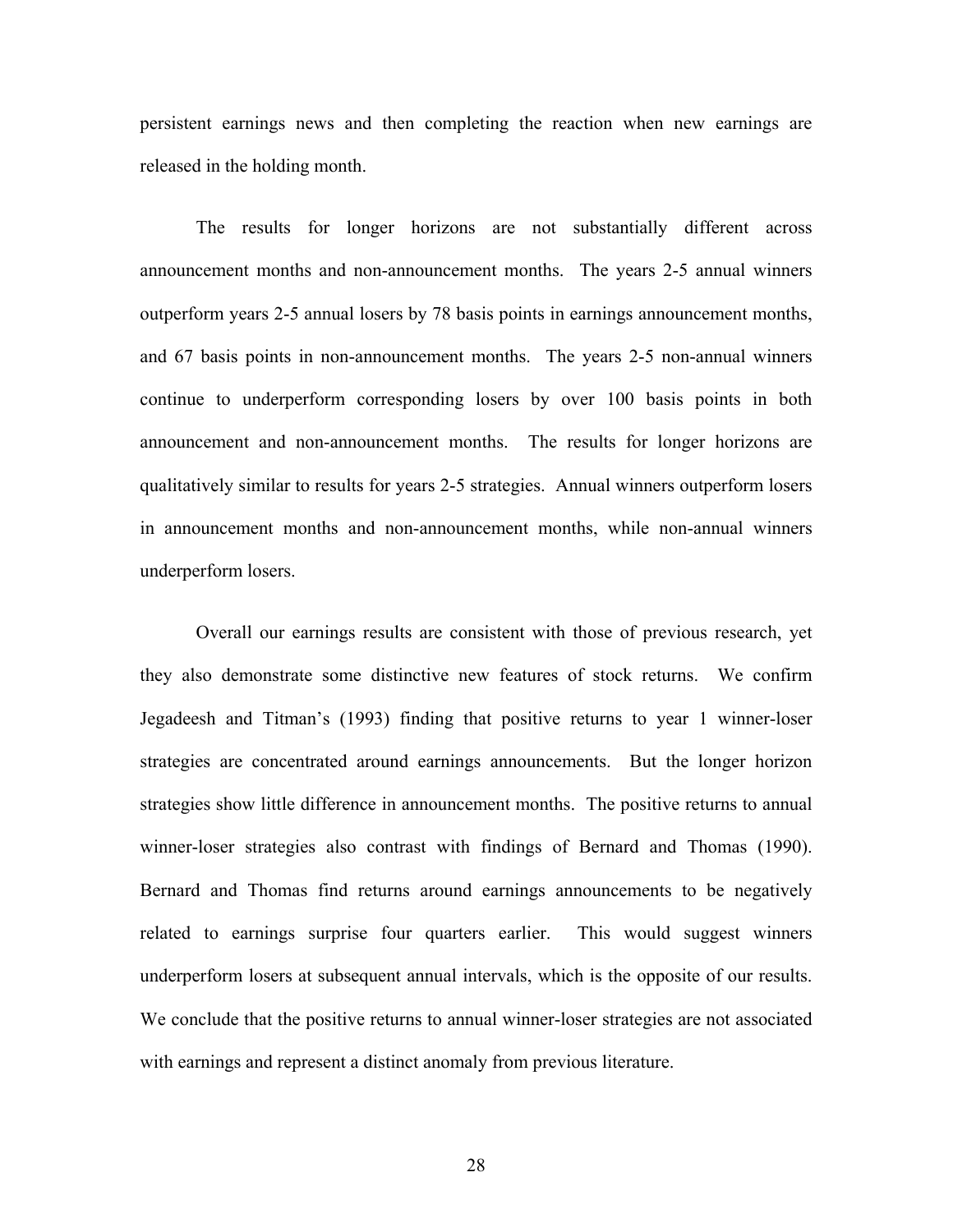persistent earnings news and then completing the reaction when new earnings are released in the holding month.

The results for longer horizons are not substantially different across announcement months and non-announcement months. The years 2-5 annual winners outperform years 2-5 annual losers by 78 basis points in earnings announcement months, and 67 basis points in non-announcement months. The years 2-5 non-annual winners continue to underperform corresponding losers by over 100 basis points in both announcement and non-announcement months. The results for longer horizons are qualitatively similar to results for years 2-5 strategies. Annual winners outperform losers in announcement months and non-announcement months, while non-annual winners underperform losers.

Overall our earnings results are consistent with those of previous research, yet they also demonstrate some distinctive new features of stock returns. We confirm Jegadeesh and Titman's (1993) finding that positive returns to year 1 winner-loser strategies are concentrated around earnings announcements. But the longer horizon strategies show little difference in announcement months. The positive returns to annual winner-loser strategies also contrast with findings of Bernard and Thomas (1990). Bernard and Thomas find returns around earnings announcements to be negatively related to earnings surprise four quarters earlier. This would suggest winners underperform losers at subsequent annual intervals, which is the opposite of our results. We conclude that the positive returns to annual winner-loser strategies are not associated with earnings and represent a distinct anomaly from previous literature.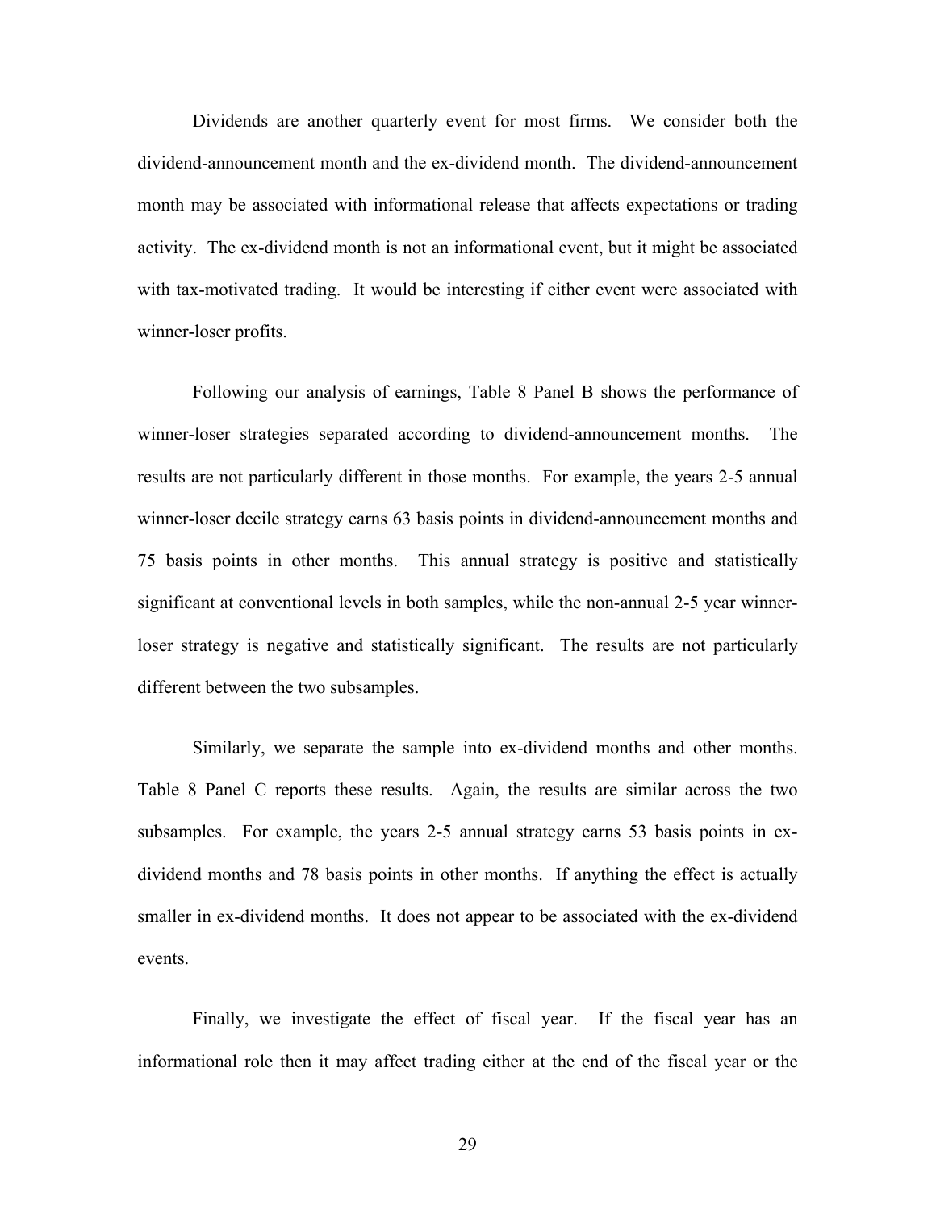Dividends are another quarterly event for most firms. We consider both the dividend-announcement month and the ex-dividend month. The dividend-announcement month may be associated with informational release that affects expectations or trading activity. The ex-dividend month is not an informational event, but it might be associated with tax-motivated trading. It would be interesting if either event were associated with winner-loser profits.

Following our analysis of earnings, Table 8 Panel B shows the performance of winner-loser strategies separated according to dividend-announcement months. The results are not particularly different in those months. For example, the years 2-5 annual winner-loser decile strategy earns 63 basis points in dividend-announcement months and 75 basis points in other months. This annual strategy is positive and statistically significant at conventional levels in both samples, while the non-annual 2-5 year winner-loser strategy is negative and statistically significant. The results are not particularly different between the two subsamples.

Similarly, we separate the sample into ex-dividend months and other months. Table 8 Panel C reports these results. Again, the results are similar across the two subsamples. For example, the years 2-5 annual strategy earns 53 basis points in ex-dividend months and 78 basis points in other months. If anything the effect is actually smaller in ex-dividend months. It does not appear to be associated with the ex-dividend events.

Finally, we investigate the effect of fiscal year. If the fiscal year has an informational role then it may affect trading either at the end of the fiscal year or the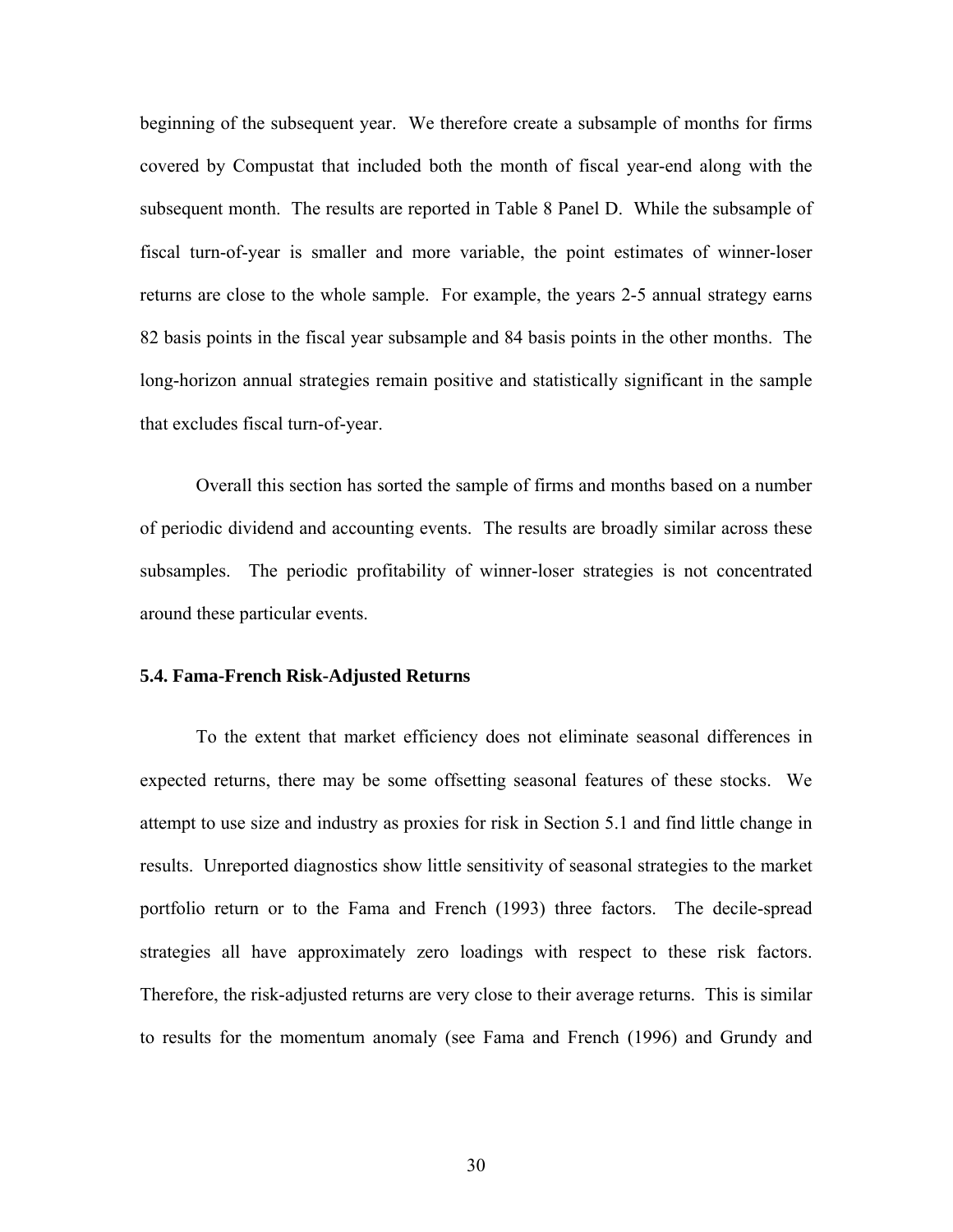beginning of the subsequent year. We therefore create a subsample of months for firms covered by Compustat that included both the month of fiscal year-end along with the subsequent month. The results are reported in Table 8 Panel D. While the subsample of fiscal turn-of-year is smaller and more variable, the point estimates of winner-loser returns are close to the whole sample. For example, the years 2-5 annual strategy earns 82 basis points in the fiscal year subsample and 84 basis points in the other months. The long-horizon annual strategies remain positive and statistically significant in the sample that excludes fiscal turn-of-year.

Overall this section has sorted the sample of firms and months based on a number of periodic dividend and accounting events. The results are broadly similar across these subsamples. The periodic profitability of winner-loser strategies is not concentrated around these particular events.

### 5.4. Fama-French Risk-Adjusted Returns

To the extent that market efficiency does not eliminate seasonal differences in expected returns, there may be some offsetting seasonal features of these stocks. We attempt to use size and industry as proxies for risk in Section 5.1 and find little change in results. Unreported diagnostics show little sensitivity of seasonal strategies to the market portfolio return or to the Fama and French (1993) three factors. The decile-spread strategies all have approximately zero loadings with respect to these risk factors. Therefore, the risk-adjusted returns are very close to their average returns. This is similar to results for the momentum anomaly (see Fama and French (1996) and Grundy and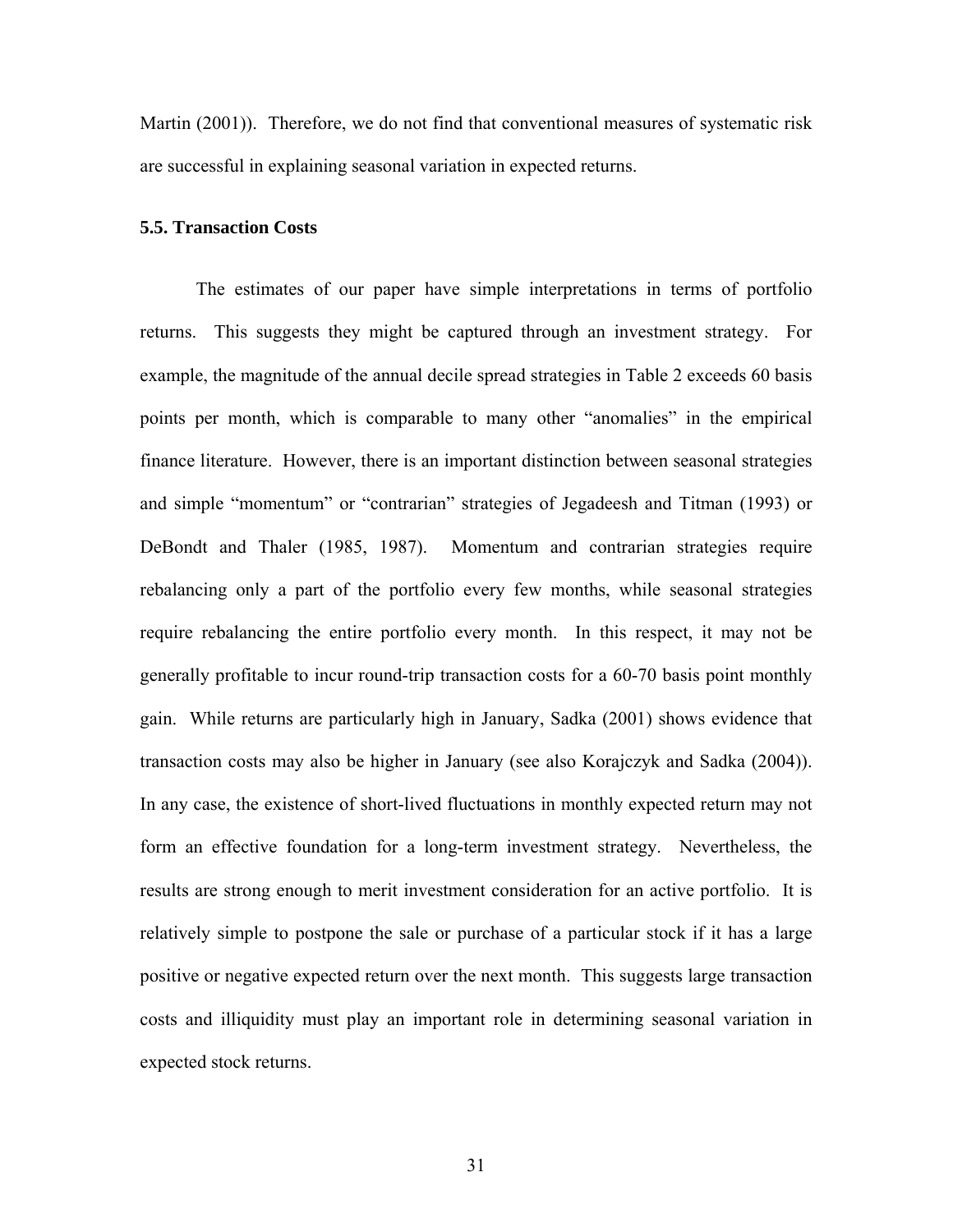Martin (2001)). Therefore, we do not find that conventional measures of systematic risk are successful in explaining seasonal variation in expected returns.

### 5.5. Transaction Costs

The estimates of our paper have simple interpretations in terms of portfolio returns. This suggests they might be captured through an investment strategy. For example, the magnitude of the annual decile spread strategies in Table 2 exceeds 60 basis points per month, which is comparable to many other "anomalies" in the empirical finance literature. However, there is an important distinction between seasonal strategies and simple "momentum" or "contrarian" strategies of Jegadeesh and Titman (1993) or DeBondt and Thaler (1985, 1987). Momentum and contrarian strategies require rebalancing only a part of the portfolio every few months, while seasonal strategies require rebalancing the entire portfolio every month. In this respect, it may not be generally profitable to incur round-trip transaction costs for a 60-70 basis point monthly gain. While returns are particularly high in January, Sadka (2001) shows evidence that transaction costs may also be higher in January (see also Korajczyk and Sadka (2004)). In any case, the existence of short-lived fluctuations in monthly expected return may not form an effective foundation for a long-term investment strategy. Nevertheless, the results are strong enough to merit investment consideration for an active portfolio. It is relatively simple to postpone the sale or purchase of a particular stock if it has a large positive or negative expected return over the next month. This suggests large transaction costs and illiquidity must play an important role in determining seasonal variation in expected stock returns.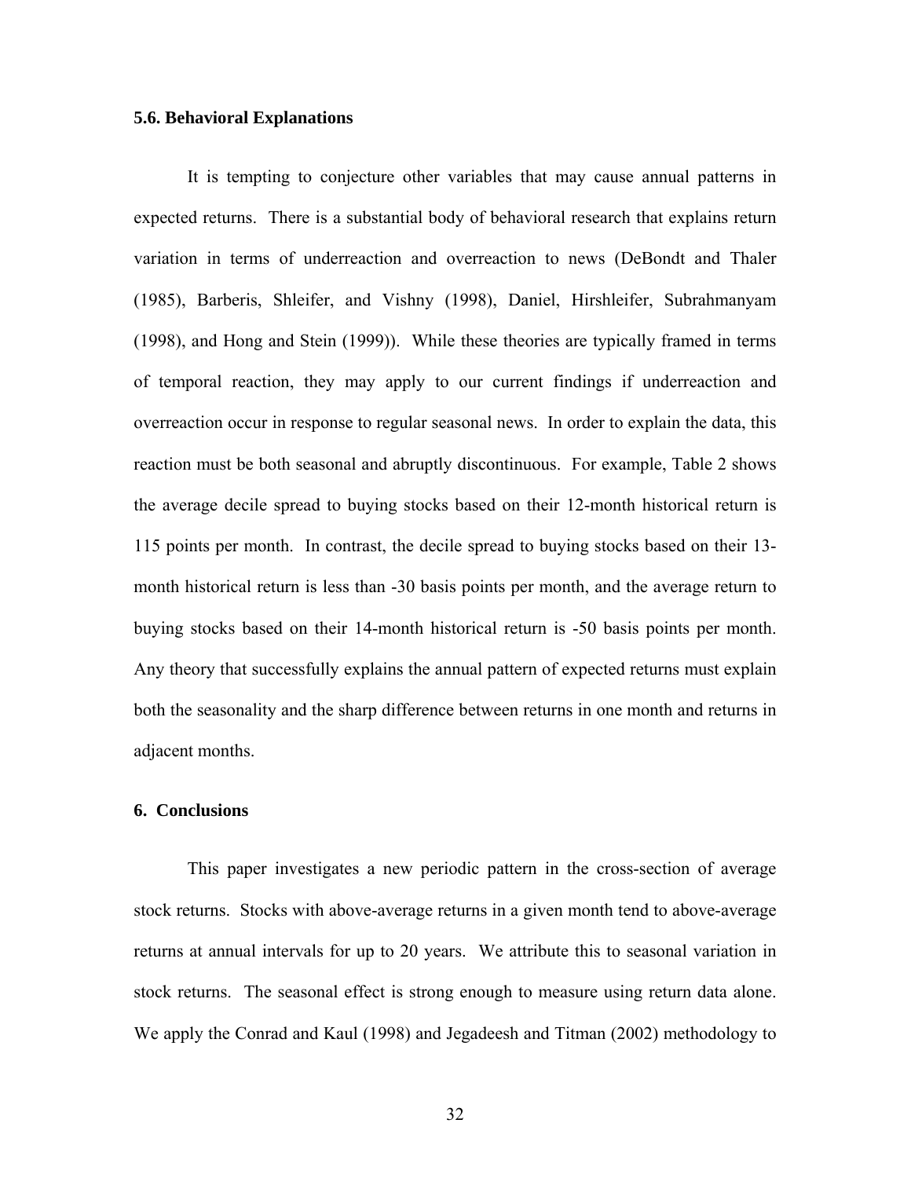### 5.6. Behavioral Explanations

It is tempting to conjecture other variables that may cause annual patterns in expected returns. There is a substantial body of behavioral research that explains return variation in terms of underreaction and overreaction to news (DeBondt and Thaler (1985), Barberis, Shleifer, and Vishny (1998), Daniel, Hirshleifer, Subrahmanyam (1998), and Hong and Stein (1999)). While these theories are typically framed in terms of temporal reaction, they may apply to our current findings if underreaction and overreaction occur in response to regular seasonal news. In order to explain the data, this reaction must be both seasonal and abruptly discontinuous. For example, Table 2 shows the average decile spread to buying stocks based on their 12-month historical return is 115 points per month. In contrast, the decile spread to buying stocks based on their 13-month historical return is less than -30 basis points per month, and the average return to buying stocks based on their 14-month historical return is -50 basis points per month. Any theory that successfully explains the annual pattern of expected returns must explain both the seasonality and the sharp difference between returns in one month and returns in adjacent months.

## 6. Conclusions

This paper investigates a new periodic pattern in the cross-section of average stock returns. Stocks with above-average returns in a given month tend to above-average returns at annual intervals for up to 20 years. We attribute this to seasonal variation in stock returns. The seasonal effect is strong enough to measure using return data alone. We apply the Conrad and Kaul (1998) and Jegadeesh and Titman (2002) methodology to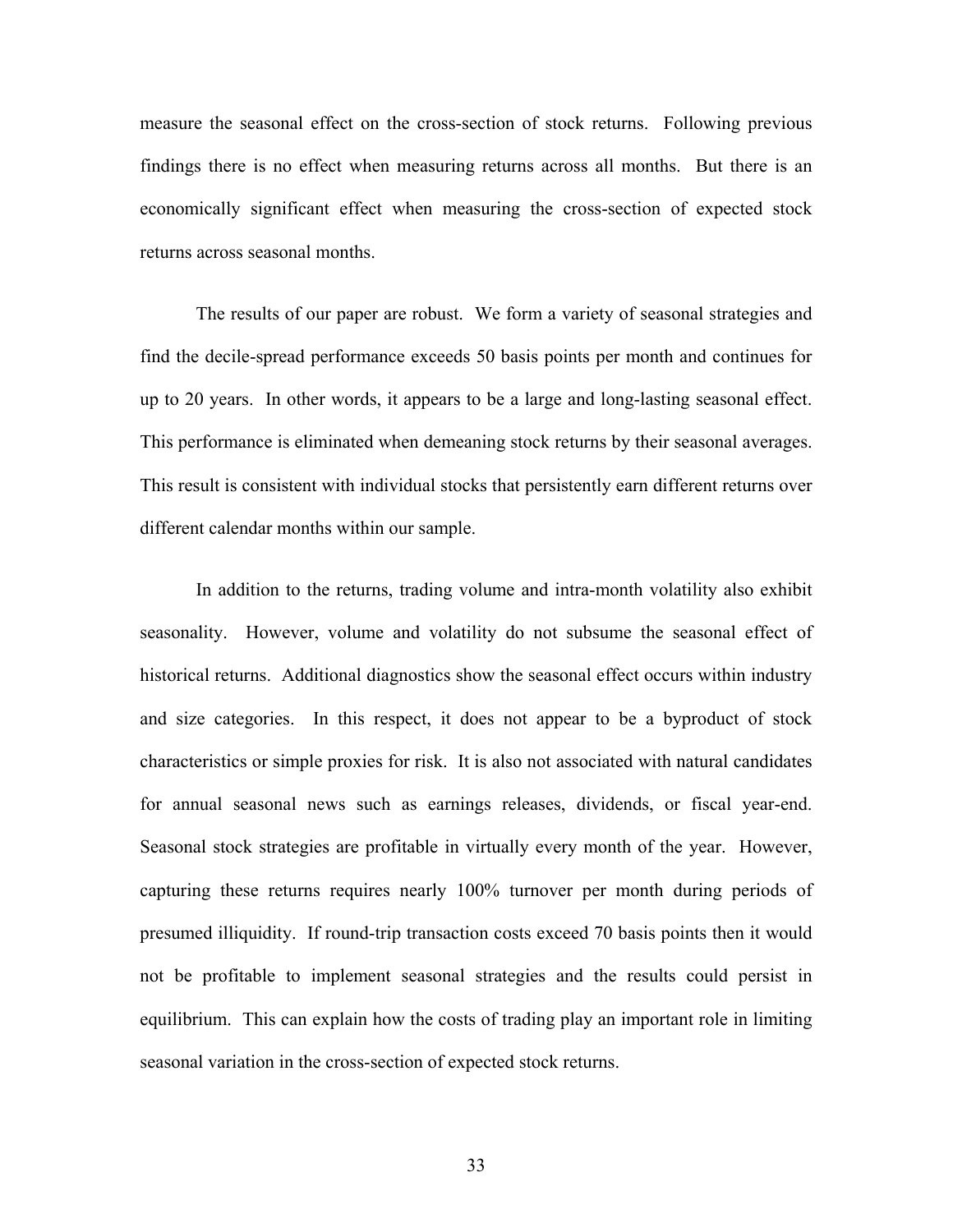measure the seasonal effect on the cross-section of stock returns. Following previous findings there is no effect when measuring returns across all months. But there is an economically significant effect when measuring the cross-section of expected stock returns across seasonal months.

The results of our paper are robust. We form a variety of seasonal strategies and find the decile-spread performance exceeds 50 basis points per month and continues for up to 20 years. In other words, it appears to be a large and long-lasting seasonal effect. This performance is eliminated when demeaning stock returns by their seasonal averages. This result is consistent with individual stocks that persistently earn different returns over different calendar months within our sample.

In addition to the returns, trading volume and intra-month volatility also exhibit seasonality. However, volume and volatility do not subsume the seasonal effect of historical returns. Additional diagnostics show the seasonal effect occurs within industry and size categories. In this respect, it does not appear to be a byproduct of stock characteristics or simple proxies for risk. It is also not associated with natural candidates for annual seasonal news such as earnings releases, dividends, or fiscal year-end. Seasonal stock strategies are profitable in virtually every month of the year. However, capturing these returns requires nearly 100% turnover per month during periods of presumed illiquidity. If round-trip transaction costs exceed 70 basis points then it would not be profitable to implement seasonal strategies and the results could persist in equilibrium. This can explain how the costs of trading play an important role in limiting seasonal variation in the cross-section of expected stock returns.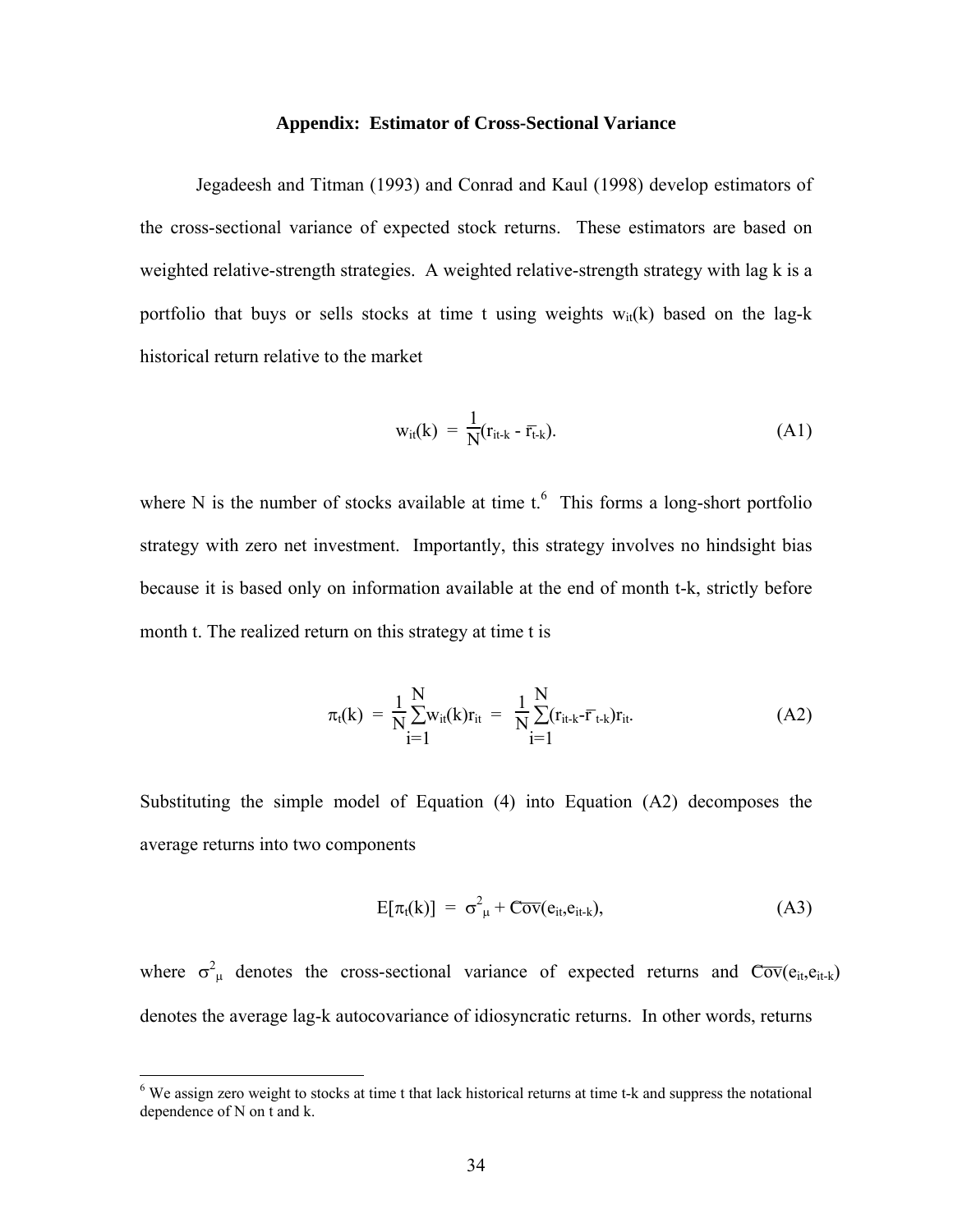### Appendix: Estimator of Cross-Sectional Variance

Jegadeesh and Titman (1993) and Conrad and Kaul (1998) develop estimators of the cross-sectional variance of expected stock returns. These estimators are based on weighted relative-strength strategies. A weighted relative-strength strategy with lag k is a portfolio that buys or sells stocks at time t using weights $w_{it}(k)$ based on the lag-k historical return relative to the market

$$w_{it}(k) = \frac{1}{N}(r_{it-k} - \bar{r}_{t-k}). \tag{A1}$$

where N is the number of stocks available at time t.[6] This forms a long-short portfolio strategy with zero net investment. Importantly, this strategy involves no hindsight bias because it is based only on information available at the end of month t-k, strictly before month t. The realized return on this strategy at time t is

$$\pi_t(k) = \frac{1}{N}\sum_{i=1}^{N} w_{it}(k) r_{it} = \frac{1}{N}\sum_{i=1}^{N}(r_{it-k} - \bar{r}_{t-k}) r_{it}. \tag{A2}$$

Substituting the simple model of Equation (4) into Equation (A2) decomposes the average returns into two components

$$E[\pi_t(k)] = \sigma^2_{\mu} + \overline{\mathrm{Cov}}(e_{it}, e_{it-k}), \tag{A3}$$

where $\sigma^2_{\mu}$ denotes the cross-sectional variance of expected returns and $\overline{\mathrm{Cov}}(e_{it}, e_{it-k})$ denotes the average lag-k autocovariance of idiosyncratic returns. In other words, returns

[6] We assign zero weight to stocks at time t that lack historical returns at time t-k and suppress the notational dependence of N on t and k.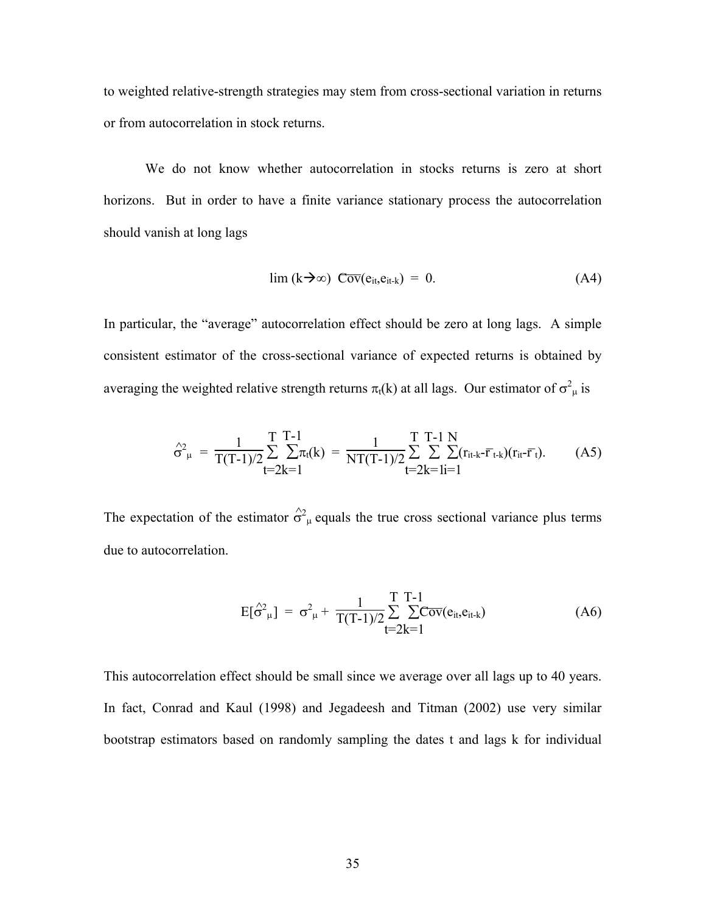to weighted relative-strength strategies may stem from cross-sectional variation in returns or from autocorrelation in stock returns.

We do not know whether autocorrelation in stocks returns is zero at short horizons. But in order to have a finite variance stationary process the autocorrelation should vanish at long lags

$$\lim (k\rightarrow\infty)\ \overline{\mathrm{Cov}}(e_{it},e_{it-k}) = 0. \tag{A4}$$

In particular, the "average" autocorrelation effect should be zero at long lags. A simple consistent estimator of the cross-sectional variance of expected returns is obtained by averaging the weighted relative strength returns $\pi_t(k)$ at all lags. Our estimator of $\sigma^2_\mu$ is

$$\hat{\sigma}^2_\mu = \frac{1}{T(T-1)/2}\sum_{t=2}^{T}\sum_{k=1}^{T-1}\pi_t(k) = \frac{1}{NT(T-1)/2}\sum_{t=2}^{T}\sum_{k=1}^{T-1}\sum_{i=1}^{N}(r_{it-k}-\bar{r}_{t-k})(r_{it}-\bar{r}_t). \tag{A5}$$

The expectation of the estimator $\hat{\sigma}^2_\mu$ equals the true cross sectional variance plus terms due to autocorrelation.

$$E[\hat{\sigma}^2_\mu] = \sigma^2_\mu + \frac{1}{T(T-1)/2}\sum_{t=2}^{T}\sum_{k=1}^{T-1}\overline{\mathrm{Cov}}(e_{it},e_{it-k}) \tag{A6}$$

This autocorrelation effect should be small since we average over all lags up to 40 years. In fact, Conrad and Kaul (1998) and Jegadeesh and Titman (2002) use very similar bootstrap estimators based on randomly sampling the dates t and lags k for individual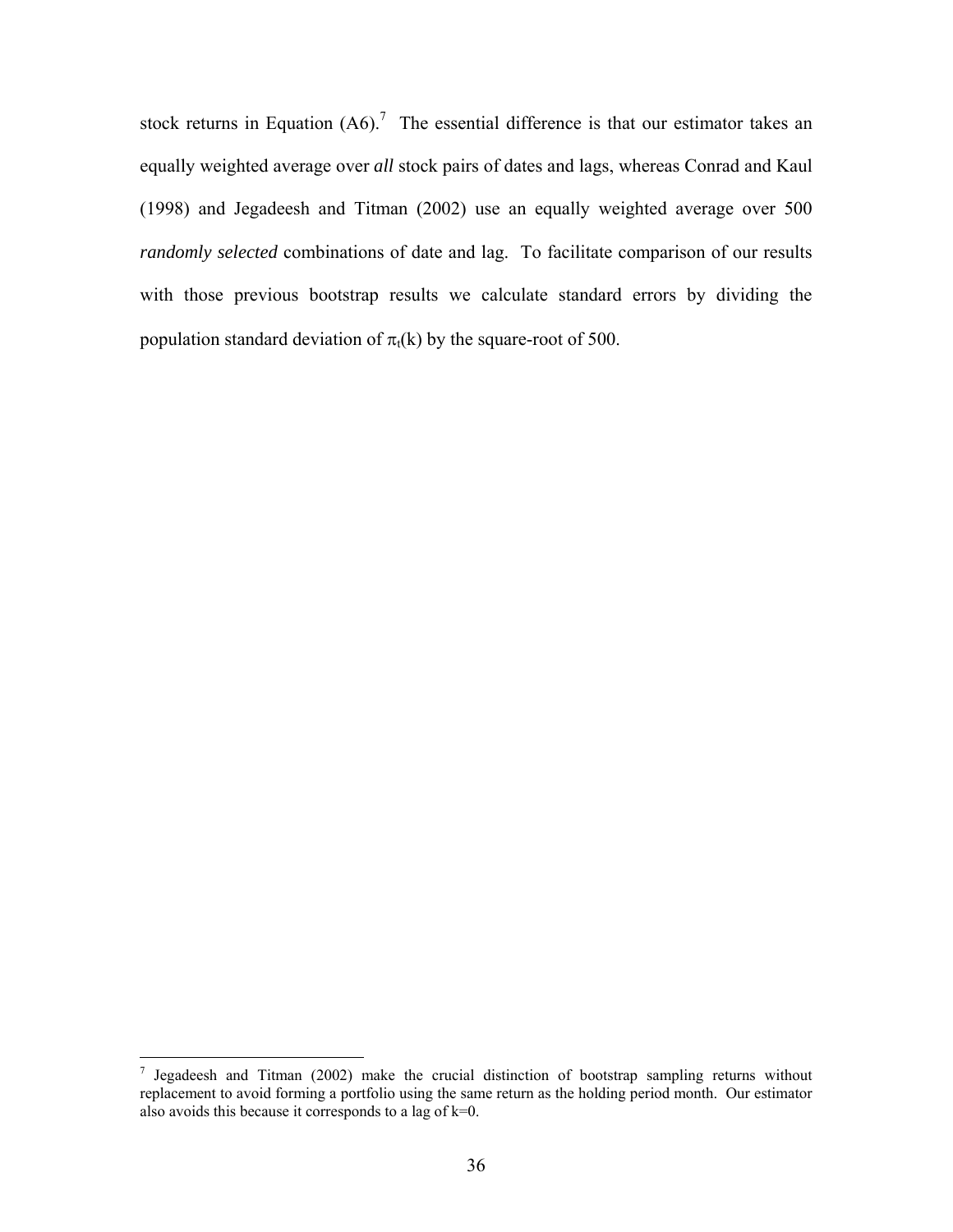stock returns in Equation (A6).[7] The essential difference is that our estimator takes an equally weighted average over *all* stock pairs of dates and lags, whereas Conrad and Kaul (1998) and Jegadeesh and Titman (2002) use an equally weighted average over 500 *randomly selected* combinations of date and lag. To facilitate comparison of our results with those previous bootstrap results we calculate standard errors by dividing the population standard deviation of $\pi_t(k)$ by the square-root of 500.

---

[7] Jegadeesh and Titman (2002) make the crucial distinction of bootstrap sampling returns without replacement to avoid forming a portfolio using the same return as the holding period month. Our estimator also avoids this because it corresponds to a lag of k=0.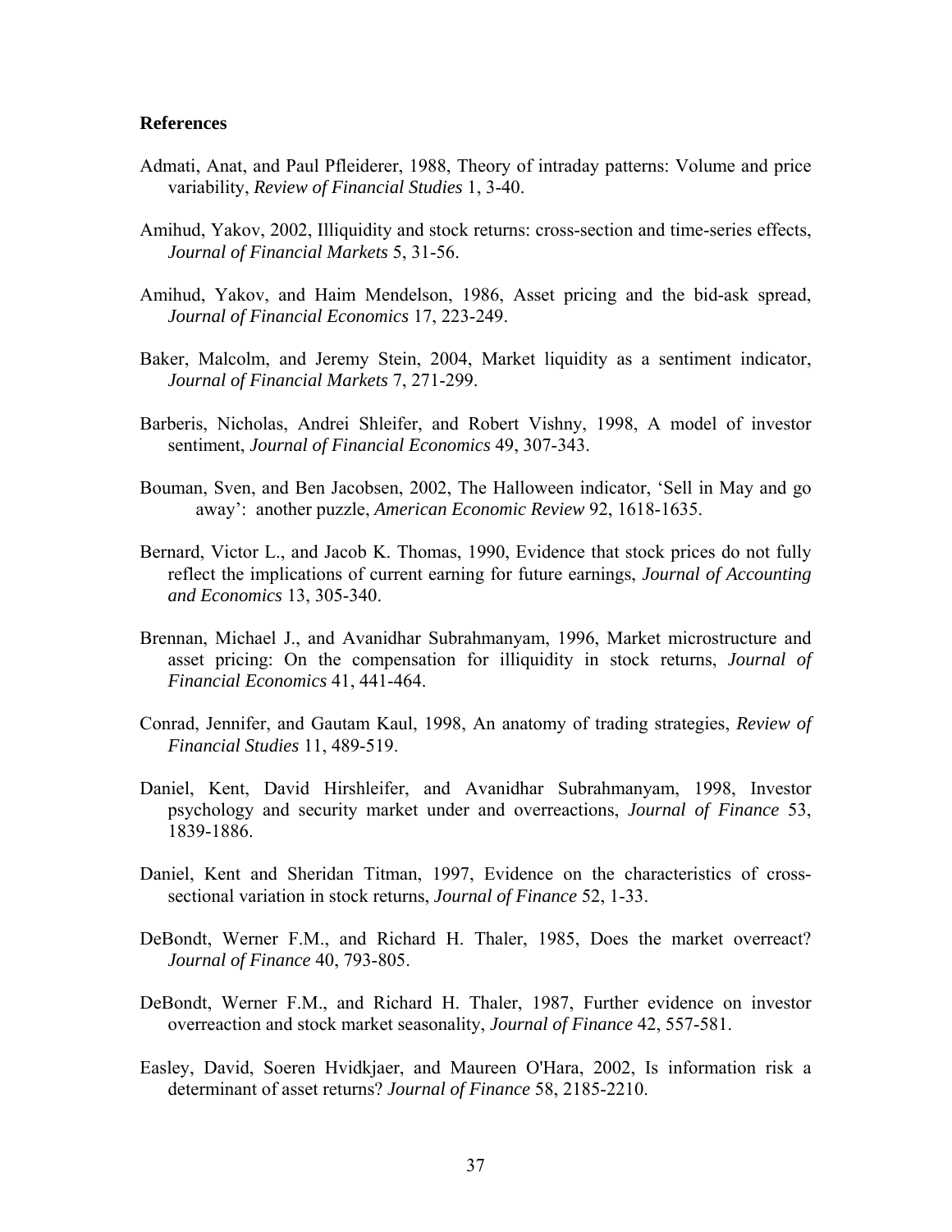**References**

Admati, Anat, and Paul Pfleiderer, 1988, Theory of intraday patterns: Volume and price variability, *Review of Financial Studies* 1, 3-40.

Amihud, Yakov, 2002, Illiquidity and stock returns: cross-section and time-series effects, *Journal of Financial Markets* 5, 31-56.

Amihud, Yakov, and Haim Mendelson, 1986, Asset pricing and the bid-ask spread, *Journal of Financial Economics* 17, 223-249.

Baker, Malcolm, and Jeremy Stein, 2004, Market liquidity as a sentiment indicator, *Journal of Financial Markets* 7, 271-299.

Barberis, Nicholas, Andrei Shleifer, and Robert Vishny, 1998, A model of investor sentiment, *Journal of Financial Economics* 49, 307-343.

Bouman, Sven, and Ben Jacobsen, 2002, The Halloween indicator, 'Sell in May and go away': another puzzle, *American Economic Review* 92, 1618-1635.

Bernard, Victor L., and Jacob K. Thomas, 1990, Evidence that stock prices do not fully reflect the implications of current earning for future earnings, *Journal of Accounting and Economics* 13, 305-340.

Brennan, Michael J., and Avanidhar Subrahmanyam, 1996, Market microstructure and asset pricing: On the compensation for illiquidity in stock returns, *Journal of Financial Economics* 41, 441-464.

Conrad, Jennifer, and Gautam Kaul, 1998, An anatomy of trading strategies, *Review of Financial Studies* 11, 489-519.

Daniel, Kent, David Hirshleifer, and Avanidhar Subrahmanyam, 1998, Investor psychology and security market under and overreactions, *Journal of Finance* 53, 1839-1886.

Daniel, Kent and Sheridan Titman, 1997, Evidence on the characteristics of cross-sectional variation in stock returns, *Journal of Finance* 52, 1-33.

DeBondt, Werner F.M., and Richard H. Thaler, 1985, Does the market overreact? *Journal of Finance* 40, 793-805.

DeBondt, Werner F.M., and Richard H. Thaler, 1987, Further evidence on investor overreaction and stock market seasonality, *Journal of Finance* 42, 557-581.

Easley, David, Soeren Hvidkjaer, and Maureen O'Hara, 2002, Is information risk a determinant of asset returns? *Journal of Finance* 58, 2185-2210.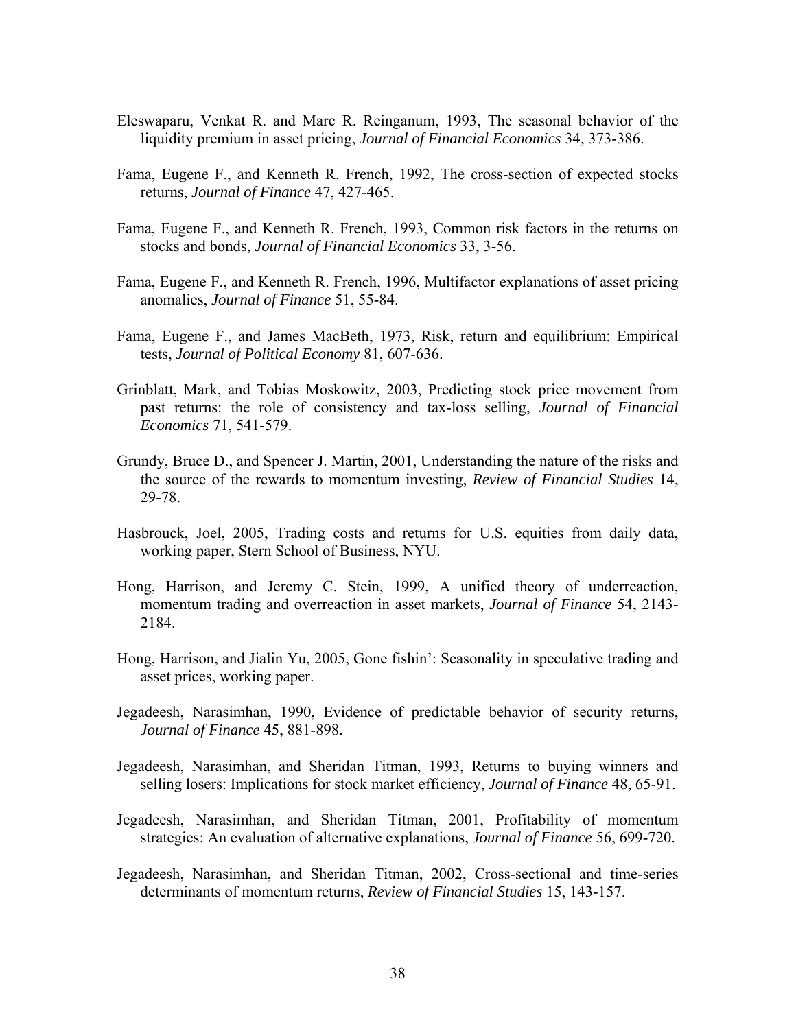Eleswaparu, Venkat R. and Marc R. Reinganum, 1993, The seasonal behavior of the liquidity premium in asset pricing, *Journal of Financial Economics* 34, 373-386.

Fama, Eugene F., and Kenneth R. French, 1992, The cross-section of expected stocks returns, *Journal of Finance* 47, 427-465.

Fama, Eugene F., and Kenneth R. French, 1993, Common risk factors in the returns on stocks and bonds, *Journal of Financial Economics* 33, 3-56.

Fama, Eugene F., and Kenneth R. French, 1996, Multifactor explanations of asset pricing anomalies, *Journal of Finance* 51, 55-84.

Fama, Eugene F., and James MacBeth, 1973, Risk, return and equilibrium: Empirical tests, *Journal of Political Economy* 81, 607-636.

Grinblatt, Mark, and Tobias Moskowitz, 2003, Predicting stock price movement from past returns: the role of consistency and tax-loss selling, *Journal of Financial Economics* 71, 541-579.

Grundy, Bruce D., and Spencer J. Martin, 2001, Understanding the nature of the risks and the source of the rewards to momentum investing, *Review of Financial Studies* 14, 29-78.

Hasbrouck, Joel, 2005, Trading costs and returns for U.S. equities from daily data, working paper, Stern School of Business, NYU.

Hong, Harrison, and Jeremy C. Stein, 1999, A unified theory of underreaction, momentum trading and overreaction in asset markets, *Journal of Finance* 54, 2143-2184.

Hong, Harrison, and Jialin Yu, 2005, Gone fishin': Seasonality in speculative trading and asset prices, working paper.

Jegadeesh, Narasimhan, 1990, Evidence of predictable behavior of security returns, *Journal of Finance* 45, 881-898.

Jegadeesh, Narasimhan, and Sheridan Titman, 1993, Returns to buying winners and selling losers: Implications for stock market efficiency, *Journal of Finance* 48, 65-91.

Jegadeesh, Narasimhan, and Sheridan Titman, 2001, Profitability of momentum strategies: An evaluation of alternative explanations, *Journal of Finance* 56, 699-720.

Jegadeesh, Narasimhan, and Sheridan Titman, 2002, Cross-sectional and time-series determinants of momentum returns, *Review of Financial Studies* 15, 143-157.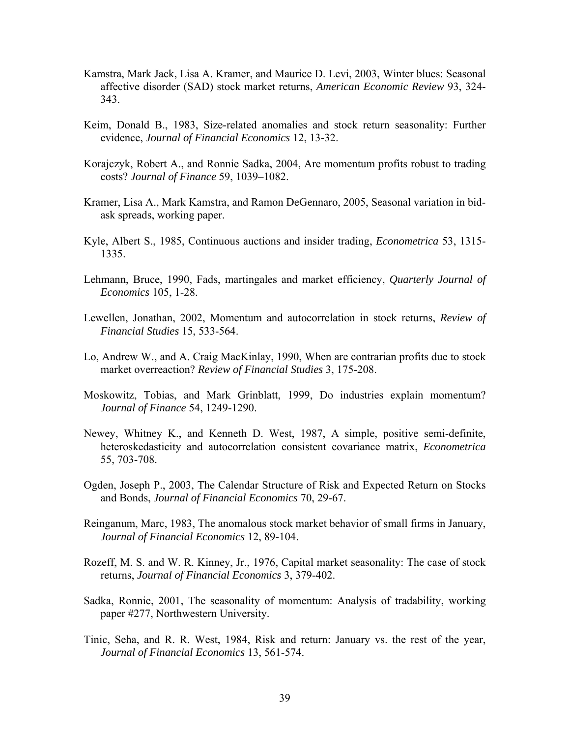Kamstra, Mark Jack, Lisa A. Kramer, and Maurice D. Levi, 2003, Winter blues: Seasonal affective disorder (SAD) stock market returns, *American Economic Review* 93, 324-343.

Keim, Donald B., 1983, Size-related anomalies and stock return seasonality: Further evidence, *Journal of Financial Economics* 12, 13-32.

Korajczyk, Robert A., and Ronnie Sadka, 2004, Are momentum profits robust to trading costs? *Journal of Finance* 59, 1039–1082.

Kramer, Lisa A., Mark Kamstra, and Ramon DeGennaro, 2005, Seasonal variation in bid-ask spreads, working paper.

Kyle, Albert S., 1985, Continuous auctions and insider trading, *Econometrica* 53, 1315-1335.

Lehmann, Bruce, 1990, Fads, martingales and market efficiency, *Quarterly Journal of Economics* 105, 1-28.

Lewellen, Jonathan, 2002, Momentum and autocorrelation in stock returns, *Review of Financial Studies* 15, 533-564.

Lo, Andrew W., and A. Craig MacKinlay, 1990, When are contrarian profits due to stock market overreaction? *Review of Financial Studies* 3, 175-208.

Moskowitz, Tobias, and Mark Grinblatt, 1999, Do industries explain momentum? *Journal of Finance* 54, 1249-1290.

Newey, Whitney K., and Kenneth D. West, 1987, A simple, positive semi-definite, heteroskedasticity and autocorrelation consistent covariance matrix, *Econometrica* 55, 703-708.

Ogden, Joseph P., 2003, The Calendar Structure of Risk and Expected Return on Stocks and Bonds, *Journal of Financial Economics* 70, 29-67.

Reinganum, Marc, 1983, The anomalous stock market behavior of small firms in January, *Journal of Financial Economics* 12, 89-104.

Rozeff, M. S. and W. R. Kinney, Jr., 1976, Capital market seasonality: The case of stock returns, *Journal of Financial Economics* 3, 379-402.

Sadka, Ronnie, 2001, The seasonality of momentum: Analysis of tradability, working paper #277, Northwestern University.

Tinic, Seha, and R. R. West, 1984, Risk and return: January vs. the rest of the year, *Journal of Financial Economics* 13, 561-574.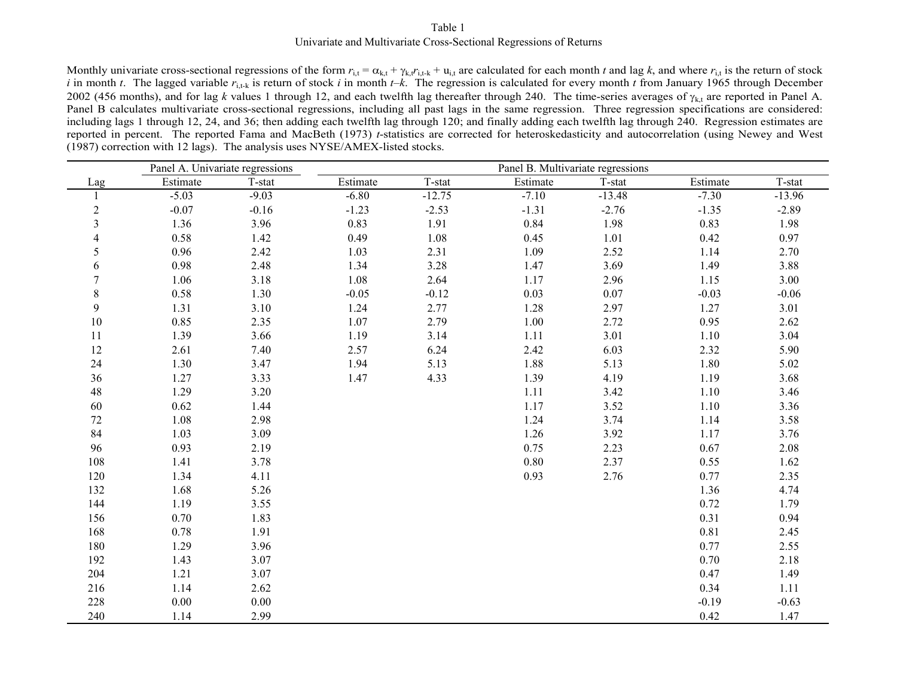Table 1

Univariate and Multivariate Cross-Sectional Regressions of Returns

Monthly univariate cross-sectional regressions of the form $r_{i,t} = \alpha_{k,t} + \gamma_{k,t} r_{i,t-k} + u_{i,t}$ are calculated for each month $t$ and lag $k$, and where $r_{i,t}$ is the return of stock $i$ in month $t$. The lagged variable $r_{i,t-k}$ is return of stock $i$ in month $t$–$k$. The regression is calculated for every month $t$ from January 1965 through December 2002 (456 months), and for lag $k$ values 1 through 12, and each twelfth lag thereafter through 240. The time-series averages of $\gamma_{k,t}$ are reported in Panel A. Panel B calculates multivariate cross-sectional regressions, including all past lags in the same regression. Three regression specifications are considered: including lags 1 through 12, 24, and 36; then adding each twelfth lag through 120; and finally adding each twelfth lag through 240. Regression estimates are reported in percent. The reported Fama and MacBeth (1973) $t$-statistics are corrected for heteroskedasticity and autocorrelation (using Newey and West (1987) correction with 12 lags). The analysis uses NYSE/AMEX-listed stocks.

| | Panel A. Univariate regressions | | Panel B. Multivariate regressions | | | | | |
|---|---|---|---|---|---|---|---|---|
| Lag | Estimate | T-stat | Estimate | T-stat | Estimate | T-stat | Estimate | T-stat |
| 1 | -5.03 | -9.03 | -6.80 | -12.75 | -7.10 | -13.48 | -7.30 | -13.96 |
| 2 | -0.07 | -0.16 | -1.23 | -2.53 | -1.31 | -2.76 | -1.35 | -2.89 |
| 3 | 1.36 | 3.96 | 0.83 | 1.91 | 0.84 | 1.98 | 0.83 | 1.98 |
| 4 | 0.58 | 1.42 | 0.49 | 1.08 | 0.45 | 1.01 | 0.42 | 0.97 |
| 5 | 0.96 | 2.42 | 1.03 | 2.31 | 1.09 | 2.52 | 1.14 | 2.70 |
| 6 | 0.98 | 2.48 | 1.34 | 3.28 | 1.47 | 3.69 | 1.49 | 3.88 |
| 7 | 1.06 | 3.18 | 1.08 | 2.64 | 1.17 | 2.96 | 1.15 | 3.00 |
| 8 | 0.58 | 1.30 | -0.05 | -0.12 | 0.03 | 0.07 | -0.03 | -0.06 |
| 9 | 1.31 | 3.10 | 1.24 | 2.77 | 1.28 | 2.97 | 1.27 | 3.01 |
| 10 | 0.85 | 2.35 | 1.07 | 2.79 | 1.00 | 2.72 | 0.95 | 2.62 |
| 11 | 1.39 | 3.66 | 1.19 | 3.14 | 1.11 | 3.01 | 1.10 | 3.04 |
| 12 | 2.61 | 7.40 | 2.57 | 6.24 | 2.42 | 6.03 | 2.32 | 5.90 |
| 24 | 1.30 | 3.47 | 1.94 | 5.13 | 1.88 | 5.13 | 1.80 | 5.02 |
| 36 | 1.27 | 3.33 | 1.47 | 4.33 | 1.39 | 4.19 | 1.19 | 3.68 |
| 48 | 1.29 | 3.20 | | | 1.11 | 3.42 | 1.10 | 3.46 |
| 60 | 0.62 | 1.44 | | | 1.17 | 3.52 | 1.10 | 3.36 |
| 72 | 1.08 | 2.98 | | | 1.24 | 3.74 | 1.14 | 3.58 |
| 84 | 1.03 | 3.09 | | | 1.26 | 3.92 | 1.17 | 3.76 |
| 96 | 0.93 | 2.19 | | | 0.75 | 2.23 | 0.67 | 2.08 |
| 108 | 1.41 | 3.78 | | | 0.80 | 2.37 | 0.55 | 1.62 |
| 120 | 1.34 | 4.11 | | | 0.93 | 2.76 | 0.77 | 2.35 |
| 132 | 1.68 | 5.26 | | | | | 1.36 | 4.74 |
| 144 | 1.19 | 3.55 | | | | | 0.72 | 1.79 |
| 156 | 0.70 | 1.83 | | | | | 0.31 | 0.94 |
| 168 | 0.78 | 1.91 | | | | | 0.81 | 2.45 |
| 180 | 1.29 | 3.96 | | | | | 0.77 | 2.55 |
| 192 | 1.43 | 3.07 | | | | | 0.70 | 2.18 |
| 204 | 1.21 | 3.07 | | | | | 0.47 | 1.49 |
| 216 | 1.14 | 2.62 | | | | | 0.34 | 1.11 |
| 228 | 0.00 | 0.00 | | | | | -0.19 | -0.63 |
| 240 | 1.14 | 2.99 | | | | | 0.42 | 1.47 |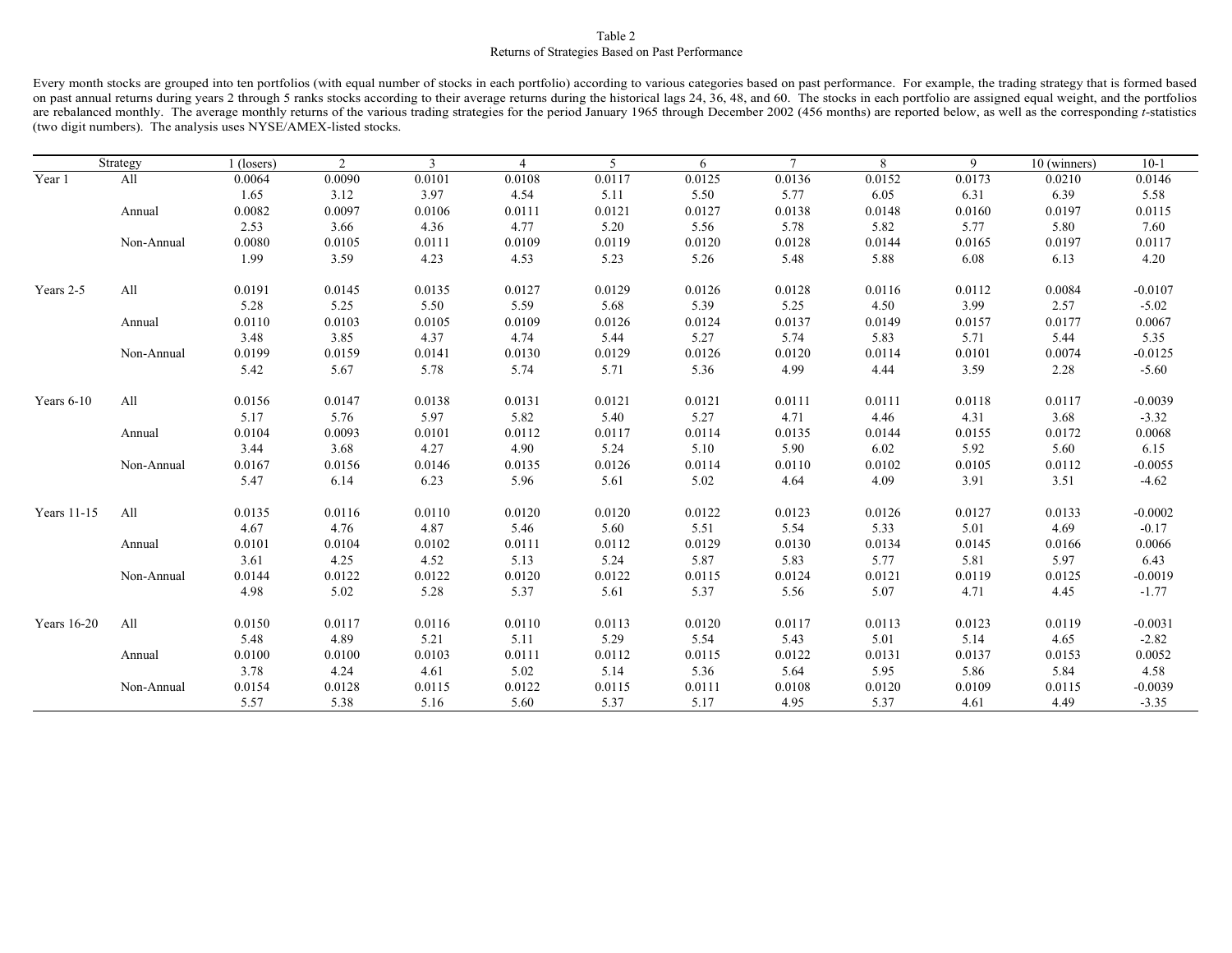Table 2

Returns of Strategies Based on Past Performance

Every month stocks are grouped into ten portfolios (with equal number of stocks in each portfolio) according to various categories based on past performance. For example, the trading strategy that is formed based on past annual returns during years 2 through 5 ranks stocks according to their average returns during the historical lags 24, 36, 48, and 60. The stocks in each portfolio are assigned equal weight, and the portfolios are rebalanced monthly. The average monthly returns of the various trading strategies for the period January 1965 through December 2002 (456 months) are reported below, as well as the corresponding *t*-statistics (two digit numbers). The analysis uses NYSE/AMEX-listed stocks.

| Strategy | | 1 (losers) | 2 | 3 | 4 | 5 | 6 | 7 | 8 | 9 | 10 (winners) | 10-1 |
|---|---|---|---|---|---|---|---|---|---|---|---|---|
| Year 1 | All | 0.0064 | 0.0090 | 0.0101 | 0.0108 | 0.0117 | 0.0125 | 0.0136 | 0.0152 | 0.0173 | 0.0210 | 0.0146 |
| | | 1.65 | 3.12 | 3.97 | 4.54 | 5.11 | 5.50 | 5.77 | 6.05 | 6.31 | 6.39 | 5.58 |
| | Annual | 0.0082 | 0.0097 | 0.0106 | 0.0111 | 0.0121 | 0.0127 | 0.0138 | 0.0148 | 0.0160 | 0.0197 | 0.0115 |
| | | 2.53 | 3.66 | 4.36 | 4.77 | 5.20 | 5.56 | 5.78 | 5.82 | 5.77 | 5.80 | 7.60 |
| | Non-Annual | 0.0080 | 0.0105 | 0.0111 | 0.0109 | 0.0119 | 0.0120 | 0.0128 | 0.0144 | 0.0165 | 0.0197 | 0.0117 |
| | | 1.99 | 3.59 | 4.23 | 4.53 | 5.23 | 5.26 | 5.48 | 5.88 | 6.08 | 6.13 | 4.20 |
| Years 2-5 | All | 0.0191 | 0.0145 | 0.0135 | 0.0127 | 0.0129 | 0.0126 | 0.0128 | 0.0116 | 0.0112 | 0.0084 | -0.0107 |
| | | 5.28 | 5.25 | 5.50 | 5.59 | 5.68 | 5.39 | 5.25 | 4.50 | 3.99 | 2.57 | -5.02 |
| | Annual | 0.0110 | 0.0103 | 0.0105 | 0.0109 | 0.0126 | 0.0124 | 0.0137 | 0.0149 | 0.0157 | 0.0177 | 0.0067 |
| | | 3.48 | 3.85 | 4.37 | 4.74 | 5.44 | 5.27 | 5.74 | 5.83 | 5.71 | 5.44 | 5.35 |
| | Non-Annual | 0.0199 | 0.0159 | 0.0141 | 0.0130 | 0.0129 | 0.0126 | 0.0120 | 0.0114 | 0.0101 | 0.0074 | -0.0125 |
| | | 5.42 | 5.67 | 5.78 | 5.74 | 5.71 | 5.36 | 4.99 | 4.44 | 3.59 | 2.28 | -5.60 |
| Years 6-10 | All | 0.0156 | 0.0147 | 0.0138 | 0.0131 | 0.0121 | 0.0121 | 0.0111 | 0.0111 | 0.0118 | 0.0117 | -0.0039 |
| | | 5.17 | 5.76 | 5.97 | 5.82 | 5.40 | 5.27 | 4.71 | 4.46 | 4.31 | 3.68 | -3.32 |
| | Annual | 0.0104 | 0.0093 | 0.0101 | 0.0112 | 0.0117 | 0.0114 | 0.0135 | 0.0144 | 0.0155 | 0.0172 | 0.0068 |
| | | 3.44 | 3.68 | 4.27 | 4.90 | 5.24 | 5.10 | 5.90 | 6.02 | 5.92 | 5.60 | 6.15 |
| | Non-Annual | 0.0167 | 0.0156 | 0.0146 | 0.0135 | 0.0126 | 0.0114 | 0.0110 | 0.0102 | 0.0105 | 0.0112 | -0.0055 |
| | | 5.47 | 6.14 | 6.23 | 5.96 | 5.61 | 5.02 | 4.64 | 4.09 | 3.91 | 3.51 | -4.62 |
| Years 11-15 | All | 0.0135 | 0.0116 | 0.0110 | 0.0120 | 0.0120 | 0.0122 | 0.0123 | 0.0126 | 0.0127 | 0.0133 | -0.0002 |
| | | 4.67 | 4.76 | 4.87 | 5.46 | 5.60 | 5.51 | 5.54 | 5.33 | 5.01 | 4.69 | -0.17 |
| | Annual | 0.0101 | 0.0104 | 0.0102 | 0.0111 | 0.0112 | 0.0129 | 0.0130 | 0.0134 | 0.0145 | 0.0166 | 0.0066 |
| | | 3.61 | 4.25 | 4.52 | 5.13 | 5.24 | 5.87 | 5.83 | 5.77 | 5.81 | 5.97 | 6.43 |
| | Non-Annual | 0.0144 | 0.0122 | 0.0122 | 0.0120 | 0.0122 | 0.0115 | 0.0124 | 0.0121 | 0.0119 | 0.0125 | -0.0019 |
| | | 4.98 | 5.02 | 5.28 | 5.37 | 5.61 | 5.37 | 5.56 | 5.07 | 4.71 | 4.45 | -1.77 |
| Years 16-20 | All | 0.0150 | 0.0117 | 0.0116 | 0.0110 | 0.0113 | 0.0120 | 0.0117 | 0.0113 | 0.0123 | 0.0119 | -0.0031 |
| | | 5.48 | 4.89 | 5.21 | 5.11 | 5.29 | 5.54 | 5.43 | 5.01 | 5.14 | 4.65 | -2.82 |
| | Annual | 0.0100 | 0.0100 | 0.0103 | 0.0111 | 0.0112 | 0.0115 | 0.0122 | 0.0131 | 0.0137 | 0.0153 | 0.0052 |
| | | 3.78 | 4.24 | 4.61 | 5.02 | 5.14 | 5.36 | 5.64 | 5.95 | 5.86 | 5.84 | 4.58 |
| | Non-Annual | 0.0154 | 0.0128 | 0.0115 | 0.0122 | 0.0115 | 0.0111 | 0.0108 | 0.0120 | 0.0109 | 0.0115 | -0.0039 |
| | | 5.57 | 5.38 | 5.16 | 5.60 | 5.37 | 5.17 | 4.95 | 5.37 | 4.61 | 4.49 | -3.35 |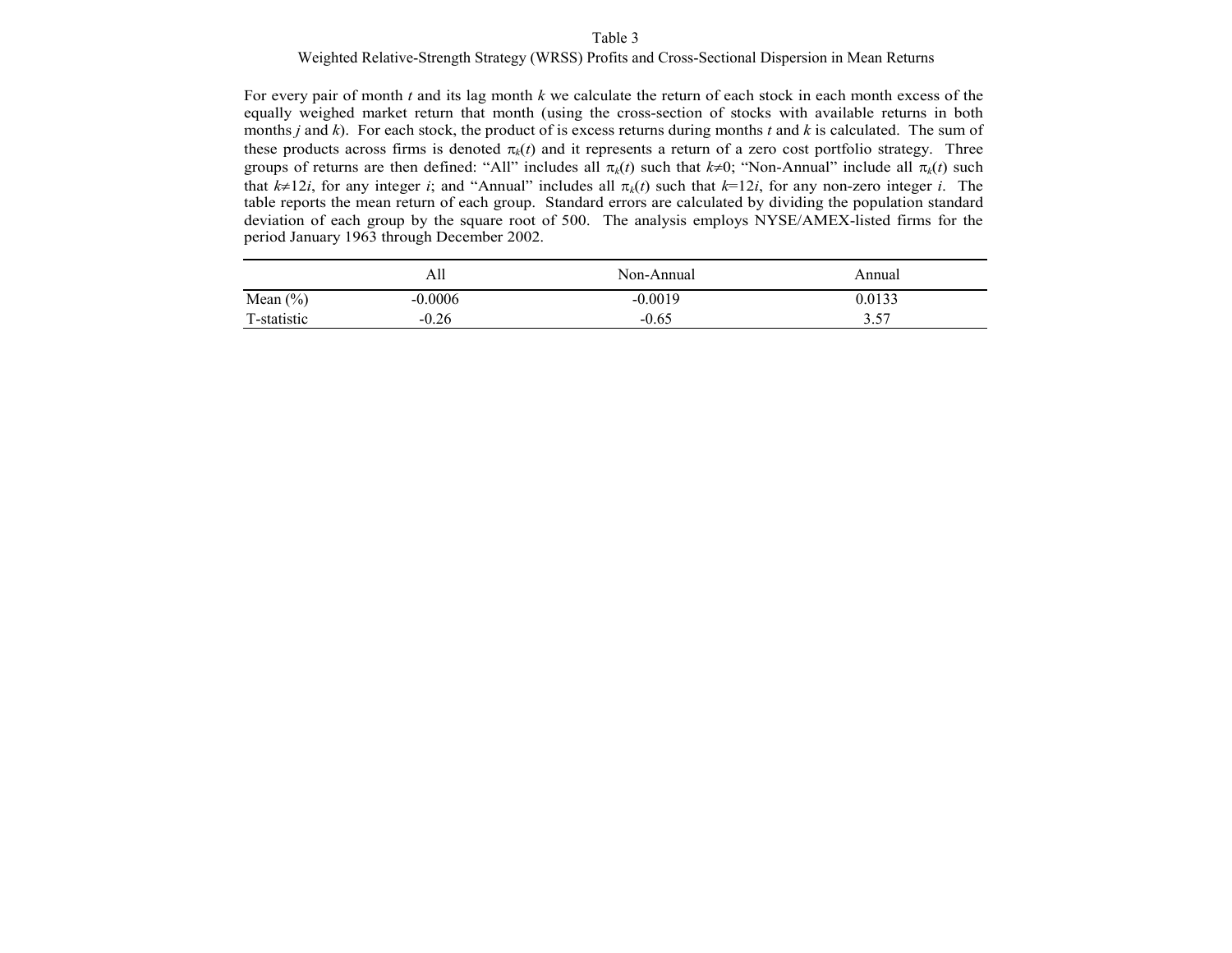Table 3

Weighted Relative-Strength Strategy (WRSS) Profits and Cross-Sectional Dispersion in Mean Returns

For every pair of month $t$ and its lag month $k$ we calculate the return of each stock in each month excess of the equally weighed market return that month (using the cross-section of stocks with available returns in both months $j$ and $k$). For each stock, the product of is excess returns during months $t$ and $k$ is calculated. The sum of these products across firms is denoted $\pi_k(t)$ and it represents a return of a zero cost portfolio strategy. Three groups of returns are then defined: "All" includes all $\pi_k(t)$ such that $k \neq 0$; "Non-Annual" include all $\pi_k(t)$ such that $k \neq 12i$, for any integer $i$; and "Annual" includes all $\pi_k(t)$ such that $k=12i$, for any non-zero integer $i$. The table reports the mean return of each group. Standard errors are calculated by dividing the population standard deviation of each group by the square root of 500. The analysis employs NYSE/AMEX-listed firms for the period January 1963 through December 2002.

| | All | Non-Annual | Annual |
|---|---|---|---|
| Mean (%) | -0.0006 | -0.0019 | 0.0133 |
| T-statistic | -0.26 | -0.65 | 3.57 |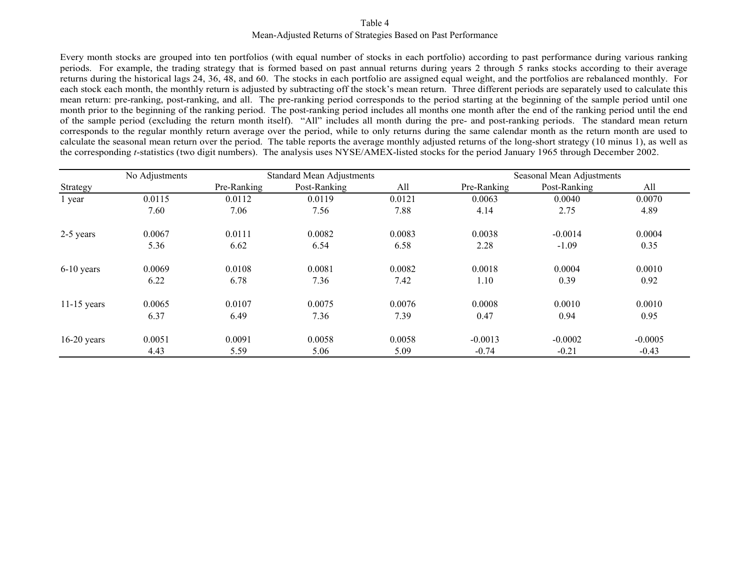Table 4

Mean-Adjusted Returns of Strategies Based on Past Performance

Every month stocks are grouped into ten portfolios (with equal number of stocks in each portfolio) according to past performance during various ranking periods. For example, the trading strategy that is formed based on past annual returns during years 2 through 5 ranks stocks according to their average returns during the historical lags 24, 36, 48, and 60. The stocks in each portfolio are assigned equal weight, and the portfolios are rebalanced monthly. For each stock each month, the monthly return is adjusted by subtracting off the stock's mean return. Three different periods are separately used to calculate this mean return: pre-ranking, post-ranking, and all. The pre-ranking period corresponds to the period starting at the beginning of the sample period until one month prior to the beginning of the ranking period. The post-ranking period includes all months one month after the end of the ranking period until the end of the sample period (excluding the return month itself). "All" includes all month during the pre- and post-ranking periods. The standard mean return corresponds to the regular monthly return average over the period, while to only returns during the same calendar month as the return month are used to calculate the seasonal mean return over the period. The table reports the average monthly adjusted returns of the long-short strategy (10 minus 1), as well as the corresponding *t*-statistics (two digit numbers). The analysis uses NYSE/AMEX-listed stocks for the period January 1965 through December 2002.

| | No Adjustments | Standard Mean Adjustments | | | Seasonal Mean Adjustments | | |
|---|---|---|---|---|---|---|---|
| Strategy | | Pre-Ranking | Post-Ranking | All | Pre-Ranking | Post-Ranking | All |
| 1 year | 0.0115 | 0.0112 | 0.0119 | 0.0121 | 0.0063 | 0.0040 | 0.0070 |
| | 7.60 | 7.06 | 7.56 | 7.88 | 4.14 | 2.75 | 4.89 |
| 2-5 years | 0.0067 | 0.0111 | 0.0082 | 0.0083 | 0.0038 | -0.0014 | 0.0004 |
| | 5.36 | 6.62 | 6.54 | 6.58 | 2.28 | -1.09 | 0.35 |
| 6-10 years | 0.0069 | 0.0108 | 0.0081 | 0.0082 | 0.0018 | 0.0004 | 0.0010 |
| | 6.22 | 6.78 | 7.36 | 7.42 | 1.10 | 0.39 | 0.92 |
| 11-15 years | 0.0065 | 0.0107 | 0.0075 | 0.0076 | 0.0008 | 0.0010 | 0.0010 |
| | 6.37 | 6.49 | 7.36 | 7.39 | 0.47 | 0.94 | 0.95 |
| 16-20 years | 0.0051 | 0.0091 | 0.0058 | 0.0058 | -0.0013 | -0.0002 | -0.0005 |
| | 4.43 | 5.59 | 5.06 | 5.09 | -0.74 | -0.21 | -0.43 |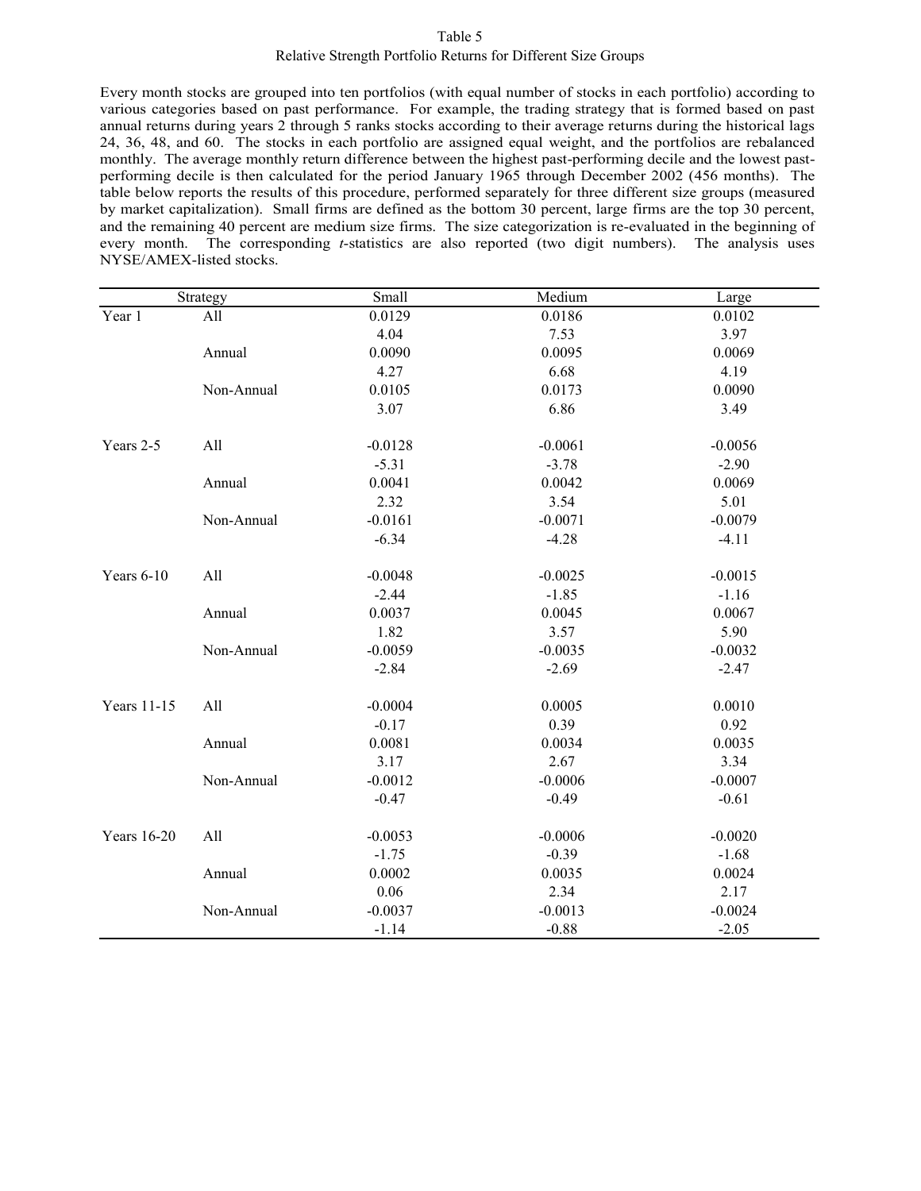Table 5

Relative Strength Portfolio Returns for Different Size Groups

Every month stocks are grouped into ten portfolios (with equal number of stocks in each portfolio) according to various categories based on past performance. For example, the trading strategy that is formed based on past annual returns during years 2 through 5 ranks stocks according to their average returns during the historical lags 24, 36, 48, and 60. The stocks in each portfolio are assigned equal weight, and the portfolios are rebalanced monthly. The average monthly return difference between the highest past-performing decile and the lowest past-performing decile is then calculated for the period January 1965 through December 2002 (456 months). The table below reports the results of this procedure, performed separately for three different size groups (measured by market capitalization). Small firms are defined as the bottom 30 percent, large firms are the top 30 percent, and the remaining 40 percent are medium size firms. The size categorization is re-evaluated in the beginning of every month. The corresponding *t*-statistics are also reported (two digit numbers). The analysis uses NYSE/AMEX-listed stocks.

| Strategy | | Small | Medium | Large |
|---|---|---|---|---|
| Year 1 | All | 0.0129 | 0.0186 | 0.0102 |
| | | 4.04 | 7.53 | 3.97 |
| | Annual | 0.0090 | 0.0095 | 0.0069 |
| | | 4.27 | 6.68 | 4.19 |
| | Non-Annual | 0.0105 | 0.0173 | 0.0090 |
| | | 3.07 | 6.86 | 3.49 |
| Years 2-5 | All | -0.0128 | -0.0061 | -0.0056 |
| | | -5.31 | -3.78 | -2.90 |
| | Annual | 0.0041 | 0.0042 | 0.0069 |
| | | 2.32 | 3.54 | 5.01 |
| | Non-Annual | -0.0161 | -0.0071 | -0.0079 |
| | | -6.34 | -4.28 | -4.11 |
| Years 6-10 | All | -0.0048 | -0.0025 | -0.0015 |
| | | -2.44 | -1.85 | -1.16 |
| | Annual | 0.0037 | 0.0045 | 0.0067 |
| | | 1.82 | 3.57 | 5.90 |
| | Non-Annual | -0.0059 | -0.0035 | -0.0032 |
| | | -2.84 | -2.69 | -2.47 |
| Years 11-15 | All | -0.0004 | 0.0005 | 0.0010 |
| | | -0.17 | 0.39 | 0.92 |
| | Annual | 0.0081 | 0.0034 | 0.0035 |
| | | 3.17 | 2.67 | 3.34 |
| | Non-Annual | -0.0012 | -0.0006 | -0.0007 |
| | | -0.47 | -0.49 | -0.61 |
| Years 16-20 | All | -0.0053 | -0.0006 | -0.0020 |
| | | -1.75 | -0.39 | -1.68 |
| | Annual | 0.0002 | 0.0035 | 0.0024 |
| | | 0.06 | 2.34 | 2.17 |
| | Non-Annual | -0.0037 | -0.0013 | -0.0024 |
| | | -1.14 | -0.88 | -2.05 |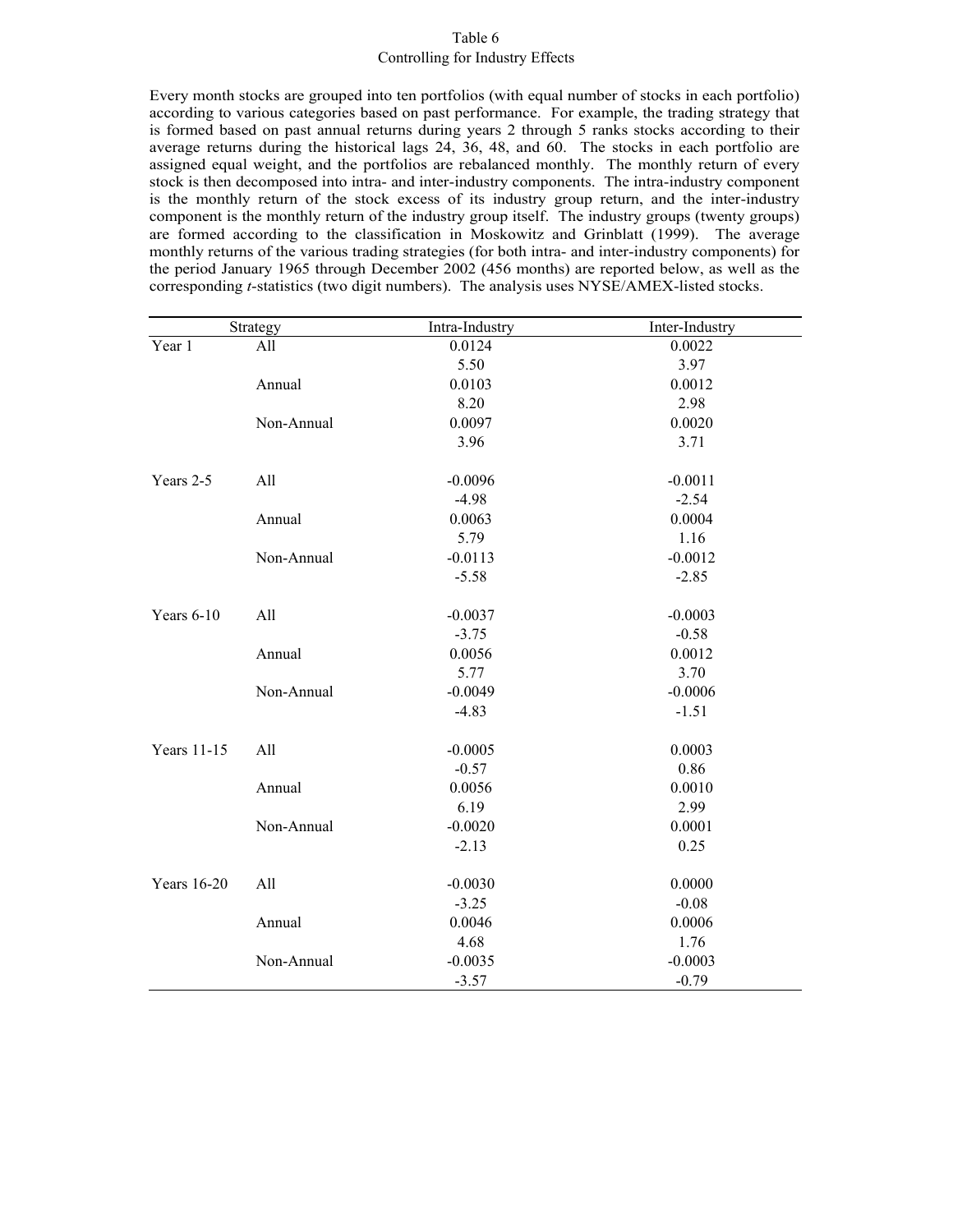Table 6

Controlling for Industry Effects

Every month stocks are grouped into ten portfolios (with equal number of stocks in each portfolio) according to various categories based on past performance. For example, the trading strategy that is formed based on past annual returns during years 2 through 5 ranks stocks according to their average returns during the historical lags 24, 36, 48, and 60. The stocks in each portfolio are assigned equal weight, and the portfolios are rebalanced monthly. The monthly return of every stock is then decomposed into intra- and inter-industry components. The intra-industry component is the monthly return of the stock excess of its industry group return, and the inter-industry component is the monthly return of the industry group itself. The industry groups (twenty groups) are formed according to the classification in Moskowitz and Grinblatt (1999). The average monthly returns of the various trading strategies (for both intra- and inter-industry components) for the period January 1965 through December 2002 (456 months) are reported below, as well as the corresponding *t*-statistics (two digit numbers). The analysis uses NYSE/AMEX-listed stocks.

| Strategy | | Intra-Industry | Inter-Industry |
|---|---|---|---|
| Year 1 | All | 0.0124 | 0.0022 |
| | | 5.50 | 3.97 |
| | Annual | 0.0103 | 0.0012 |
| | | 8.20 | 2.98 |
| | Non-Annual | 0.0097 | 0.0020 |
| | | 3.96 | 3.71 |
| Years 2-5 | All | -0.0096 | -0.0011 |
| | | -4.98 | -2.54 |
| | Annual | 0.0063 | 0.0004 |
| | | 5.79 | 1.16 |
| | Non-Annual | -0.0113 | -0.0012 |
| | | -5.58 | -2.85 |
| Years 6-10 | All | -0.0037 | -0.0003 |
| | | -3.75 | -0.58 |
| | Annual | 0.0056 | 0.0012 |
| | | 5.77 | 3.70 |
| | Non-Annual | -0.0049 | -0.0006 |
| | | -4.83 | -1.51 |
| Years 11-15 | All | -0.0005 | 0.0003 |
| | | -0.57 | 0.86 |
| | Annual | 0.0056 | 0.0010 |
| | | 6.19 | 2.99 |
| | Non-Annual | -0.0020 | 0.0001 |
| | | -2.13 | 0.25 |
| Years 16-20 | All | -0.0030 | 0.0000 |
| | | -3.25 | -0.08 |
| | Annual | 0.0046 | 0.0006 |
| | | 4.68 | 1.76 |
| | Non-Annual | -0.0035 | -0.0003 |
| | | -3.57 | -0.79 |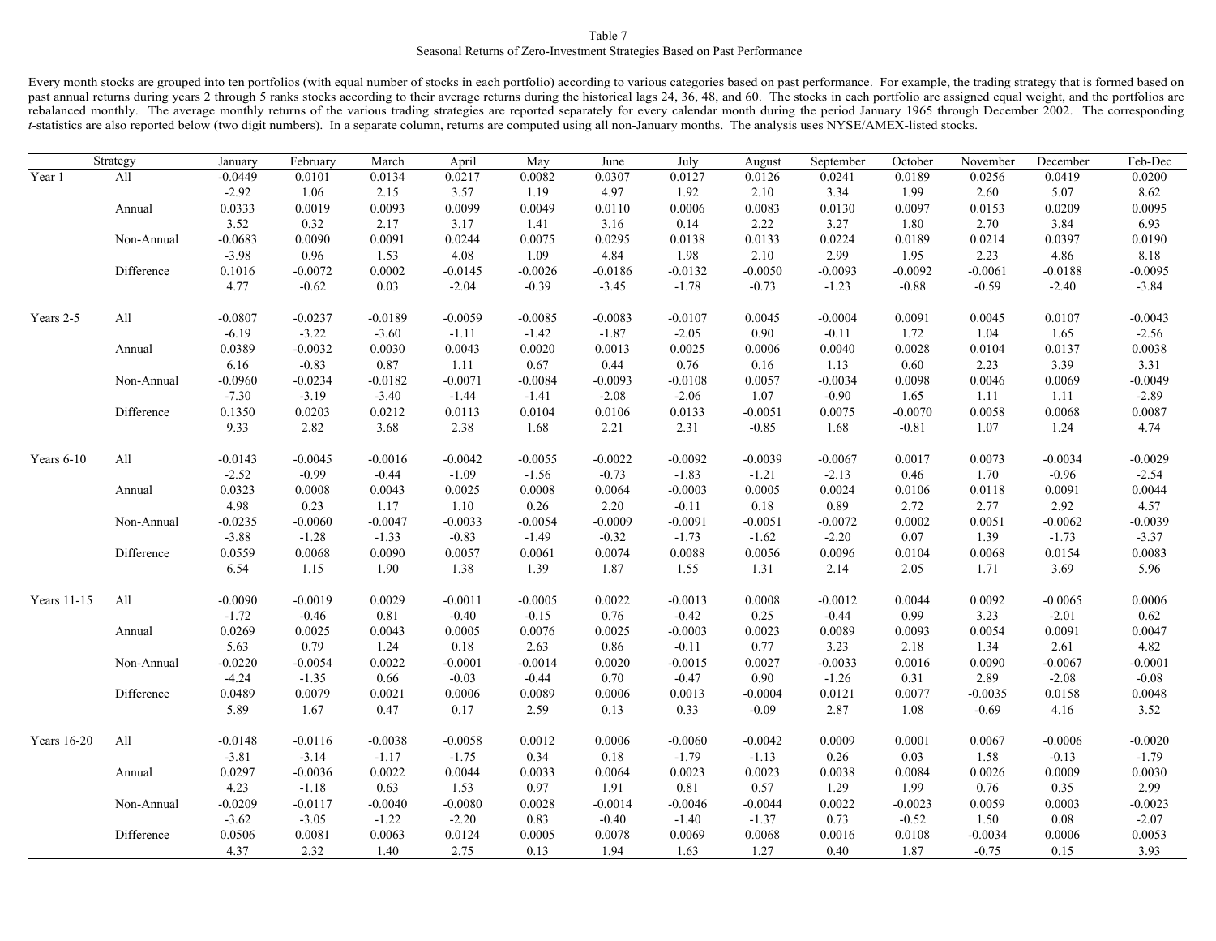Table 7

Seasonal Returns of Zero-Investment Strategies Based on Past Performance

Every month stocks are grouped into ten portfolios (with equal number of stocks in each portfolio) according to various categories based on past performance. For example, the trading strategy that is formed based on past annual returns during years 2 through 5 ranks stocks according to their average returns during the historical lags 24, 36, 48, and 60. The stocks in each portfolio are assigned equal weight, and the portfolios are rebalanced monthly. The average monthly returns of the various trading strategies are reported separately for every calendar month during the period January 1965 through December 2002. The corresponding *t*-statistics are also reported below (two digit numbers). In a separate column, returns are computed using all non-January months. The analysis uses NYSE/AMEX-listed stocks.

| Strategy | | January | February | March | April | May | June | July | August | September | October | November | December | Feb-Dec |
|---|---|---|---|---|---|---|---|---|---|---|---|---|---|---|
| Year 1 | All | -0.0449 | 0.0101 | 0.0134 | 0.0217 | 0.0082 | 0.0307 | 0.0127 | 0.0126 | 0.0241 | 0.0189 | 0.0256 | 0.0419 | 0.0200 |
| | | -2.92 | 1.06 | 2.15 | 3.57 | 1.19 | 4.97 | 1.92 | 2.10 | 3.34 | 1.99 | 2.60 | 5.07 | 8.62 |
| | Annual | 0.0333 | 0.0019 | 0.0093 | 0.0099 | 0.0049 | 0.0110 | 0.0006 | 0.0083 | 0.0130 | 0.0097 | 0.0153 | 0.0209 | 0.0095 |
| | | 3.52 | 0.32 | 2.17 | 3.17 | 1.41 | 3.16 | 0.14 | 2.22 | 3.27 | 1.80 | 2.70 | 3.84 | 6.93 |
| | Non-Annual | -0.0683 | 0.0090 | 0.0091 | 0.0244 | 0.0075 | 0.0295 | 0.0138 | 0.0133 | 0.0224 | 0.0189 | 0.0214 | 0.0397 | 0.0190 |
| | | -3.98 | 0.96 | 1.53 | 4.08 | 1.09 | 4.84 | 1.98 | 2.10 | 2.99 | 1.95 | 2.23 | 4.86 | 8.18 |
| | Difference | 0.1016 | -0.0072 | 0.0002 | -0.0145 | -0.0026 | -0.0186 | -0.0132 | -0.0050 | -0.0093 | -0.0092 | -0.0061 | -0.0188 | -0.0095 |
| | | 4.77 | -0.62 | 0.03 | -2.04 | -0.39 | -3.45 | -1.78 | -0.73 | -1.23 | -0.88 | -0.59 | -2.40 | -3.84 |
| Years 2-5 | All | -0.0807 | -0.0237 | -0.0189 | -0.0059 | -0.0085 | -0.0083 | -0.0107 | 0.0045 | -0.0004 | 0.0091 | 0.0045 | 0.0107 | -0.0043 |
| | | -6.19 | -3.22 | -3.60 | -1.11 | -1.42 | -1.87 | -2.05 | 0.90 | -0.11 | 1.72 | 1.04 | 1.65 | -2.56 |
| | Annual | 0.0389 | -0.0032 | 0.0030 | 0.0043 | 0.0020 | 0.0013 | 0.0025 | 0.0006 | 0.0040 | 0.0028 | 0.0104 | 0.0137 | 0.0038 |
| | | 6.16 | -0.83 | 0.87 | 1.11 | 0.67 | 0.44 | 0.76 | 0.16 | 1.13 | 0.60 | 2.23 | 3.39 | 3.31 |
| | Non-Annual | -0.0960 | -0.0234 | -0.0182 | -0.0071 | -0.0084 | -0.0093 | -0.0108 | 0.0057 | -0.0034 | 0.0098 | 0.0046 | 0.0069 | -0.0049 |
| | | -7.30 | -3.19 | -3.40 | -1.44 | -1.41 | -2.08 | -2.06 | 1.07 | -0.90 | 1.65 | 1.11 | 1.11 | -2.89 |
| | Difference | 0.1350 | 0.0203 | 0.0212 | 0.0113 | 0.0104 | 0.0106 | 0.0133 | -0.0051 | 0.0075 | -0.0070 | 0.0058 | 0.0068 | 0.0087 |
| | | 9.33 | 2.82 | 3.68 | 2.38 | 1.68 | 2.21 | 2.31 | -0.85 | 1.68 | -0.81 | 1.07 | 1.24 | 4.74 |
| Years 6-10 | All | -0.0143 | -0.0045 | -0.0016 | -0.0042 | -0.0055 | -0.0022 | -0.0092 | -0.0039 | -0.0067 | 0.0017 | 0.0073 | -0.0034 | -0.0029 |
| | | -2.52 | -0.99 | -0.44 | -1.09 | -1.56 | -0.73 | -1.83 | -1.21 | -2.13 | 0.46 | 1.70 | -0.96 | -2.54 |
| | Annual | 0.0323 | 0.0008 | 0.0043 | 0.0025 | 0.0008 | 0.0064 | -0.0003 | 0.0005 | 0.0024 | 0.0106 | 0.0118 | 0.0091 | 0.0044 |
| | | 4.98 | 0.23 | 1.17 | 1.10 | 0.26 | 2.20 | -0.11 | 0.18 | 0.89 | 2.72 | 2.77 | 2.92 | 4.57 |
| | Non-Annual | -0.0235 | -0.0060 | -0.0047 | -0.0033 | -0.0054 | -0.0009 | -0.0091 | -0.0051 | -0.0072 | 0.0002 | 0.0051 | -0.0062 | -0.0039 |
| | | -3.88 | -1.28 | -1.33 | -0.83 | -1.49 | -0.32 | -1.73 | -1.62 | -2.20 | 0.07 | 1.39 | -1.73 | -3.37 |
| | Difference | 0.0559 | 0.0068 | 0.0090 | 0.0057 | 0.0061 | 0.0074 | 0.0088 | 0.0056 | 0.0096 | 0.0104 | 0.0068 | 0.0154 | 0.0083 |
| | | 6.54 | 1.15 | 1.90 | 1.38 | 1.39 | 1.87 | 1.55 | 1.31 | 2.14 | 2.05 | 1.71 | 3.69 | 5.96 |
| Years 11-15 | All | -0.0090 | -0.0019 | 0.0029 | -0.0011 | -0.0005 | 0.0022 | -0.0013 | 0.0008 | -0.0012 | 0.0044 | 0.0092 | -0.0065 | 0.0006 |
| | | -1.72 | -0.46 | 0.81 | -0.40 | -0.15 | 0.76 | -0.42 | 0.25 | -0.44 | 0.99 | 3.23 | -2.01 | 0.62 |
| | Annual | 0.0269 | 0.0025 | 0.0043 | 0.0005 | 0.0076 | 0.0025 | -0.0003 | 0.0023 | 0.0089 | 0.0093 | 0.0054 | 0.0091 | 0.0047 |
| | | 5.63 | 0.79 | 1.24 | 0.18 | 2.63 | 0.86 | -0.11 | 0.77 | 3.23 | 2.18 | 1.34 | 2.61 | 4.82 |
| | Non-Annual | -0.0220 | -0.0054 | 0.0022 | -0.0001 | -0.0014 | 0.0020 | -0.0015 | 0.0027 | -0.0033 | 0.0016 | 0.0090 | -0.0067 | -0.0001 |
| | | -4.24 | -1.35 | 0.66 | -0.03 | -0.44 | 0.70 | -0.47 | 0.90 | -1.26 | 0.31 | 2.89 | -2.08 | -0.08 |
| | Difference | 0.0489 | 0.0079 | 0.0021 | 0.0006 | 0.0089 | 0.0006 | 0.0013 | -0.0004 | 0.0121 | 0.0077 | -0.0035 | 0.0158 | 0.0048 |
| | | 5.89 | 1.67 | 0.47 | 0.17 | 2.59 | 0.13 | 0.33 | -0.09 | 2.87 | 1.08 | -0.69 | 4.16 | 3.52 |
| Years 16-20 | All | -0.0148 | -0.0116 | -0.0038 | -0.0058 | 0.0012 | 0.0006 | -0.0060 | -0.0042 | 0.0009 | 0.0001 | 0.0067 | -0.0006 | -0.0020 |
| | | -3.81 | -3.14 | -1.17 | -1.75 | 0.34 | 0.18 | -1.79 | -1.13 | 0.26 | 0.03 | 1.58 | -0.13 | -1.79 |
| | Annual | 0.0297 | -0.0036 | 0.0022 | 0.0044 | 0.0033 | 0.0064 | 0.0023 | 0.0023 | 0.0038 | 0.0084 | 0.0026 | 0.0009 | 0.0030 |
| | | 4.23 | -1.18 | 0.63 | 1.53 | 0.97 | 1.91 | 0.81 | 0.57 | 1.29 | 1.99 | 0.76 | 0.35 | 2.99 |
| | Non-Annual | -0.0209 | -0.0117 | -0.0040 | -0.0080 | 0.0028 | -0.0014 | -0.0046 | -0.0044 | 0.0022 | -0.0023 | 0.0059 | 0.0003 | -0.0023 |
| | | -3.62 | -3.05 | -1.22 | -2.20 | 0.83 | -0.40 | -1.40 | -1.37 | 0.73 | -0.52 | 1.50 | 0.08 | -2.07 |
| | Difference | 0.0506 | 0.0081 | 0.0063 | 0.0124 | 0.0005 | 0.0078 | 0.0069 | 0.0068 | 0.0016 | 0.0108 | -0.0034 | 0.0006 | 0.0053 |
| | | 4.37 | 2.32 | 1.40 | 2.75 | 0.13 | 1.94 | 1.63 | 1.27 | 0.40 | 1.87 | -0.75 | 0.15 | 3.93 |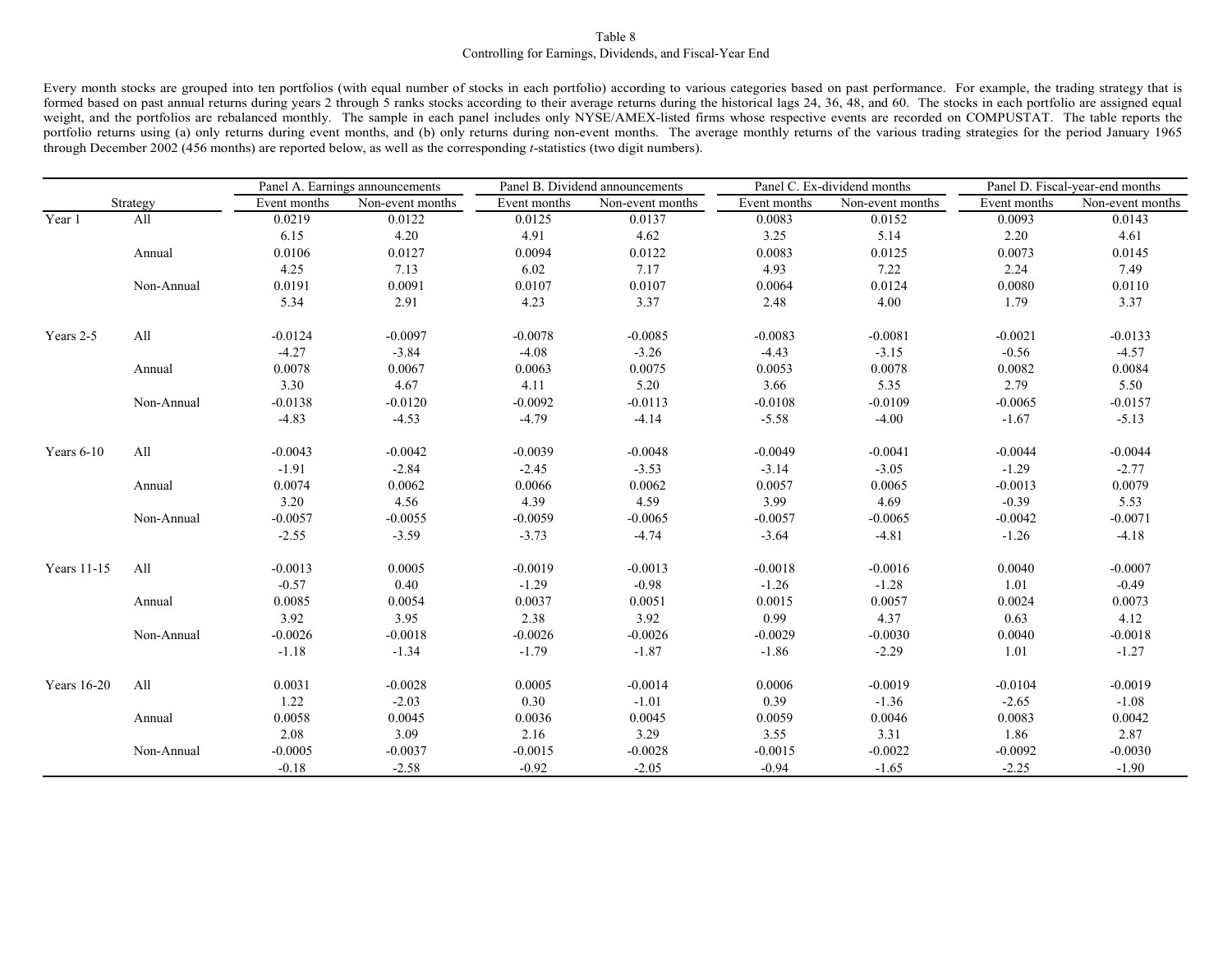Table 8

Controlling for Earnings, Dividends, and Fiscal-Year End

Every month stocks are grouped into ten portfolios (with equal number of stocks in each portfolio) according to various categories based on past performance. For example, the trading strategy that is formed based on past annual returns during years 2 through 5 ranks stocks according to their average returns during the historical lags 24, 36, 48, and 60. The stocks in each portfolio are assigned equal weight, and the portfolios are rebalanced monthly. The sample in each panel includes only NYSE/AMEX-listed firms whose respective events are recorded on COMPUSTAT. The table reports the portfolio returns using (a) only returns during event months, and (b) only returns during non-event months. The average monthly returns of the various trading strategies for the period January 1965 through December 2002 (456 months) are reported below, as well as the corresponding *t*-statistics (two digit numbers).

| Strategy | | Panel A. Earnings announcements | | Panel B. Dividend announcements | | Panel C. Ex-dividend months | | Panel D. Fiscal-year-end months | |
|---|---|---|---|---|---|---|---|---|---|
| | | Event months | Non-event months | Event months | Non-event months | Event months | Non-event months | Event months | Non-event months |
| Year 1 | All | 0.0219 | 0.0122 | 0.0125 | 0.0137 | 0.0083 | 0.0152 | 0.0093 | 0.0143 |
| | | 6.15 | 4.20 | 4.91 | 4.62 | 3.25 | 5.14 | 2.20 | 4.61 |
| | Annual | 0.0106 | 0.0127 | 0.0094 | 0.0122 | 0.0083 | 0.0125 | 0.0073 | 0.0145 |
| | | 4.25 | 7.13 | 6.02 | 7.17 | 4.93 | 7.22 | 2.24 | 7.49 |
| | Non-Annual | 0.0191 | 0.0091 | 0.0107 | 0.0107 | 0.0064 | 0.0124 | 0.0080 | 0.0110 |
| | | 5.34 | 2.91 | 4.23 | 3.37 | 2.48 | 4.00 | 1.79 | 3.37 |
| Years 2-5 | All | -0.0124 | -0.0097 | -0.0078 | -0.0085 | -0.0083 | -0.0081 | -0.0021 | -0.0133 |
| | | -4.27 | -3.84 | -4.08 | -3.26 | -4.43 | -3.15 | -0.56 | -4.57 |
| | Annual | 0.0078 | 0.0067 | 0.0063 | 0.0075 | 0.0053 | 0.0078 | 0.0082 | 0.0084 |
| | | 3.30 | 4.67 | 4.11 | 5.20 | 3.66 | 5.35 | 2.79 | 5.50 |
| | Non-Annual | -0.0138 | -0.0120 | -0.0092 | -0.0113 | -0.0108 | -0.0109 | -0.0065 | -0.0157 |
| | | -4.83 | -4.53 | -4.79 | -4.14 | -5.58 | -4.00 | -1.67 | -5.13 |
| Years 6-10 | All | -0.0043 | -0.0042 | -0.0039 | -0.0048 | -0.0049 | -0.0041 | -0.0044 | -0.0044 |
| | | -1.91 | -2.84 | -2.45 | -3.53 | -3.14 | -3.05 | -1.29 | -2.77 |
| | Annual | 0.0074 | 0.0062 | 0.0066 | 0.0062 | 0.0057 | 0.0065 | -0.0013 | 0.0079 |
| | | 3.20 | 4.56 | 4.39 | 4.59 | 3.99 | 4.69 | -0.39 | 5.53 |
| | Non-Annual | -0.0057 | -0.0055 | -0.0059 | -0.0065 | -0.0057 | -0.0065 | -0.0042 | -0.0071 |
| | | -2.55 | -3.59 | -3.73 | -4.74 | -3.64 | -4.81 | -1.26 | -4.18 |
| Years 11-15 | All | -0.0013 | 0.0005 | -0.0019 | -0.0013 | -0.0018 | -0.0016 | 0.0040 | -0.0007 |
| | | -0.57 | 0.40 | -1.29 | -0.98 | -1.26 | -1.28 | 1.01 | -0.49 |
| | Annual | 0.0085 | 0.0054 | 0.0037 | 0.0051 | 0.0015 | 0.0057 | 0.0024 | 0.0073 |
| | | 3.92 | 3.95 | 2.38 | 3.92 | 0.99 | 4.37 | 0.63 | 4.12 |
| | Non-Annual | -0.0026 | -0.0018 | -0.0026 | -0.0026 | -0.0029 | -0.0030 | 0.0040 | -0.0018 |
| | | -1.18 | -1.34 | -1.79 | -1.87 | -1.86 | -2.29 | 1.01 | -1.27 |
| Years 16-20 | All | 0.0031 | -0.0028 | 0.0005 | -0.0014 | 0.0006 | -0.0019 | -0.0104 | -0.0019 |
| | | 1.22 | -2.03 | 0.30 | -1.01 | 0.39 | -1.36 | -2.65 | -1.08 |
| | Annual | 0.0058 | 0.0045 | 0.0036 | 0.0045 | 0.0059 | 0.0046 | 0.0083 | 0.0042 |
| | | 2.08 | 3.09 | 2.16 | 3.29 | 3.55 | 3.31 | 1.86 | 2.87 |
| | Non-Annual | -0.0005 | -0.0037 | -0.0015 | -0.0028 | -0.0015 | -0.0022 | -0.0092 | -0.0030 |
| | | -0.18 | -2.58 | -0.92 | -2.05 | -0.94 | -1.65 | -2.25 | -1.90 |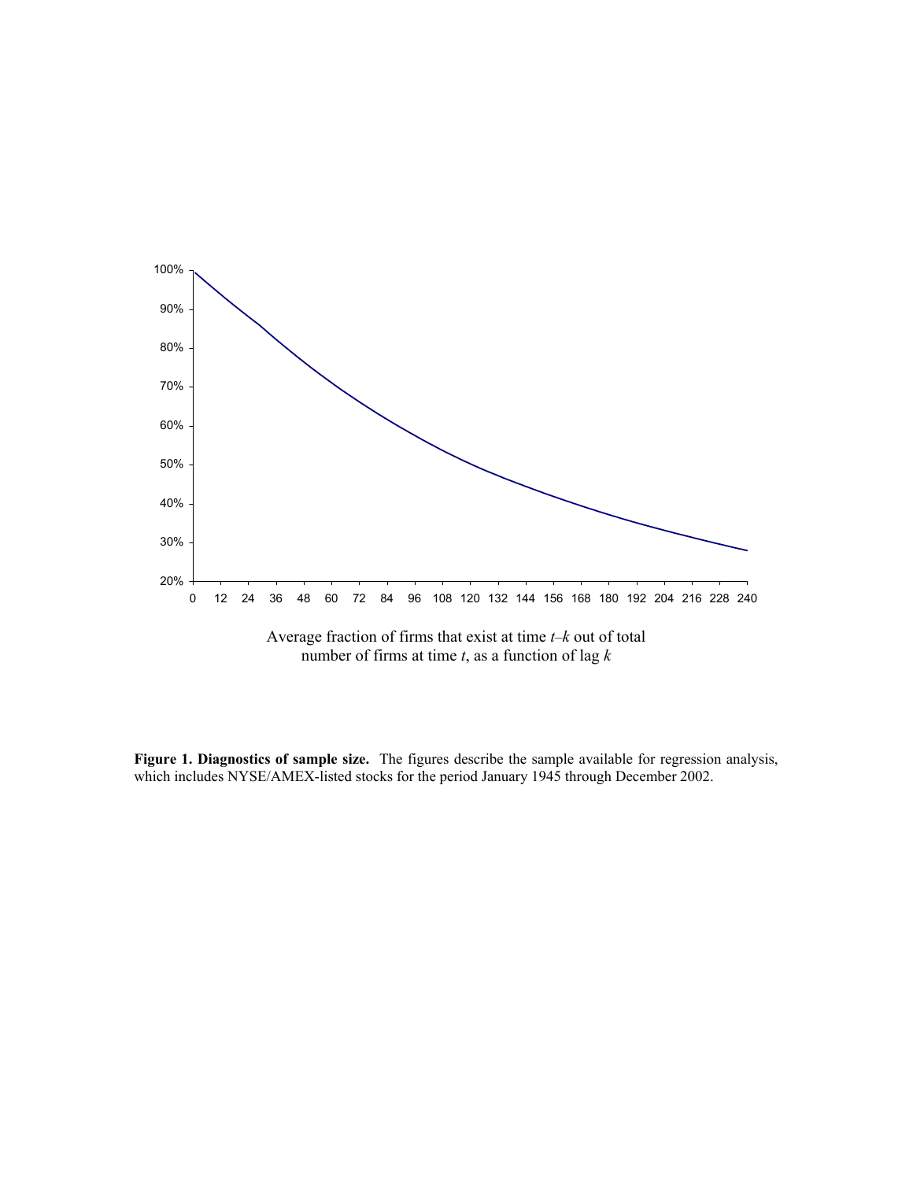Average fraction of firms that exist at time $t$–$k$ out of total number of firms at time $t$, as a function of lag $k$

**Figure 1. Diagnostics of sample size.** The figures describe the sample available for regression analysis, which includes NYSE/AMEX-listed stocks for the period January 1945 through December 2002.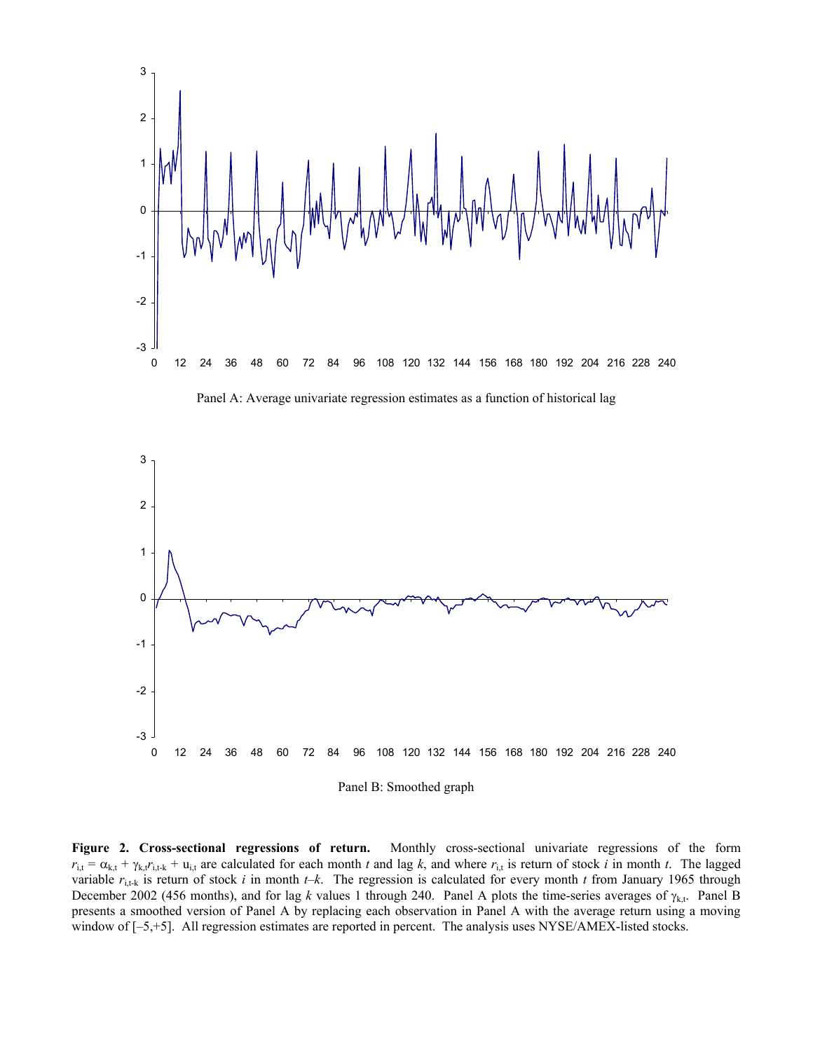Panel A: Average univariate regression estimates as a function of historical lag

Panel B: Smoothed graph

**Figure 2. Cross-sectional regressions of return.** Monthly cross-sectional univariate regressions of the form $r_{i,t} = \alpha_{k,t} + \gamma_{k,t} r_{i,t-k} + u_{i,t}$ are calculated for each month $t$ and lag $k$, and where $r_{i,t}$ is return of stock $i$ in month $t$. The lagged variable $r_{i,t-k}$ is return of stock $i$ in month $t$–$k$. The regression is calculated for every month $t$ from January 1965 through December 2002 (456 months), and for lag $k$ values 1 through 240. Panel A plots the time-series averages of $\gamma_{k,t}$. Panel B presents a smoothed version of Panel A by replacing each observation in Panel A with the average return using a moving window of [–5,+5]. All regression estimates are reported in percent. The analysis uses NYSE/AMEX-listed stocks.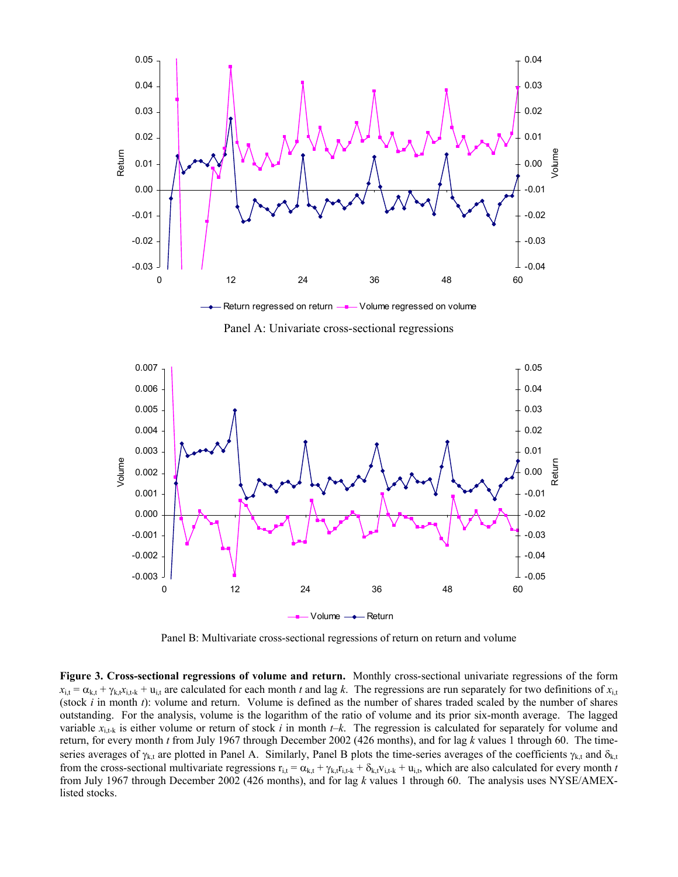Panel A: Univariate cross-sectional regressions

Panel B: Multivariate cross-sectional regressions of return on return and volume

**Figure 3. Cross-sectional regressions of volume and return.** Monthly cross-sectional univariate regressions of the form $x_{i,t} = \alpha_{k,t} + \gamma_{k,t}x_{i,t-k} + u_{i,t}$ are calculated for each month $t$ and lag $k$. The regressions are run separately for two definitions of $x_{i,t}$ (stock $i$ in month $t$): volume and return. Volume is defined as the number of shares traded scaled by the number of shares outstanding. For the analysis, volume is the logarithm of the ratio of volume and its prior six-month average. The lagged variable $x_{i,t-k}$ is either volume or return of stock $i$ in month $t$–$k$. The regression is calculated for separately for volume and return, for every month $t$ from July 1967 through December 2002 (426 months), and for lag $k$ values 1 through 60. The time-series averages of $\gamma_{k,t}$ are plotted in Panel A. Similarly, Panel B plots the time-series averages of the coefficients $\gamma_{k,t}$ and $\delta_{k,t}$ from the cross-sectional multivariate regressions $r_{i,t} = \alpha_{k,t} + \gamma_{k,t}r_{i,t-k} + \delta_{k,t}v_{i,t-k} + u_{i,t}$, which are also calculated for every month $t$ from July 1967 through December 2002 (426 months), and for lag $k$ values 1 through 60. The analysis uses NYSE/AMEX-listed stocks.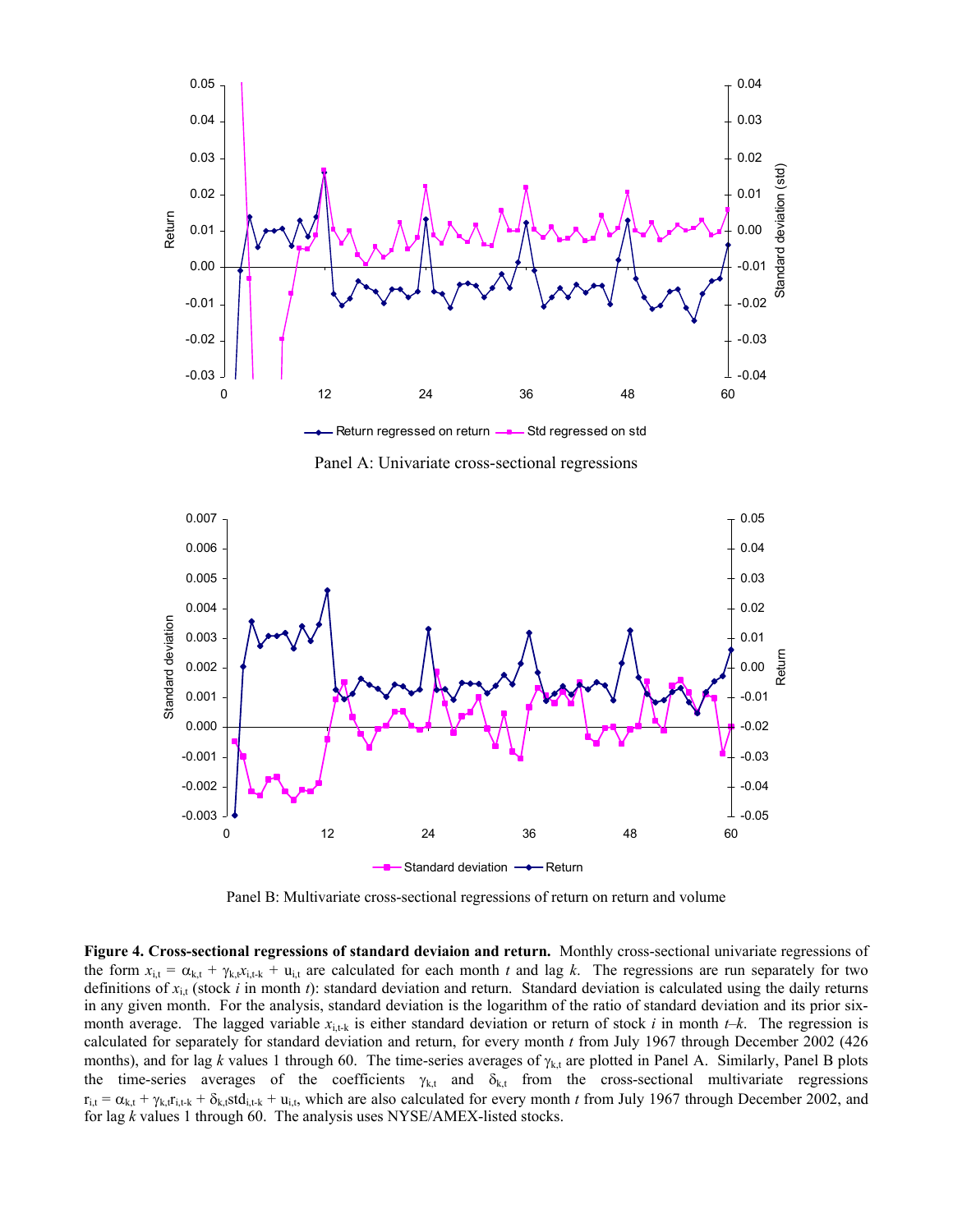Panel A: Univariate cross-sectional regressions

Panel B: Multivariate cross-sectional regressions of return on return and volume

**Figure 4. Cross-sectional regressions of standard deviaion and return.** Monthly cross-sectional univariate regressions of the form $x_{i,t} = \alpha_{k,t} + \gamma_{k,t}x_{i,t-k} + u_{i,t}$ are calculated for each month $t$ and lag $k$. The regressions are run separately for two definitions of $x_{i,t}$ (stock $i$ in month $t$): standard deviation and return. Standard deviation is calculated using the daily returns in any given month. For the analysis, standard deviation is the logarithm of the ratio of standard deviation and its prior six-month average. The lagged variable $x_{i,t-k}$ is either standard deviation or return of stock $i$ in month $t$–$k$. The regression is calculated for separately for standard deviation and return, for every month $t$ from July 1967 through December 2002 (426 months), and for lag $k$ values 1 through 60. The time-series averages of $\gamma_{k,t}$ are plotted in Panel A. Similarly, Panel B plots the time-series averages of the coefficients $\gamma_{k,t}$ and $\delta_{k,t}$ from the cross-sectional multivariate regressions $r_{i,t} = \alpha_{k,t} + \gamma_{k,t}r_{i,t-k} + \delta_{k,t}std_{i,t-k} + u_{i,t}$, which are also calculated for every month $t$ from July 1967 through December 2002, and for lag $k$ values 1 through 60. The analysis uses NYSE/AMEX-listed stocks.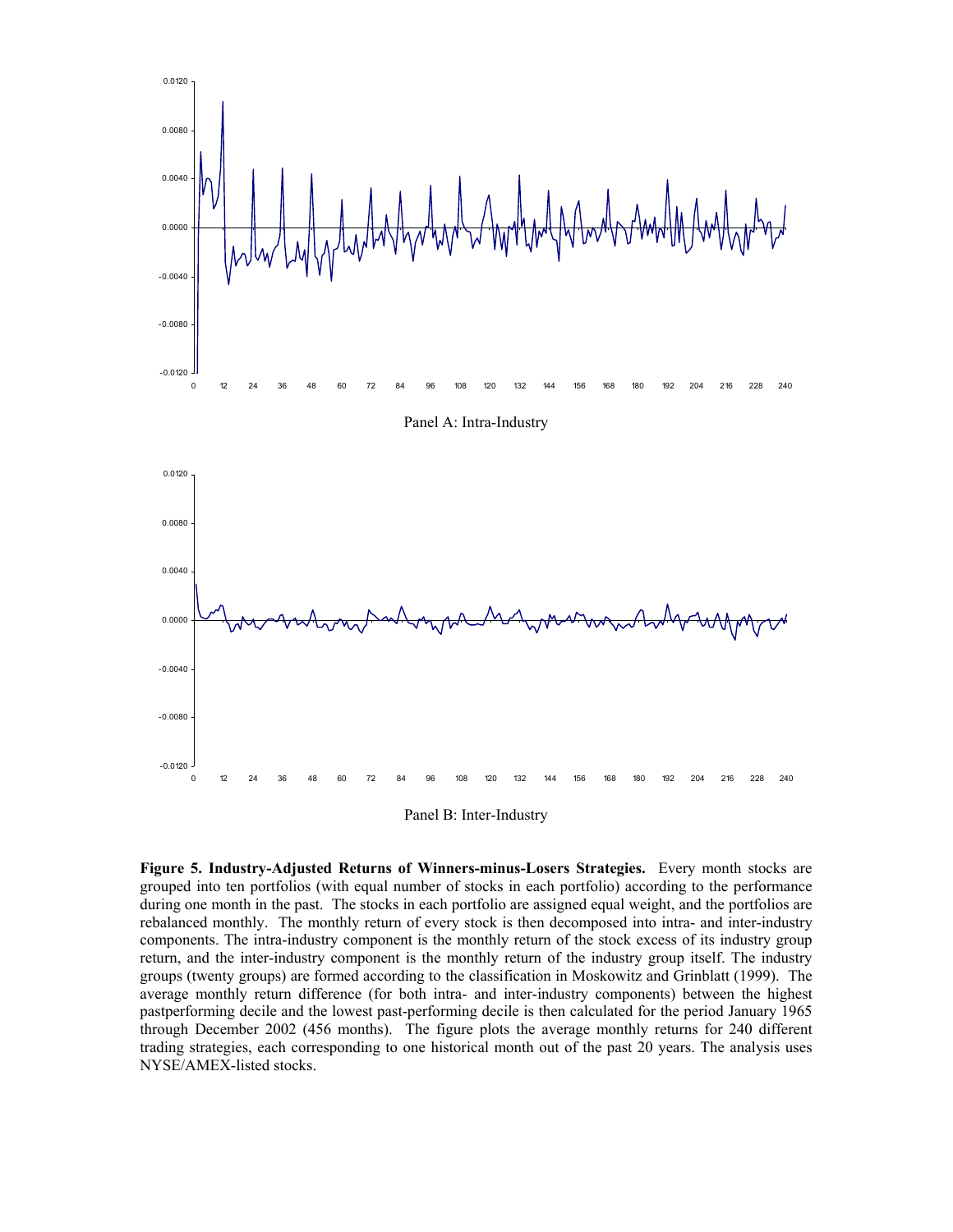Panel A: Intra-Industry

Panel B: Inter-Industry

**Figure 5. Industry-Adjusted Returns of Winners-minus-Losers Strategies.** Every month stocks are grouped into ten portfolios (with equal number of stocks in each portfolio) according to the performance during one month in the past. The stocks in each portfolio are assigned equal weight, and the portfolios are rebalanced monthly. The monthly return of every stock is then decomposed into intra- and inter-industry components. The intra-industry component is the monthly return of the stock excess of its industry group return, and the inter-industry component is the monthly return of the industry group itself. The industry groups (twenty groups) are formed according to the classification in Moskowitz and Grinblatt (1999). The average monthly return difference (for both intra- and inter-industry components) between the highest pastperforming decile and the lowest past-performing decile is then calculated for the period January 1965 through December 2002 (456 months). The figure plots the average monthly returns for 240 different trading strategies, each corresponding to one historical month out of the past 20 years. The analysis uses NYSE/AMEX-listed stocks.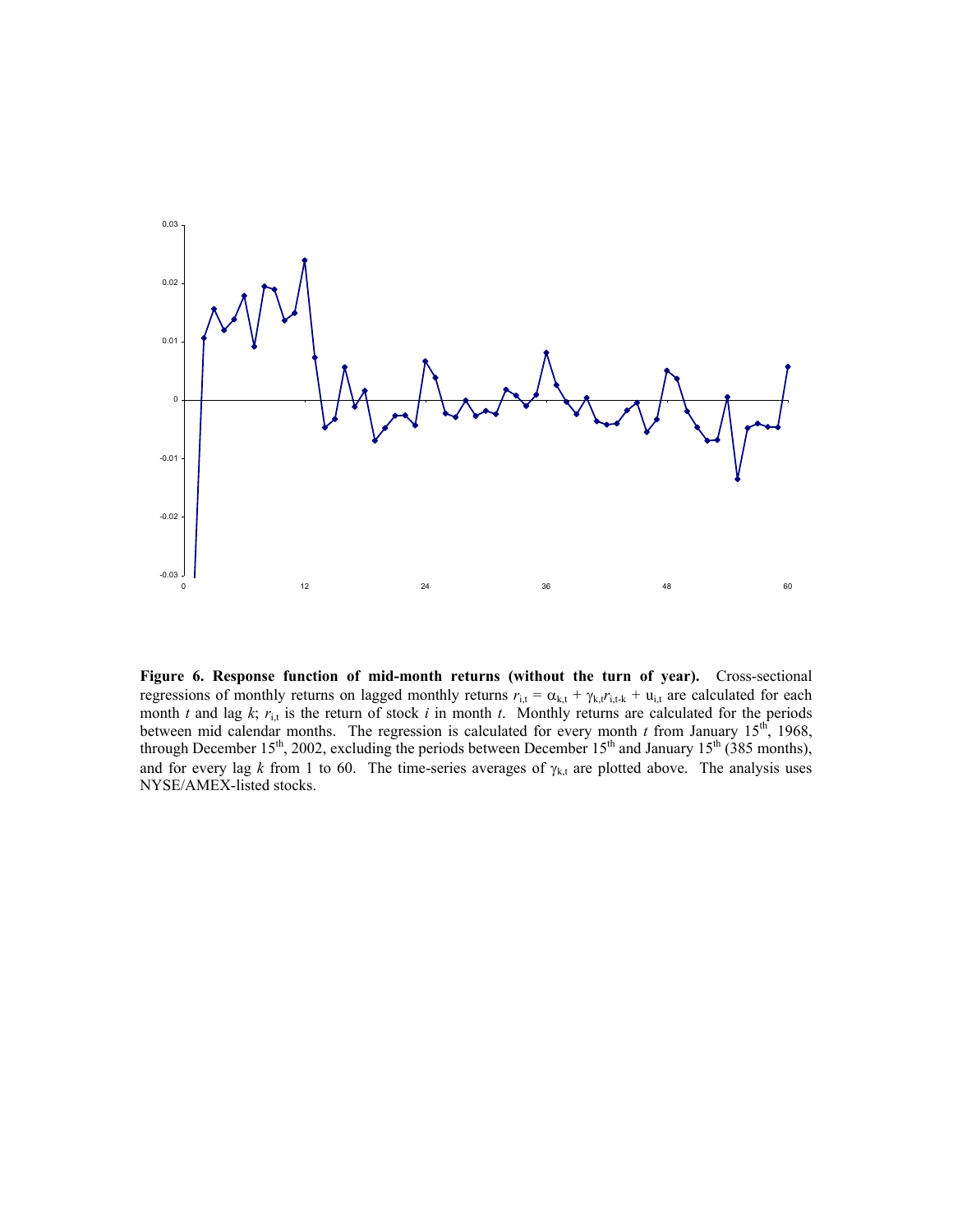0.03

0.02

0.01

0

-0.01

-0.02

-0.03

0

12

24

36

48

60

**Figure 6. Response function of mid-month returns (without the turn of year).** Cross-sectional regressions of monthly returns on lagged monthly returns $r_{i,t} = \alpha_{k,t} + \gamma_{k,t} r_{i,t-k} + u_{i,t}$ are calculated for each month $t$ and lag $k$; $r_{i,t}$ is the return of stock $i$ in month $t$. Monthly returns are calculated for the periods between mid calendar months. The regression is calculated for every month $t$ from January 15th, 1968, through December 15th, 2002, excluding the periods between December 15th and January 15th (385 months), and for every lag $k$ from 1 to 60. The time-series averages of $\gamma_{k,t}$ are plotted above. The analysis uses NYSE/AMEX-listed stocks.